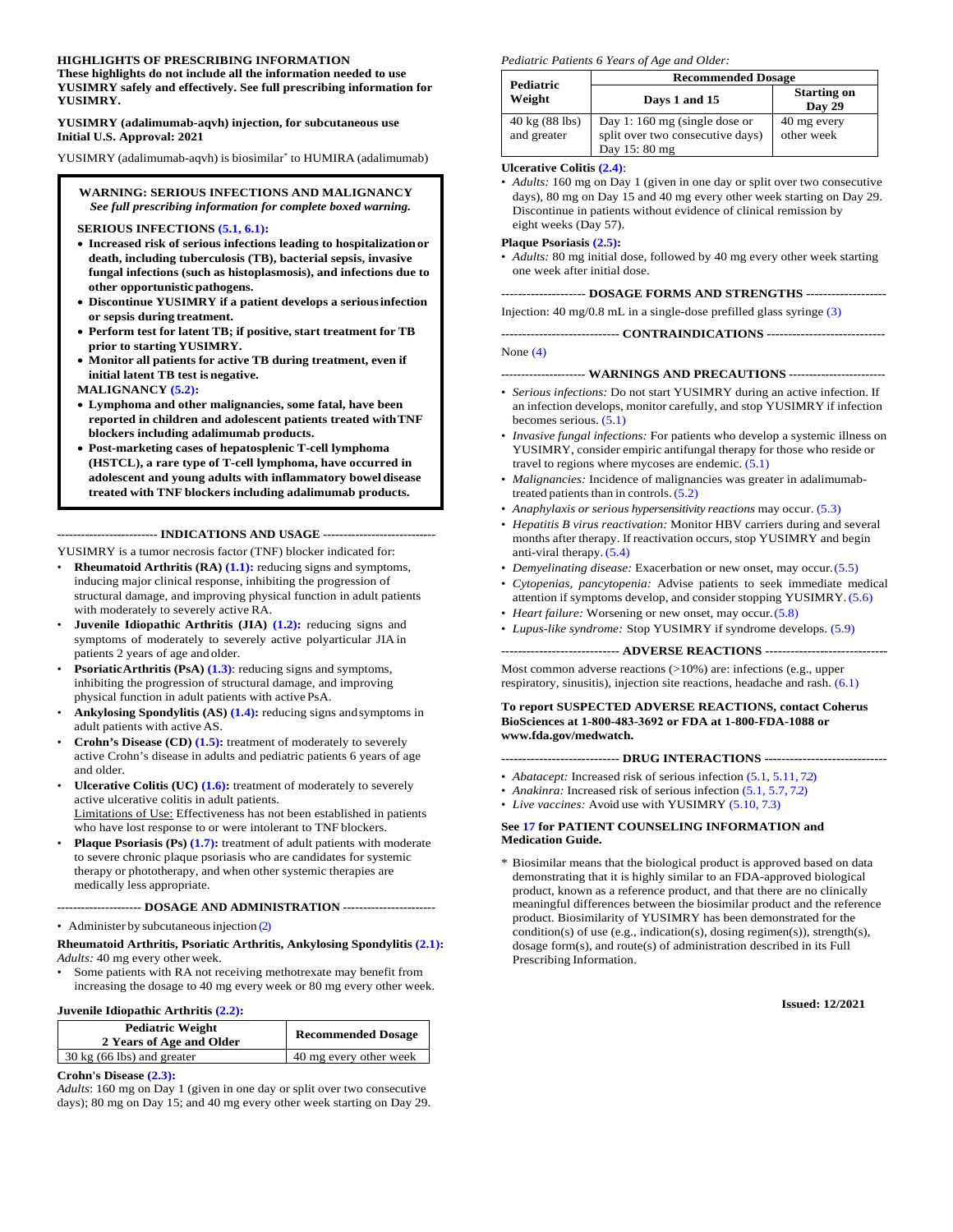**HIGHLIGHTS OF PRESCRIBING INFORMATION**
**These highlights do not include all the information needed to use YUSIMRY safely and effectively. See full prescribing information for YUSIMRY.**

**YUSIMRY (adalimumab-aqvh) injection, for subcutaneous use**
**Initial U.S. Approval: 2021**

YUSIMRY (adalimumab-aqvh) is biosimilar* to HUMIRA (adalimumab)

**WARNING: SERIOUS INFECTIONS AND MALIGNANCY**
***See full prescribing information for complete boxed warning.***

**SERIOUS INFECTIONS (5.1, 6.1):**

- **Increased risk of serious infections leading to hospitalization or death, including tuberculosis (TB), bacterial sepsis, invasive fungal infections (such as histoplasmosis), and infections due to other opportunistic pathogens.**
- **Discontinue YUSIMRY if a patient develops a serious infection or sepsis during treatment.**
- **Perform test for latent TB; if positive, start treatment for TB prior to starting YUSIMRY.**
- **Monitor all patients for active TB during treatment, even if initial latent TB test is negative.**

**MALIGNANCY (5.2):**

- **Lymphoma and other malignancies, some fatal, have been reported in children and adolescent patients treated with TNF blockers including adalimumab products.**
- **Post-marketing cases of hepatosplenic T-cell lymphoma (HSTCL), a rare type of T-cell lymphoma, have occurred in adolescent and young adults with inflammatory bowel disease treated with TNF blockers including adalimumab products.**

**INDICATIONS AND USAGE**

YUSIMRY is a tumor necrosis factor (TNF) blocker indicated for:

- **Rheumatoid Arthritis (RA) (1.1):** reducing signs and symptoms, inducing major clinical response, inhibiting the progression of structural damage, and improving physical function in adult patients with moderately to severely active RA.
- **Juvenile Idiopathic Arthritis (JIA) (1.2):** reducing signs and symptoms of moderately to severely active polyarticular JIA in patients 2 years of age and older.
- **Psoriatic Arthritis (PsA) (1.3)**: reducing signs and symptoms, inhibiting the progression of structural damage, and improving physical function in adult patients with active PsA.
- **Ankylosing Spondylitis (AS) (1.4):** reducing signs and symptoms in adult patients with active AS.
- **Crohn's Disease (CD) (1.5):** treatment of moderately to severely active Crohn's disease in adults and pediatric patients 6 years of age and older.
- **Ulcerative Colitis (UC) (1.6):** treatment of moderately to severely active ulcerative colitis in adult patients.
  Limitations of Use: Effectiveness has not been established in patients who have lost response to or were intolerant to TNF blockers.
- **Plaque Psoriasis (Ps) (1.7):** treatment of adult patients with moderate to severe chronic plaque psoriasis who are candidates for systemic therapy or phototherapy, and when other systemic therapies are medically less appropriate.

**DOSAGE AND ADMINISTRATION**

- Administer by subcutaneous injection (2)

**Rheumatoid Arthritis, Psoriatic Arthritis, Ankylosing Spondylitis (2.1):**
*Adults:* 40 mg every other week.

- Some patients with RA not receiving methotrexate may benefit from increasing the dosage to 40 mg every week or 80 mg every other week.

**Juvenile Idiopathic Arthritis (2.2):**

| Pediatric Weight 2 Years of Age and Older | Recommended Dosage |
|---|---|
| 30 kg (66 lbs) and greater | 40 mg every other week |

**Crohn's Disease (2.3):**
*Adults*: 160 mg on Day 1 (given in one day or split over two consecutive days); 80 mg on Day 15; and 40 mg every other week starting on Day 29.

*Pediatric Patients 6 Years of Age and Older:*

| Pediatric Weight | Recommended Dosage | |
|---|---|---|
| | Days 1 and 15 | Starting on Day 29 |
| 40 kg (88 lbs) and greater | Day 1: 160 mg (single dose or split over two consecutive days) Day 15: 80 mg | 40 mg every other week |

**Ulcerative Colitis (2.4)**:

- *Adults:* 160 mg on Day 1 (given in one day or split over two consecutive days), 80 mg on Day 15 and 40 mg every other week starting on Day 29. Discontinue in patients without evidence of clinical remission by eight weeks (Day 57).

**Plaque Psoriasis (2.5):**

- *Adults:* 80 mg initial dose, followed by 40 mg every other week starting one week after initial dose.

**DOSAGE FORMS AND STRENGTHS**

Injection: 40 mg/0.8 mL in a single-dose prefilled glass syringe (3)

**CONTRAINDICATIONS**

None (4)

**WARNINGS AND PRECAUTIONS**

- *Serious infections:* Do not start YUSIMRY during an active infection. If an infection develops, monitor carefully, and stop YUSIMRY if infection becomes serious. (5.1)
- *Invasive fungal infections:* For patients who develop a systemic illness on YUSIMRY, consider empiric antifungal therapy for those who reside or travel to regions where mycoses are endemic. (5.1)
- *Malignancies:* Incidence of malignancies was greater in adalimumab-treated patients than in controls. (5.2)
- *Anaphylaxis or serious hypersensitivity reactions* may occur. (5.3)
- *Hepatitis B virus reactivation:* Monitor HBV carriers during and several months after therapy. If reactivation occurs, stop YUSIMRY and begin anti-viral therapy. (5.4)
- *Demyelinating disease:* Exacerbation or new onset, may occur. (5.5)
- *Cytopenias, pancytopenia:* Advise patients to seek immediate medical attention if symptoms develop, and consider stopping YUSIMRY. (5.6)
- *Heart failure:* Worsening or new onset, may occur. (5.8)
- *Lupus-like syndrome:* Stop YUSIMRY if syndrome develops. (5.9)

**ADVERSE REACTIONS**

Most common adverse reactions (>10%) are: infections (e.g., upper respiratory, sinusitis), injection site reactions, headache and rash. (6.1)

**To report SUSPECTED ADVERSE REACTIONS, contact Coherus BioSciences at 1-800-483-3692 or FDA at 1-800-FDA-1088 or www.fda.gov/medwatch.**

**DRUG INTERACTIONS**

- *Abatacept:* Increased risk of serious infection (5.1, 5.11, 7.2)
- *Anakinra:* Increased risk of serious infection (5.1, 5.7, 7.2)
- *Live vaccines:* Avoid use with YUSIMRY (5.10, 7.3)

**See 17 for PATIENT COUNSELING INFORMATION and Medication Guide.**

\* Biosimilar means that the biological product is approved based on data demonstrating that it is highly similar to an FDA-approved biological product, known as a reference product, and that there are no clinically meaningful differences between the biosimilar product and the reference product. Biosimilarity of YUSIMRY has been demonstrated for the condition(s) of use (e.g., indication(s), dosing regimen(s)), strength(s), dosage form(s), and route(s) of administration described in its Full Prescribing Information.

**Issued: 12/2021**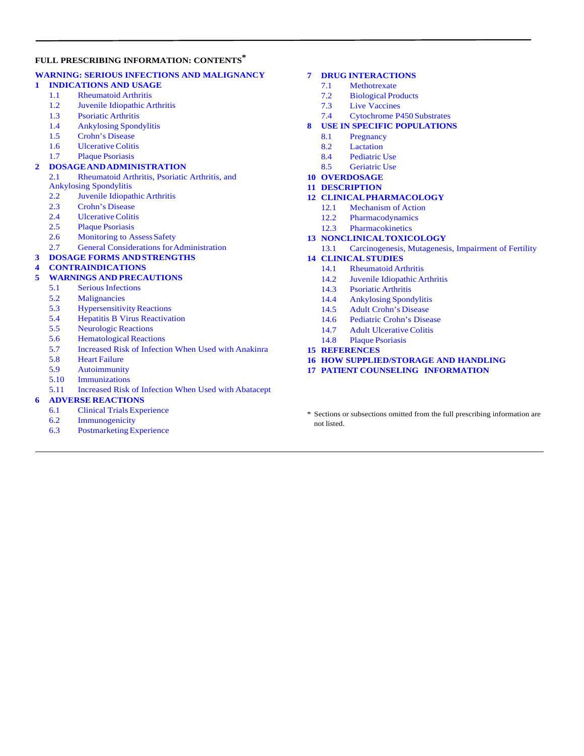**FULL PRESCRIBING INFORMATION: CONTENTS***

**WARNING: SERIOUS INFECTIONS AND MALIGNANCY**

**1 INDICATIONS AND USAGE**
- 1.1 Rheumatoid Arthritis
- 1.2 Juvenile Idiopathic Arthritis
- 1.3 Psoriatic Arthritis
- 1.4 Ankylosing Spondylitis
- 1.5 Crohn's Disease
- 1.6 Ulcerative Colitis
- 1.7 Plaque Psoriasis

**2 DOSAGE AND ADMINISTRATION**
- 2.1 Rheumatoid Arthritis, Psoriatic Arthritis, and Ankylosing Spondylitis
- 2.2 Juvenile Idiopathic Arthritis
- 2.3 Crohn's Disease
- 2.4 Ulcerative Colitis
- 2.5 Plaque Psoriasis
- 2.6 Monitoring to Assess Safety
- 2.7 General Considerations for Administration

**3 DOSAGE FORMS AND STRENGTHS**

**4 CONTRAINDICATIONS**

**5 WARNINGS AND PRECAUTIONS**
- 5.1 Serious Infections
- 5.2 Malignancies
- 5.3 Hypersensitivity Reactions
- 5.4 Hepatitis B Virus Reactivation
- 5.5 Neurologic Reactions
- 5.6 Hematological Reactions
- 5.7 Increased Risk of Infection When Used with Anakinra
- 5.8 Heart Failure
- 5.9 Autoimmunity
- 5.10 Immunizations
- 5.11 Increased Risk of Infection When Used with Abatacept

**6 ADVERSE REACTIONS**
- 6.1 Clinical Trials Experience
- 6.2 Immunogenicity
- 6.3 Postmarketing Experience

**7 DRUG INTERACTIONS**
- 7.1 Methotrexate
- 7.2 Biological Products
- 7.3 Live Vaccines
- 7.4 Cytochrome P450 Substrates

**8 USE IN SPECIFIC POPULATIONS**
- 8.1 Pregnancy
- 8.2 Lactation
- 8.4 Pediatric Use
- 8.5 Geriatric Use

**10 OVERDOSAGE**

**11 DESCRIPTION**

**12 CLINICAL PHARMACOLOGY**
- 12.1 Mechanism of Action
- 12.2 Pharmacodynamics
- 12.3 Pharmacokinetics

**13 NONCLINICAL TOXICOLOGY**
- 13.1 Carcinogenesis, Mutagenesis, Impairment of Fertility

**14 CLINICAL STUDIES**
- 14.1 Rheumatoid Arthritis
- 14.2 Juvenile Idiopathic Arthritis
- 14.3 Psoriatic Arthritis
- 14.4 Ankylosing Spondylitis
- 14.5 Adult Crohn's Disease
- 14.6 Pediatric Crohn's Disease
- 14.7 Adult Ulcerative Colitis
- 14.8 Plaque Psoriasis

**15 REFERENCES**

**16 HOW SUPPLIED/STORAGE AND HANDLING**

**17 PATIENT COUNSELING INFORMATION**

* Sections or subsections omitted from the full prescribing information are not listed.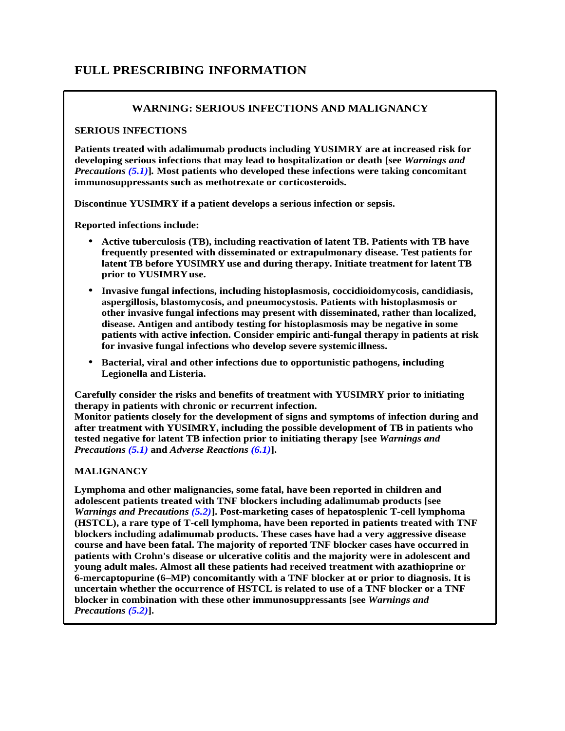# FULL PRESCRIBING INFORMATION

## WARNING: SERIOUS INFECTIONS AND MALIGNANCY

**SERIOUS INFECTIONS**

**Patients treated with adalimumab products including YUSIMRY are at increased risk for developing serious infections that may lead to hospitalization or death [see *Warnings and Precautions (5.1)*]. Most patients who developed these infections were taking concomitant immunosuppressants such as methotrexate or corticosteroids.**

**Discontinue YUSIMRY if a patient develops a serious infection or sepsis.**

**Reported infections include:**

- **Active tuberculosis (TB), including reactivation of latent TB. Patients with TB have frequently presented with disseminated or extrapulmonary disease. Test patients for latent TB before YUSIMRY use and during therapy. Initiate treatment for latent TB prior to YUSIMRY use.**
- **Invasive fungal infections, including histoplasmosis, coccidioidomycosis, candidiasis, aspergillosis, blastomycosis, and pneumocystosis. Patients with histoplasmosis or other invasive fungal infections may present with disseminated, rather than localized, disease. Antigen and antibody testing for histoplasmosis may be negative in some patients with active infection. Consider empiric anti-fungal therapy in patients at risk for invasive fungal infections who develop severe systemic illness.**
- **Bacterial, viral and other infections due to opportunistic pathogens, including Legionella and Listeria.**

**Carefully consider the risks and benefits of treatment with YUSIMRY prior to initiating therapy in patients with chronic or recurrent infection.**
**Monitor patients closely for the development of signs and symptoms of infection during and after treatment with YUSIMRY, including the possible development of TB in patients who tested negative for latent TB infection prior to initiating therapy [see *Warnings and Precautions (5.1)* and *Adverse Reactions (6.1)*].**

**MALIGNANCY**

**Lymphoma and other malignancies, some fatal, have been reported in children and adolescent patients treated with TNF blockers including adalimumab products [see *Warnings and Precautions (5.2)*]. Post-marketing cases of hepatosplenic T-cell lymphoma (HSTCL), a rare type of T-cell lymphoma, have been reported in patients treated with TNF blockers including adalimumab products. These cases have had a very aggressive disease course and have been fatal. The majority of reported TNF blocker cases have occurred in patients with Crohn's disease or ulcerative colitis and the majority were in adolescent and young adult males. Almost all these patients had received treatment with azathioprine or 6-mercaptopurine (6–MP) concomitantly with a TNF blocker at or prior to diagnosis. It is uncertain whether the occurrence of HSTCL is related to use of a TNF blocker or a TNF blocker in combination with these other immunosuppressants [see *Warnings and Precautions (5.2)*].**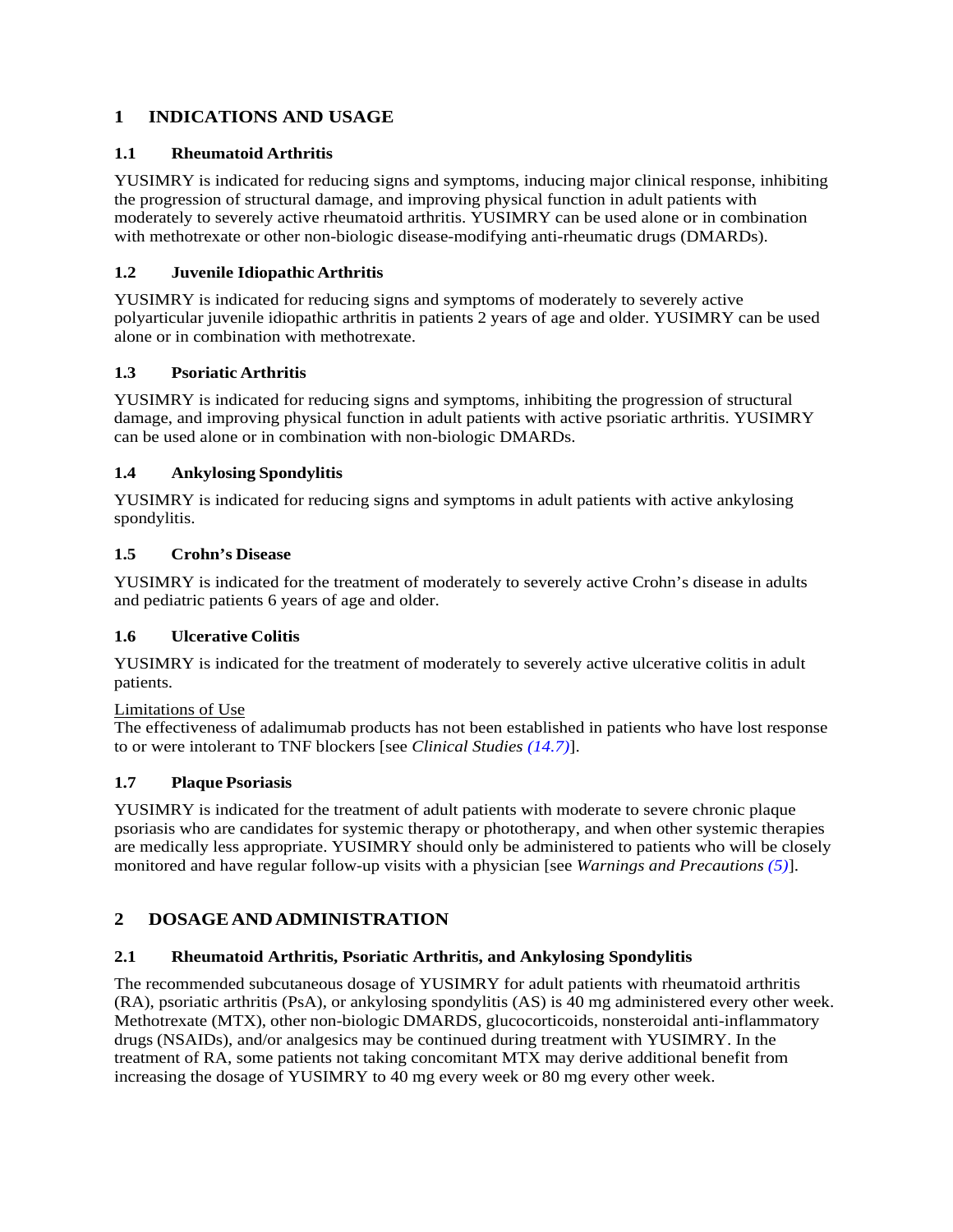# 1 INDICATIONS AND USAGE

## 1.1 Rheumatoid Arthritis

YUSIMRY is indicated for reducing signs and symptoms, inducing major clinical response, inhibiting the progression of structural damage, and improving physical function in adult patients with moderately to severely active rheumatoid arthritis. YUSIMRY can be used alone or in combination with methotrexate or other non-biologic disease-modifying anti-rheumatic drugs (DMARDs).

## 1.2 Juvenile Idiopathic Arthritis

YUSIMRY is indicated for reducing signs and symptoms of moderately to severely active polyarticular juvenile idiopathic arthritis in patients 2 years of age and older. YUSIMRY can be used alone or in combination with methotrexate.

## 1.3 Psoriatic Arthritis

YUSIMRY is indicated for reducing signs and symptoms, inhibiting the progression of structural damage, and improving physical function in adult patients with active psoriatic arthritis. YUSIMRY can be used alone or in combination with non-biologic DMARDs.

## 1.4 Ankylosing Spondylitis

YUSIMRY is indicated for reducing signs and symptoms in adult patients with active ankylosing spondylitis.

## 1.5 Crohn's Disease

YUSIMRY is indicated for the treatment of moderately to severely active Crohn's disease in adults and pediatric patients 6 years of age and older.

## 1.6 Ulcerative Colitis

YUSIMRY is indicated for the treatment of moderately to severely active ulcerative colitis in adult patients.

Limitations of Use
The effectiveness of adalimumab products has not been established in patients who have lost response to or were intolerant to TNF blockers [see *Clinical Studies (14.7)*].

## 1.7 Plaque Psoriasis

YUSIMRY is indicated for the treatment of adult patients with moderate to severe chronic plaque psoriasis who are candidates for systemic therapy or phototherapy, and when other systemic therapies are medically less appropriate. YUSIMRY should only be administered to patients who will be closely monitored and have regular follow-up visits with a physician [see *Warnings and Precautions (5)*].

# 2 DOSAGE AND ADMINISTRATION

## 2.1 Rheumatoid Arthritis, Psoriatic Arthritis, and Ankylosing Spondylitis

The recommended subcutaneous dosage of YUSIMRY for adult patients with rheumatoid arthritis (RA), psoriatic arthritis (PsA), or ankylosing spondylitis (AS) is 40 mg administered every other week. Methotrexate (MTX), other non-biologic DMARDS, glucocorticoids, nonsteroidal anti-inflammatory drugs (NSAIDs), and/or analgesics may be continued during treatment with YUSIMRY. In the treatment of RA, some patients not taking concomitant MTX may derive additional benefit from increasing the dosage of YUSIMRY to 40 mg every week or 80 mg every other week.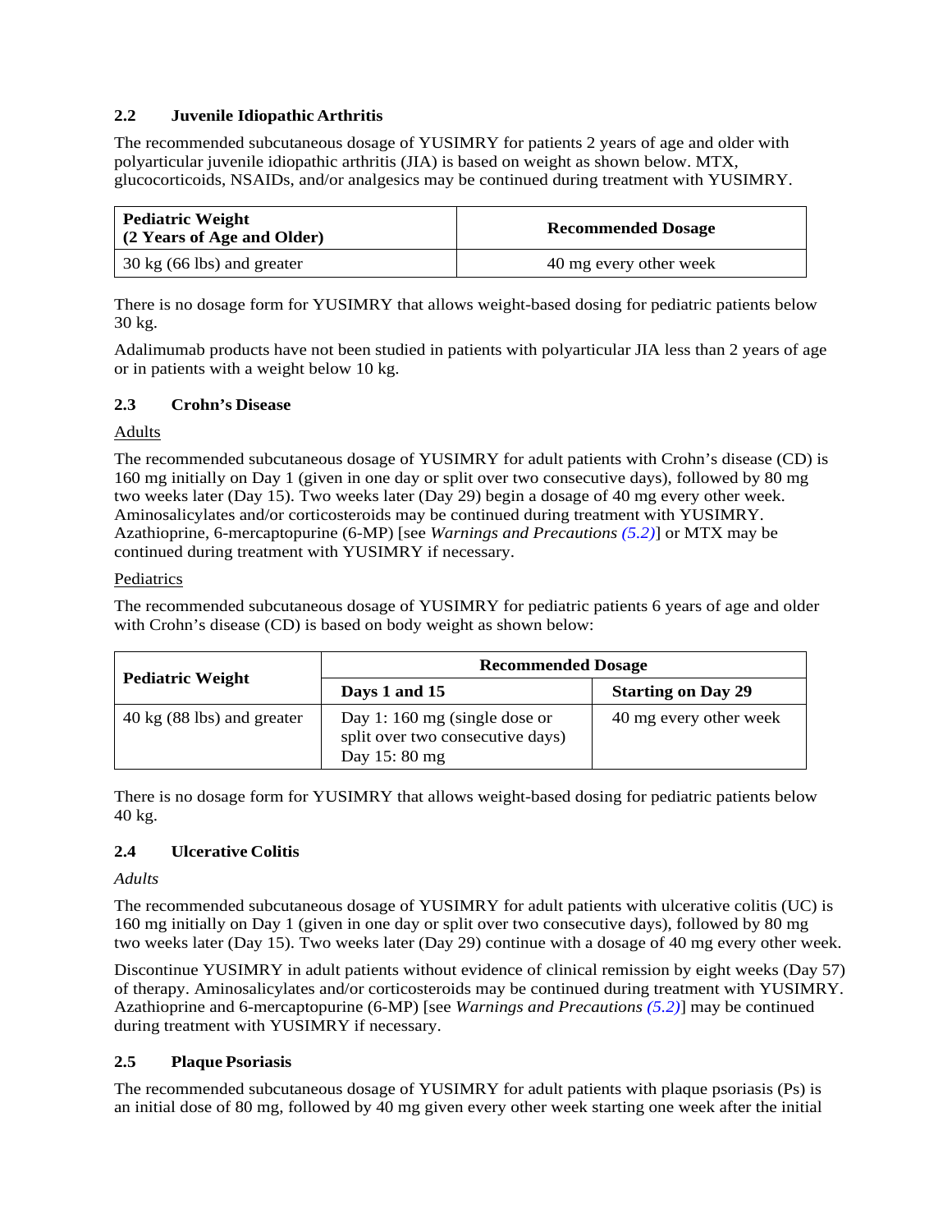### 2.2 Juvenile Idiopathic Arthritis

The recommended subcutaneous dosage of YUSIMRY for patients 2 years of age and older with polyarticular juvenile idiopathic arthritis (JIA) is based on weight as shown below. MTX, glucocorticoids, NSAIDs, and/or analgesics may be continued during treatment with YUSIMRY.

| Pediatric Weight (2 Years of Age and Older) | Recommended Dosage |
|---|---|
| 30 kg (66 lbs) and greater | 40 mg every other week |

There is no dosage form for YUSIMRY that allows weight-based dosing for pediatric patients below 30 kg.

Adalimumab products have not been studied in patients with polyarticular JIA less than 2 years of age or in patients with a weight below 10 kg.

### 2.3 Crohn's Disease

Adults

The recommended subcutaneous dosage of YUSIMRY for adult patients with Crohn's disease (CD) is 160 mg initially on Day 1 (given in one day or split over two consecutive days), followed by 80 mg two weeks later (Day 15). Two weeks later (Day 29) begin a dosage of 40 mg every other week. Aminosalicylates and/or corticosteroids may be continued during treatment with YUSIMRY. Azathioprine, 6-mercaptopurine (6-MP) [see *Warnings and Precautions (5.2)*] or MTX may be continued during treatment with YUSIMRY if necessary.

Pediatrics

The recommended subcutaneous dosage of YUSIMRY for pediatric patients 6 years of age and older with Crohn's disease (CD) is based on body weight as shown below:

| Pediatric Weight | Recommended Dosage | |
|---|---|---|
| | **Days 1 and 15** | **Starting on Day 29** |
| 40 kg (88 lbs) and greater | Day 1: 160 mg (single dose or split over two consecutive days)<br>Day 15: 80 mg | 40 mg every other week |

There is no dosage form for YUSIMRY that allows weight-based dosing for pediatric patients below 40 kg.

### 2.4 Ulcerative Colitis

*Adults*

The recommended subcutaneous dosage of YUSIMRY for adult patients with ulcerative colitis (UC) is 160 mg initially on Day 1 (given in one day or split over two consecutive days), followed by 80 mg two weeks later (Day 15). Two weeks later (Day 29) continue with a dosage of 40 mg every other week.

Discontinue YUSIMRY in adult patients without evidence of clinical remission by eight weeks (Day 57) of therapy. Aminosalicylates and/or corticosteroids may be continued during treatment with YUSIMRY. Azathioprine and 6-mercaptopurine (6-MP) [see *Warnings and Precautions (5.2)*] may be continued during treatment with YUSIMRY if necessary.

### 2.5 Plaque Psoriasis

The recommended subcutaneous dosage of YUSIMRY for adult patients with plaque psoriasis (Ps) is an initial dose of 80 mg, followed by 40 mg given every other week starting one week after the initial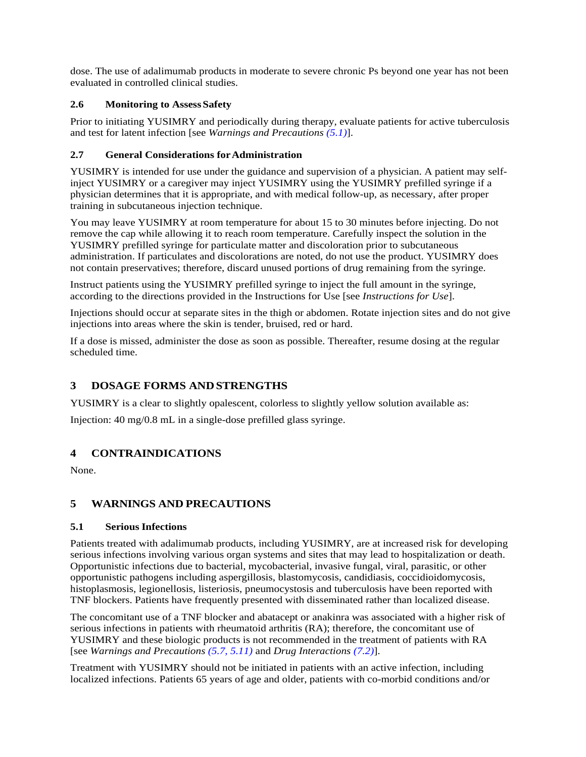dose. The use of adalimumab products in moderate to severe chronic Ps beyond one year has not been evaluated in controlled clinical studies.

### 2.6 Monitoring to Assess Safety

Prior to initiating YUSIMRY and periodically during therapy, evaluate patients for active tuberculosis and test for latent infection [see *Warnings and Precautions (5.1)*].

### 2.7 General Considerations for Administration

YUSIMRY is intended for use under the guidance and supervision of a physician. A patient may self-inject YUSIMRY or a caregiver may inject YUSIMRY using the YUSIMRY prefilled syringe if a physician determines that it is appropriate, and with medical follow-up, as necessary, after proper training in subcutaneous injection technique.

You may leave YUSIMRY at room temperature for about 15 to 30 minutes before injecting. Do not remove the cap while allowing it to reach room temperature. Carefully inspect the solution in the YUSIMRY prefilled syringe for particulate matter and discoloration prior to subcutaneous administration. If particulates and discolorations are noted, do not use the product. YUSIMRY does not contain preservatives; therefore, discard unused portions of drug remaining from the syringe.

Instruct patients using the YUSIMRY prefilled syringe to inject the full amount in the syringe, according to the directions provided in the Instructions for Use [see *Instructions for Use*].

Injections should occur at separate sites in the thigh or abdomen. Rotate injection sites and do not give injections into areas where the skin is tender, bruised, red or hard.

If a dose is missed, administer the dose as soon as possible. Thereafter, resume dosing at the regular scheduled time.

## 3 DOSAGE FORMS AND STRENGTHS

YUSIMRY is a clear to slightly opalescent, colorless to slightly yellow solution available as:

Injection: 40 mg/0.8 mL in a single-dose prefilled glass syringe.

## 4 CONTRAINDICATIONS

None.

## 5 WARNINGS AND PRECAUTIONS

### 5.1 Serious Infections

Patients treated with adalimumab products, including YUSIMRY, are at increased risk for developing serious infections involving various organ systems and sites that may lead to hospitalization or death. Opportunistic infections due to bacterial, mycobacterial, invasive fungal, viral, parasitic, or other opportunistic pathogens including aspergillosis, blastomycosis, candidiasis, coccidioidomycosis, histoplasmosis, legionellosis, listeriosis, pneumocystosis and tuberculosis have been reported with TNF blockers. Patients have frequently presented with disseminated rather than localized disease.

The concomitant use of a TNF blocker and abatacept or anakinra was associated with a higher risk of serious infections in patients with rheumatoid arthritis (RA); therefore, the concomitant use of YUSIMRY and these biologic products is not recommended in the treatment of patients with RA [see *Warnings and Precautions (5.7, 5.11)* and *Drug Interactions (7.2)*].

Treatment with YUSIMRY should not be initiated in patients with an active infection, including localized infections. Patients 65 years of age and older, patients with co-morbid conditions and/or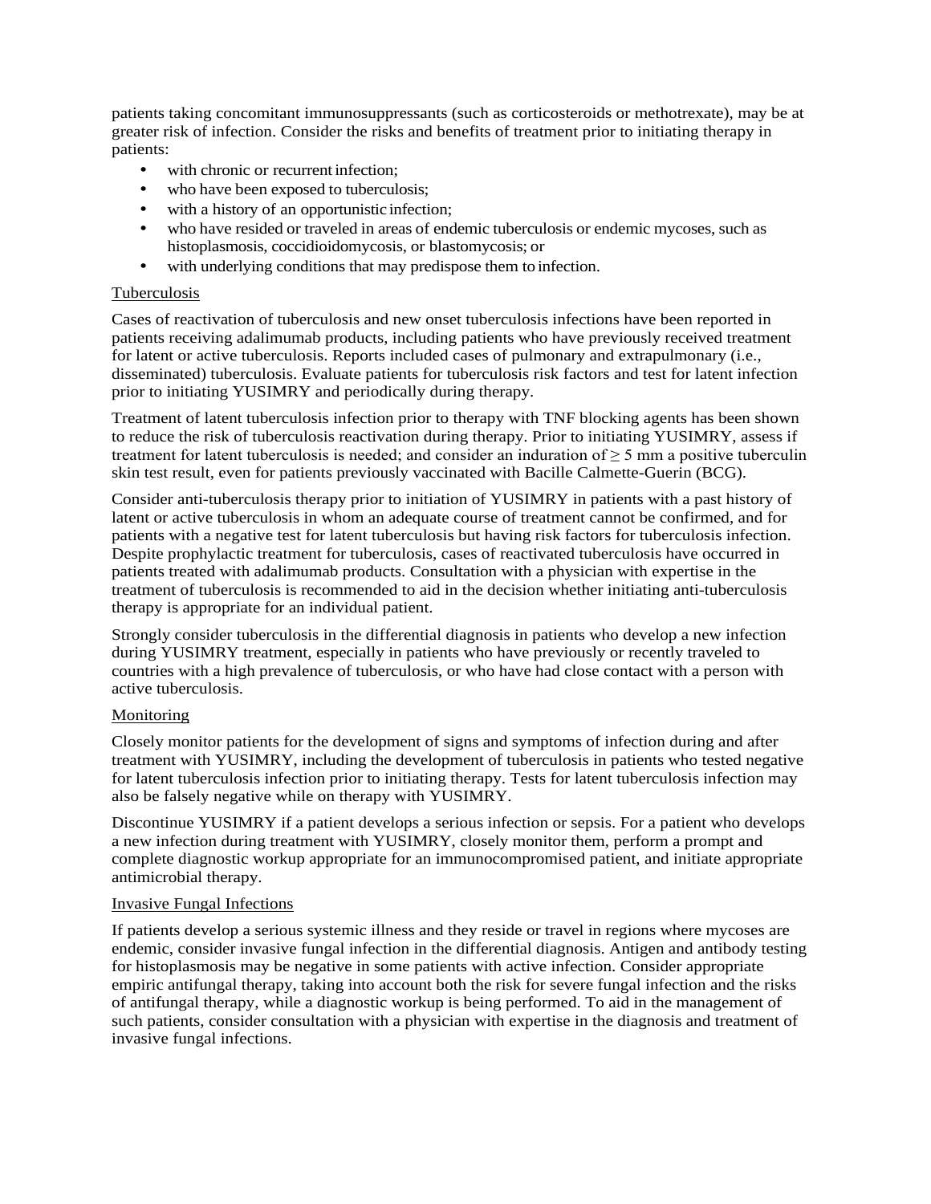patients taking concomitant immunosuppressants (such as corticosteroids or methotrexate), may be at greater risk of infection. Consider the risks and benefits of treatment prior to initiating therapy in patients:

- with chronic or recurrent infection;
- who have been exposed to tuberculosis;
- with a history of an opportunistic infection;
- who have resided or traveled in areas of endemic tuberculosis or endemic mycoses, such as histoplasmosis, coccidioidomycosis, or blastomycosis; or
- with underlying conditions that may predispose them to infection.

Tuberculosis

Cases of reactivation of tuberculosis and new onset tuberculosis infections have been reported in patients receiving adalimumab products, including patients who have previously received treatment for latent or active tuberculosis. Reports included cases of pulmonary and extrapulmonary (i.e., disseminated) tuberculosis. Evaluate patients for tuberculosis risk factors and test for latent infection prior to initiating YUSIMRY and periodically during therapy.

Treatment of latent tuberculosis infection prior to therapy with TNF blocking agents has been shown to reduce the risk of tuberculosis reactivation during therapy. Prior to initiating YUSIMRY, assess if treatment for latent tuberculosis is needed; and consider an induration of ≥ 5 mm a positive tuberculin skin test result, even for patients previously vaccinated with Bacille Calmette-Guerin (BCG).

Consider anti-tuberculosis therapy prior to initiation of YUSIMRY in patients with a past history of latent or active tuberculosis in whom an adequate course of treatment cannot be confirmed, and for patients with a negative test for latent tuberculosis but having risk factors for tuberculosis infection. Despite prophylactic treatment for tuberculosis, cases of reactivated tuberculosis have occurred in patients treated with adalimumab products. Consultation with a physician with expertise in the treatment of tuberculosis is recommended to aid in the decision whether initiating anti-tuberculosis therapy is appropriate for an individual patient.

Strongly consider tuberculosis in the differential diagnosis in patients who develop a new infection during YUSIMRY treatment, especially in patients who have previously or recently traveled to countries with a high prevalence of tuberculosis, or who have had close contact with a person with active tuberculosis.

Monitoring

Closely monitor patients for the development of signs and symptoms of infection during and after treatment with YUSIMRY, including the development of tuberculosis in patients who tested negative for latent tuberculosis infection prior to initiating therapy. Tests for latent tuberculosis infection may also be falsely negative while on therapy with YUSIMRY.

Discontinue YUSIMRY if a patient develops a serious infection or sepsis. For a patient who develops a new infection during treatment with YUSIMRY, closely monitor them, perform a prompt and complete diagnostic workup appropriate for an immunocompromised patient, and initiate appropriate antimicrobial therapy.

Invasive Fungal Infections

If patients develop a serious systemic illness and they reside or travel in regions where mycoses are endemic, consider invasive fungal infection in the differential diagnosis. Antigen and antibody testing for histoplasmosis may be negative in some patients with active infection. Consider appropriate empiric antifungal therapy, taking into account both the risk for severe fungal infection and the risks of antifungal therapy, while a diagnostic workup is being performed. To aid in the management of such patients, consider consultation with a physician with expertise in the diagnosis and treatment of invasive fungal infections.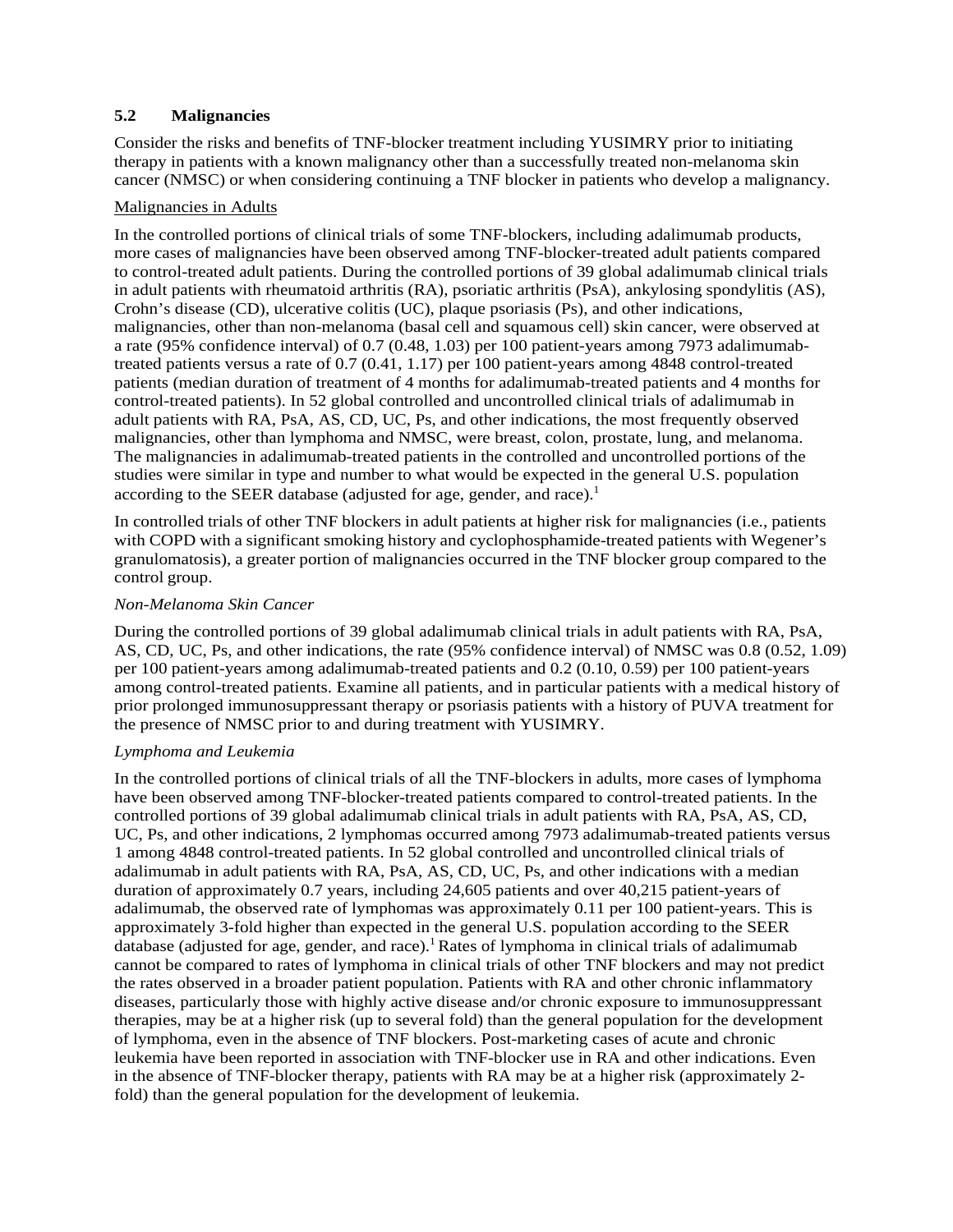### 5.2 Malignancies

Consider the risks and benefits of TNF-blocker treatment including YUSIMRY prior to initiating therapy in patients with a known malignancy other than a successfully treated non-melanoma skin cancer (NMSC) or when considering continuing a TNF blocker in patients who develop a malignancy.

Malignancies in Adults

In the controlled portions of clinical trials of some TNF-blockers, including adalimumab products, more cases of malignancies have been observed among TNF-blocker-treated adult patients compared to control-treated adult patients. During the controlled portions of 39 global adalimumab clinical trials in adult patients with rheumatoid arthritis (RA), psoriatic arthritis (PsA), ankylosing spondylitis (AS), Crohn's disease (CD), ulcerative colitis (UC), plaque psoriasis (Ps), and other indications, malignancies, other than non-melanoma (basal cell and squamous cell) skin cancer, were observed at a rate (95% confidence interval) of 0.7 (0.48, 1.03) per 100 patient-years among 7973 adalimumab-treated patients versus a rate of 0.7 (0.41, 1.17) per 100 patient-years among 4848 control-treated patients (median duration of treatment of 4 months for adalimumab-treated patients and 4 months for control-treated patients). In 52 global controlled and uncontrolled clinical trials of adalimumab in adult patients with RA, PsA, AS, CD, UC, Ps, and other indications, the most frequently observed malignancies, other than lymphoma and NMSC, were breast, colon, prostate, lung, and melanoma. The malignancies in adalimumab-treated patients in the controlled and uncontrolled portions of the studies were similar in type and number to what would be expected in the general U.S. population according to the SEER database (adjusted for age, gender, and race).[1]

In controlled trials of other TNF blockers in adult patients at higher risk for malignancies (i.e., patients with COPD with a significant smoking history and cyclophosphamide-treated patients with Wegener's granulomatosis), a greater portion of malignancies occurred in the TNF blocker group compared to the control group.

*Non-Melanoma Skin Cancer*

During the controlled portions of 39 global adalimumab clinical trials in adult patients with RA, PsA, AS, CD, UC, Ps, and other indications, the rate (95% confidence interval) of NMSC was 0.8 (0.52, 1.09) per 100 patient-years among adalimumab-treated patients and 0.2 (0.10, 0.59) per 100 patient-years among control-treated patients. Examine all patients, and in particular patients with a medical history of prior prolonged immunosuppressant therapy or psoriasis patients with a history of PUVA treatment for the presence of NMSC prior to and during treatment with YUSIMRY.

*Lymphoma and Leukemia*

In the controlled portions of clinical trials of all the TNF-blockers in adults, more cases of lymphoma have been observed among TNF-blocker-treated patients compared to control-treated patients. In the controlled portions of 39 global adalimumab clinical trials in adult patients with RA, PsA, AS, CD, UC, Ps, and other indications, 2 lymphomas occurred among 7973 adalimumab-treated patients versus 1 among 4848 control-treated patients. In 52 global controlled and uncontrolled clinical trials of adalimumab in adult patients with RA, PsA, AS, CD, UC, Ps, and other indications with a median duration of approximately 0.7 years, including 24,605 patients and over 40,215 patient-years of adalimumab, the observed rate of lymphomas was approximately 0.11 per 100 patient-years. This is approximately 3-fold higher than expected in the general U.S. population according to the SEER database (adjusted for age, gender, and race).[1] Rates of lymphoma in clinical trials of adalimumab cannot be compared to rates of lymphoma in clinical trials of other TNF blockers and may not predict the rates observed in a broader patient population. Patients with RA and other chronic inflammatory diseases, particularly those with highly active disease and/or chronic exposure to immunosuppressant therapies, may be at a higher risk (up to several fold) than the general population for the development of lymphoma, even in the absence of TNF blockers. Post-marketing cases of acute and chronic leukemia have been reported in association with TNF-blocker use in RA and other indications. Even in the absence of TNF-blocker therapy, patients with RA may be at a higher risk (approximately 2-fold) than the general population for the development of leukemia.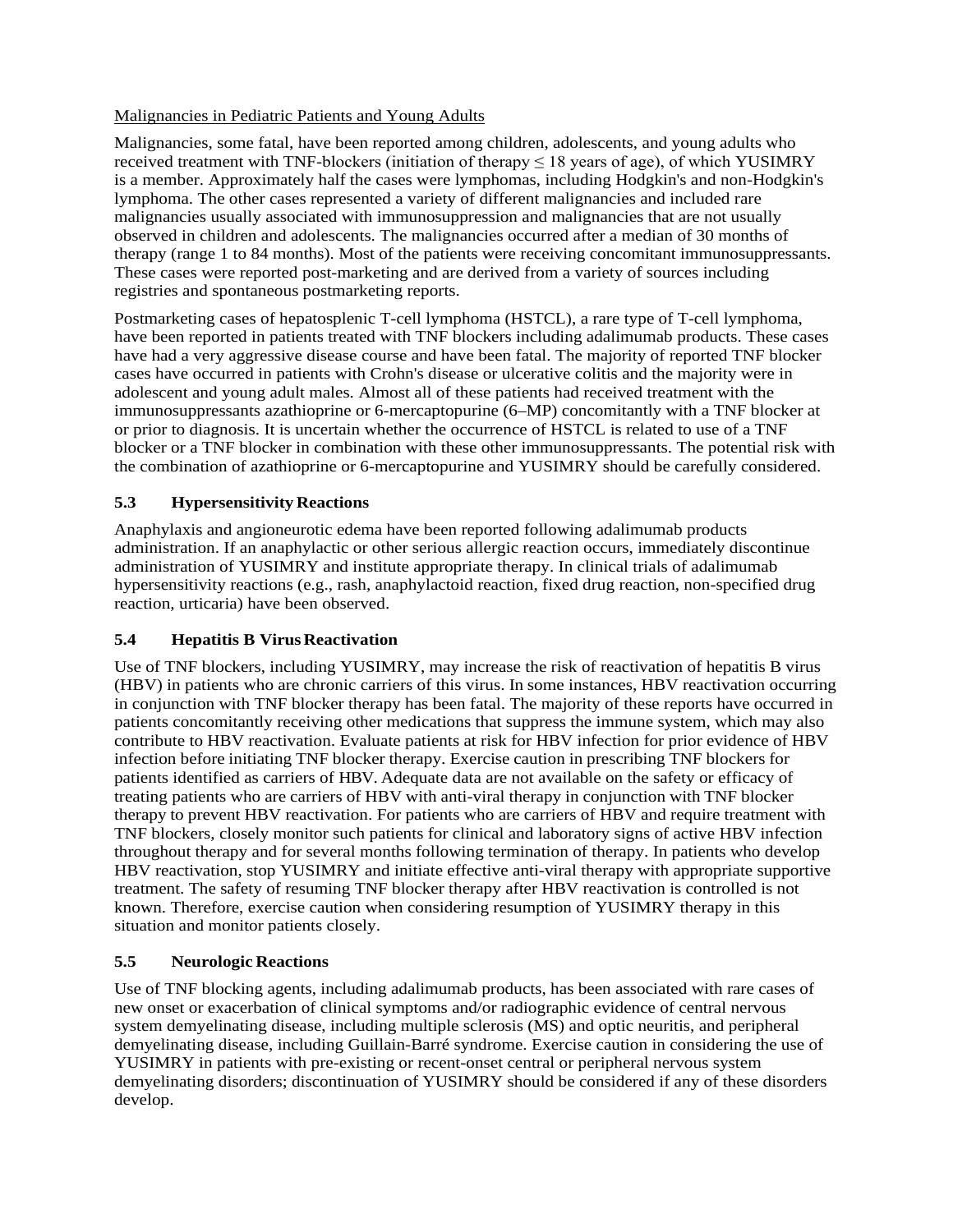Malignancies in Pediatric Patients and Young Adults

Malignancies, some fatal, have been reported among children, adolescents, and young adults who received treatment with TNF-blockers (initiation of therapy ≤ 18 years of age), of which YUSIMRY is a member. Approximately half the cases were lymphomas, including Hodgkin's and non-Hodgkin's lymphoma. The other cases represented a variety of different malignancies and included rare malignancies usually associated with immunosuppression and malignancies that are not usually observed in children and adolescents. The malignancies occurred after a median of 30 months of therapy (range 1 to 84 months). Most of the patients were receiving concomitant immunosuppressants. These cases were reported post-marketing and are derived from a variety of sources including registries and spontaneous postmarketing reports.

Postmarketing cases of hepatosplenic T-cell lymphoma (HSTCL), a rare type of T-cell lymphoma, have been reported in patients treated with TNF blockers including adalimumab products. These cases have had a very aggressive disease course and have been fatal. The majority of reported TNF blocker cases have occurred in patients with Crohn's disease or ulcerative colitis and the majority were in adolescent and young adult males. Almost all of these patients had received treatment with the immunosuppressants azathioprine or 6-mercaptopurine (6–MP) concomitantly with a TNF blocker at or prior to diagnosis. It is uncertain whether the occurrence of HSTCL is related to use of a TNF blocker or a TNF blocker in combination with these other immunosuppressants. The potential risk with the combination of azathioprine or 6-mercaptopurine and YUSIMRY should be carefully considered.

### 5.3 Hypersensitivity Reactions

Anaphylaxis and angioneurotic edema have been reported following adalimumab products administration. If an anaphylactic or other serious allergic reaction occurs, immediately discontinue administration of YUSIMRY and institute appropriate therapy. In clinical trials of adalimumab hypersensitivity reactions (e.g., rash, anaphylactoid reaction, fixed drug reaction, non-specified drug reaction, urticaria) have been observed.

### 5.4 Hepatitis B Virus Reactivation

Use of TNF blockers, including YUSIMRY, may increase the risk of reactivation of hepatitis B virus (HBV) in patients who are chronic carriers of this virus. In some instances, HBV reactivation occurring in conjunction with TNF blocker therapy has been fatal. The majority of these reports have occurred in patients concomitantly receiving other medications that suppress the immune system, which may also contribute to HBV reactivation. Evaluate patients at risk for HBV infection for prior evidence of HBV infection before initiating TNF blocker therapy. Exercise caution in prescribing TNF blockers for patients identified as carriers of HBV. Adequate data are not available on the safety or efficacy of treating patients who are carriers of HBV with anti-viral therapy in conjunction with TNF blocker therapy to prevent HBV reactivation. For patients who are carriers of HBV and require treatment with TNF blockers, closely monitor such patients for clinical and laboratory signs of active HBV infection throughout therapy and for several months following termination of therapy. In patients who develop HBV reactivation, stop YUSIMRY and initiate effective anti-viral therapy with appropriate supportive treatment. The safety of resuming TNF blocker therapy after HBV reactivation is controlled is not known. Therefore, exercise caution when considering resumption of YUSIMRY therapy in this situation and monitor patients closely.

### 5.5 Neurologic Reactions

Use of TNF blocking agents, including adalimumab products, has been associated with rare cases of new onset or exacerbation of clinical symptoms and/or radiographic evidence of central nervous system demyelinating disease, including multiple sclerosis (MS) and optic neuritis, and peripheral demyelinating disease, including Guillain-Barré syndrome. Exercise caution in considering the use of YUSIMRY in patients with pre-existing or recent-onset central or peripheral nervous system demyelinating disorders; discontinuation of YUSIMRY should be considered if any of these disorders develop.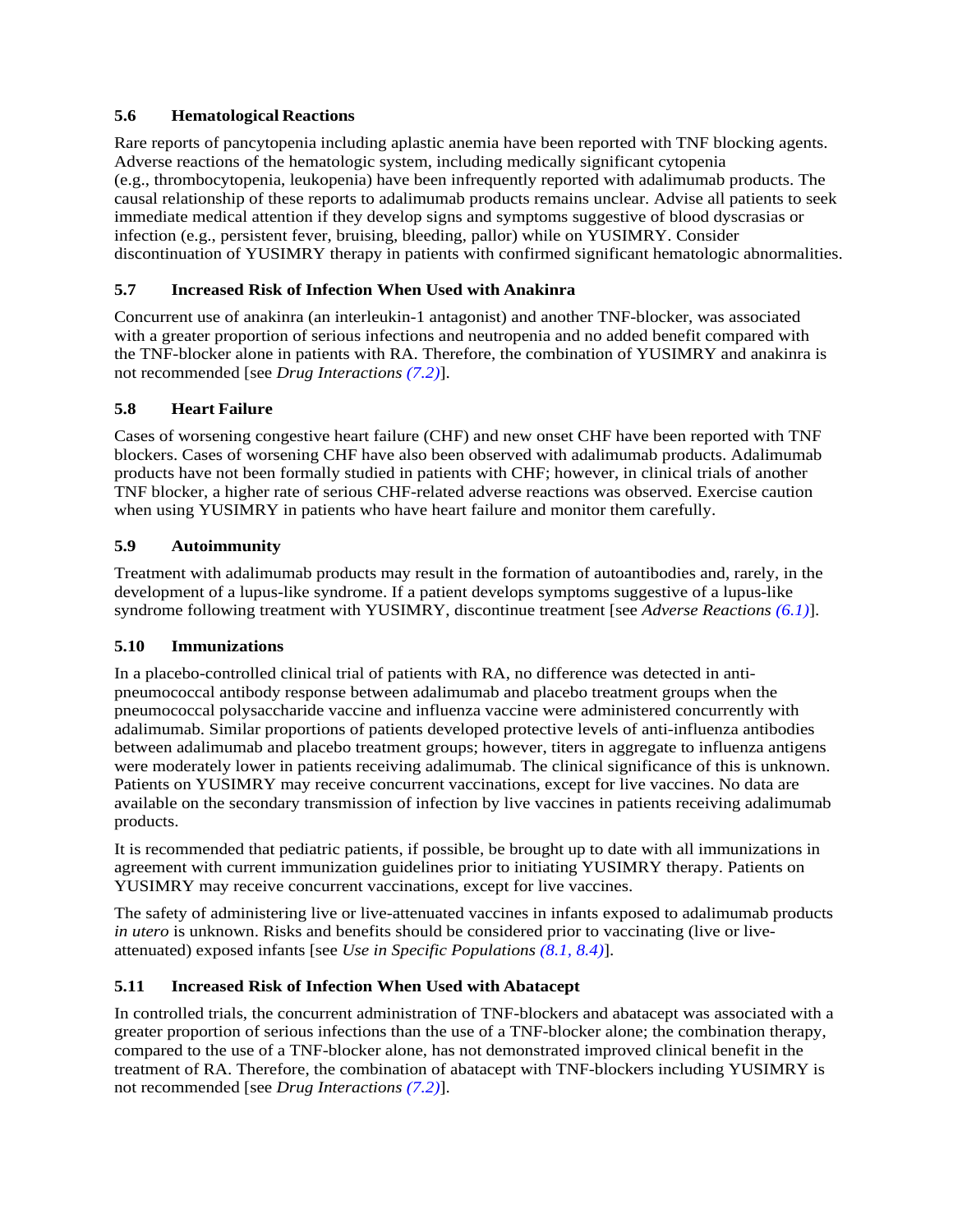### 5.6 Hematological Reactions

Rare reports of pancytopenia including aplastic anemia have been reported with TNF blocking agents. Adverse reactions of the hematologic system, including medically significant cytopenia (e.g., thrombocytopenia, leukopenia) have been infrequently reported with adalimumab products. The causal relationship of these reports to adalimumab products remains unclear. Advise all patients to seek immediate medical attention if they develop signs and symptoms suggestive of blood dyscrasias or infection (e.g., persistent fever, bruising, bleeding, pallor) while on YUSIMRY. Consider discontinuation of YUSIMRY therapy in patients with confirmed significant hematologic abnormalities.

### 5.7 Increased Risk of Infection When Used with Anakinra

Concurrent use of anakinra (an interleukin-1 antagonist) and another TNF-blocker, was associated with a greater proportion of serious infections and neutropenia and no added benefit compared with the TNF-blocker alone in patients with RA. Therefore, the combination of YUSIMRY and anakinra is not recommended [see *Drug Interactions (7.2)*].

### 5.8 Heart Failure

Cases of worsening congestive heart failure (CHF) and new onset CHF have been reported with TNF blockers. Cases of worsening CHF have also been observed with adalimumab products. Adalimumab products have not been formally studied in patients with CHF; however, in clinical trials of another TNF blocker, a higher rate of serious CHF-related adverse reactions was observed. Exercise caution when using YUSIMRY in patients who have heart failure and monitor them carefully.

### 5.9 Autoimmunity

Treatment with adalimumab products may result in the formation of autoantibodies and, rarely, in the development of a lupus-like syndrome. If a patient develops symptoms suggestive of a lupus-like syndrome following treatment with YUSIMRY, discontinue treatment [see *Adverse Reactions (6.1)*].

### 5.10 Immunizations

In a placebo-controlled clinical trial of patients with RA, no difference was detected in anti-pneumococcal antibody response between adalimumab and placebo treatment groups when the pneumococcal polysaccharide vaccine and influenza vaccine were administered concurrently with adalimumab. Similar proportions of patients developed protective levels of anti-influenza antibodies between adalimumab and placebo treatment groups; however, titers in aggregate to influenza antigens were moderately lower in patients receiving adalimumab. The clinical significance of this is unknown. Patients on YUSIMRY may receive concurrent vaccinations, except for live vaccines. No data are available on the secondary transmission of infection by live vaccines in patients receiving adalimumab products.

It is recommended that pediatric patients, if possible, be brought up to date with all immunizations in agreement with current immunization guidelines prior to initiating YUSIMRY therapy. Patients on YUSIMRY may receive concurrent vaccinations, except for live vaccines.

The safety of administering live or live-attenuated vaccines in infants exposed to adalimumab products *in utero* is unknown. Risks and benefits should be considered prior to vaccinating (live or live-attenuated) exposed infants [see *Use in Specific Populations (8.1, 8.4)*].

### 5.11 Increased Risk of Infection When Used with Abatacept

In controlled trials, the concurrent administration of TNF-blockers and abatacept was associated with a greater proportion of serious infections than the use of a TNF-blocker alone; the combination therapy, compared to the use of a TNF-blocker alone, has not demonstrated improved clinical benefit in the treatment of RA. Therefore, the combination of abatacept with TNF-blockers including YUSIMRY is not recommended [see *Drug Interactions (7.2)*].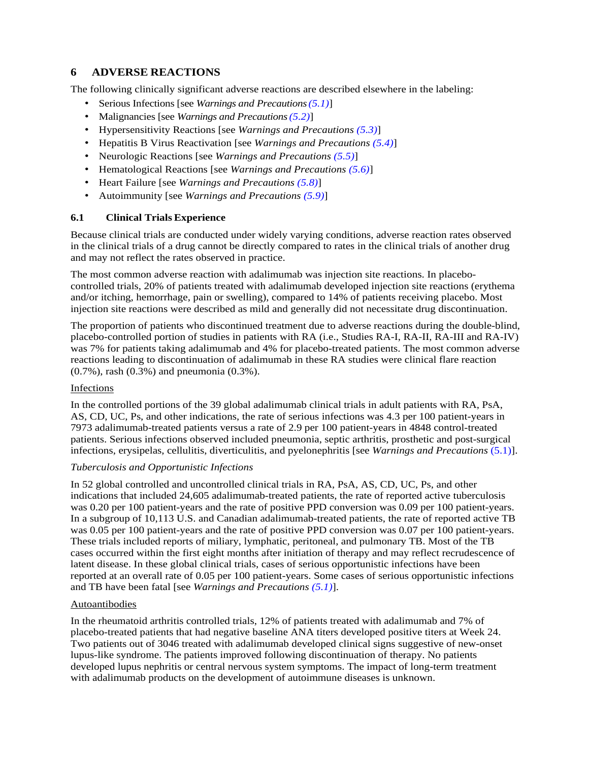# 6 ADVERSE REACTIONS

The following clinically significant adverse reactions are described elsewhere in the labeling:

- Serious Infections [see *Warnings and Precautions (5.1)*]
- Malignancies [see *Warnings and Precautions (5.2)*]
- Hypersensitivity Reactions [see *Warnings and Precautions (5.3)*]
- Hepatitis B Virus Reactivation [see *Warnings and Precautions (5.4)*]
- Neurologic Reactions [see *Warnings and Precautions (5.5)*]
- Hematological Reactions [see *Warnings and Precautions (5.6)*]
- Heart Failure [see *Warnings and Precautions (5.8)*]
- Autoimmunity [see *Warnings and Precautions (5.9)*]

## 6.1 Clinical Trials Experience

Because clinical trials are conducted under widely varying conditions, adverse reaction rates observed in the clinical trials of a drug cannot be directly compared to rates in the clinical trials of another drug and may not reflect the rates observed in practice.

The most common adverse reaction with adalimumab was injection site reactions. In placebo-controlled trials, 20% of patients treated with adalimumab developed injection site reactions (erythema and/or itching, hemorrhage, pain or swelling), compared to 14% of patients receiving placebo. Most injection site reactions were described as mild and generally did not necessitate drug discontinuation.

The proportion of patients who discontinued treatment due to adverse reactions during the double-blind, placebo-controlled portion of studies in patients with RA (i.e., Studies RA-I, RA-II, RA-III and RA-IV) was 7% for patients taking adalimumab and 4% for placebo-treated patients. The most common adverse reactions leading to discontinuation of adalimumab in these RA studies were clinical flare reaction (0.7%), rash (0.3%) and pneumonia (0.3%).

Infections

In the controlled portions of the 39 global adalimumab clinical trials in adult patients with RA, PsA, AS, CD, UC, Ps, and other indications, the rate of serious infections was 4.3 per 100 patient-years in 7973 adalimumab-treated patients versus a rate of 2.9 per 100 patient-years in 4848 control-treated patients. Serious infections observed included pneumonia, septic arthritis, prosthetic and post-surgical infections, erysipelas, cellulitis, diverticulitis, and pyelonephritis [see *Warnings and Precautions* (5.1)].

*Tuberculosis and Opportunistic Infections*

In 52 global controlled and uncontrolled clinical trials in RA, PsA, AS, CD, UC, Ps, and other indications that included 24,605 adalimumab-treated patients, the rate of reported active tuberculosis was 0.20 per 100 patient-years and the rate of positive PPD conversion was 0.09 per 100 patient-years. In a subgroup of 10,113 U.S. and Canadian adalimumab-treated patients, the rate of reported active TB was 0.05 per 100 patient-years and the rate of positive PPD conversion was 0.07 per 100 patient-years. These trials included reports of miliary, lymphatic, peritoneal, and pulmonary TB. Most of the TB cases occurred within the first eight months after initiation of therapy and may reflect recrudescence of latent disease. In these global clinical trials, cases of serious opportunistic infections have been reported at an overall rate of 0.05 per 100 patient-years. Some cases of serious opportunistic infections and TB have been fatal [see *Warnings and Precautions (5.1)*].

Autoantibodies

In the rheumatoid arthritis controlled trials, 12% of patients treated with adalimumab and 7% of placebo-treated patients that had negative baseline ANA titers developed positive titers at Week 24. Two patients out of 3046 treated with adalimumab developed clinical signs suggestive of new-onset lupus-like syndrome. The patients improved following discontinuation of therapy. No patients developed lupus nephritis or central nervous system symptoms. The impact of long-term treatment with adalimumab products on the development of autoimmune diseases is unknown.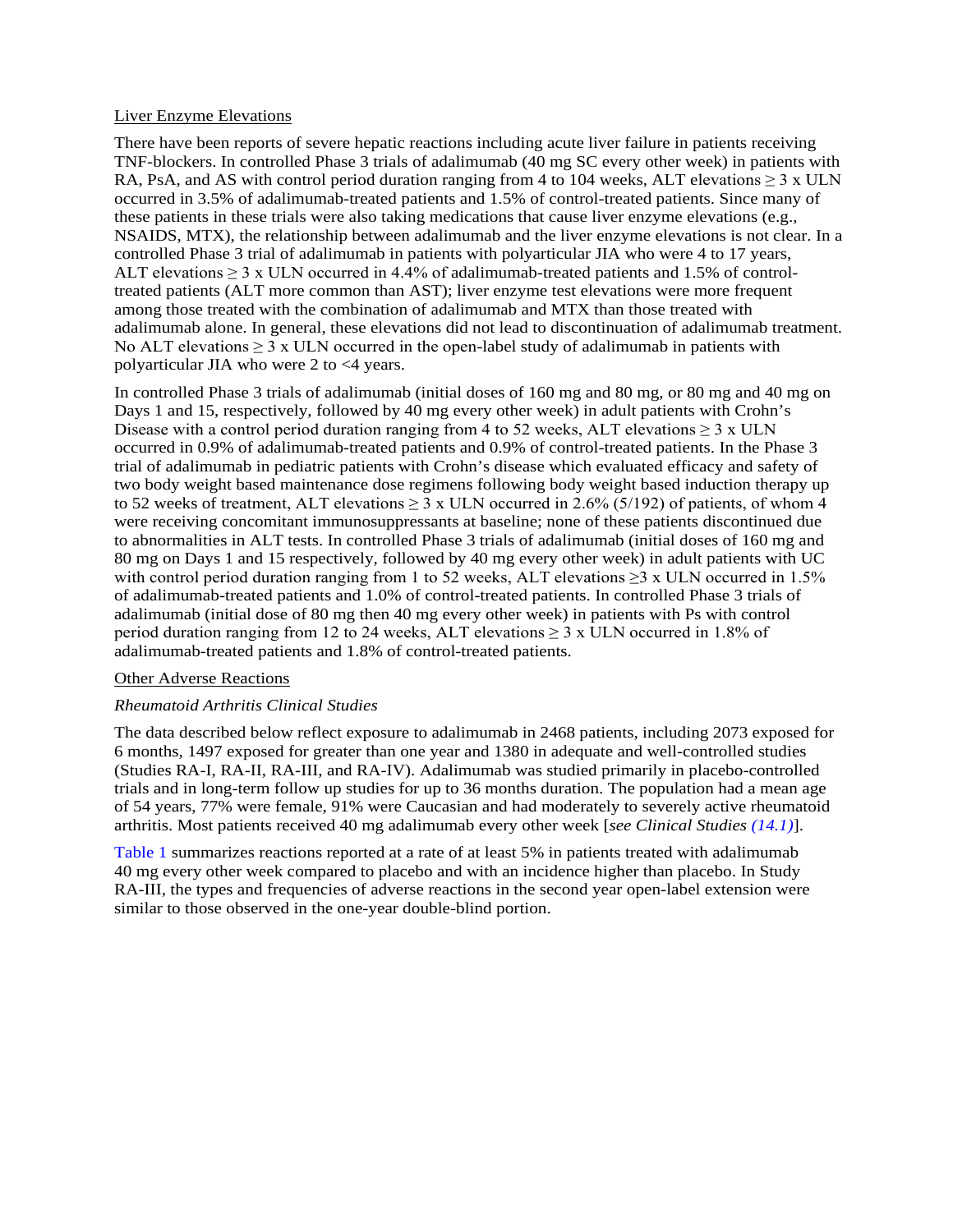Liver Enzyme Elevations

There have been reports of severe hepatic reactions including acute liver failure in patients receiving TNF-blockers. In controlled Phase 3 trials of adalimumab (40 mg SC every other week) in patients with RA, PsA, and AS with control period duration ranging from 4 to 104 weeks, ALT elevations ≥ 3 x ULN occurred in 3.5% of adalimumab-treated patients and 1.5% of control-treated patients. Since many of these patients in these trials were also taking medications that cause liver enzyme elevations (e.g., NSAIDS, MTX), the relationship between adalimumab and the liver enzyme elevations is not clear. In a controlled Phase 3 trial of adalimumab in patients with polyarticular JIA who were 4 to 17 years, ALT elevations ≥ 3 x ULN occurred in 4.4% of adalimumab-treated patients and 1.5% of control-treated patients (ALT more common than AST); liver enzyme test elevations were more frequent among those treated with the combination of adalimumab and MTX than those treated with adalimumab alone. In general, these elevations did not lead to discontinuation of adalimumab treatment. No ALT elevations ≥ 3 x ULN occurred in the open-label study of adalimumab in patients with polyarticular JIA who were 2 to <4 years.

In controlled Phase 3 trials of adalimumab (initial doses of 160 mg and 80 mg, or 80 mg and 40 mg on Days 1 and 15, respectively, followed by 40 mg every other week) in adult patients with Crohn's Disease with a control period duration ranging from 4 to 52 weeks, ALT elevations ≥ 3 x ULN occurred in 0.9% of adalimumab-treated patients and 0.9% of control-treated patients. In the Phase 3 trial of adalimumab in pediatric patients with Crohn's disease which evaluated efficacy and safety of two body weight based maintenance dose regimens following body weight based induction therapy up to 52 weeks of treatment, ALT elevations ≥ 3 x ULN occurred in 2.6% (5/192) of patients, of whom 4 were receiving concomitant immunosuppressants at baseline; none of these patients discontinued due to abnormalities in ALT tests. In controlled Phase 3 trials of adalimumab (initial doses of 160 mg and 80 mg on Days 1 and 15 respectively, followed by 40 mg every other week) in adult patients with UC with control period duration ranging from 1 to 52 weeks, ALT elevations ≥3 x ULN occurred in 1.5% of adalimumab-treated patients and 1.0% of control-treated patients. In controlled Phase 3 trials of adalimumab (initial dose of 80 mg then 40 mg every other week) in patients with Ps with control period duration ranging from 12 to 24 weeks, ALT elevations ≥ 3 x ULN occurred in 1.8% of adalimumab-treated patients and 1.8% of control-treated patients.

Other Adverse Reactions

*Rheumatoid Arthritis Clinical Studies*

The data described below reflect exposure to adalimumab in 2468 patients, including 2073 exposed for 6 months, 1497 exposed for greater than one year and 1380 in adequate and well-controlled studies (Studies RA-I, RA-II, RA-III, and RA-IV). Adalimumab was studied primarily in placebo-controlled trials and in long-term follow up studies for up to 36 months duration. The population had a mean age of 54 years, 77% were female, 91% were Caucasian and had moderately to severely active rheumatoid arthritis. Most patients received 40 mg adalimumab every other week [*see Clinical Studies (14.1)*].

Table 1 summarizes reactions reported at a rate of at least 5% in patients treated with adalimumab 40 mg every other week compared to placebo and with an incidence higher than placebo. In Study RA-III, the types and frequencies of adverse reactions in the second year open-label extension were similar to those observed in the one-year double-blind portion.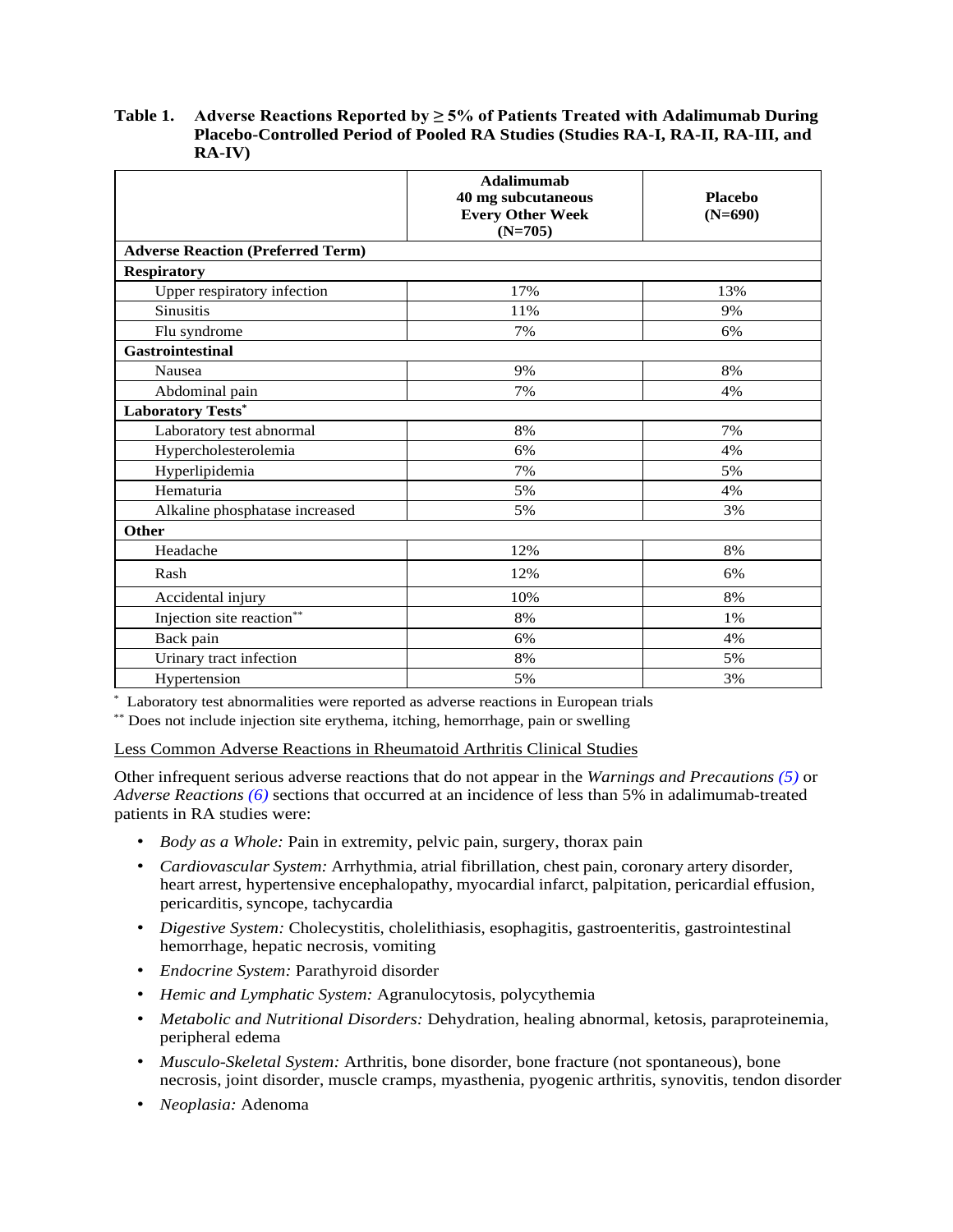**Table 1. Adverse Reactions Reported by ≥ 5% of Patients Treated with Adalimumab During Placebo-Controlled Period of Pooled RA Studies (Studies RA-I, RA-II, RA-III, and RA-IV)**

| | **Adalimumab 40 mg subcutaneous Every Other Week (N=705)** | **Placebo (N=690)** |
|---|---|---|
| **Adverse Reaction (Preferred Term)** | | |
| **Respiratory** | | |
| Upper respiratory infection | 17% | 13% |
| Sinusitis | 11% | 9% |
| Flu syndrome | 7% | 6% |
| **Gastrointestinal** | | |
| Nausea | 9% | 8% |
| Abdominal pain | 7% | 4% |
| **Laboratory Tests*** | | |
| Laboratory test abnormal | 8% | 7% |
| Hypercholesterolemia | 6% | 4% |
| Hyperlipidemia | 7% | 5% |
| Hematuria | 5% | 4% |
| Alkaline phosphatase increased | 5% | 3% |
| **Other** | | |
| Headache | 12% | 8% |
| Rash | 12% | 6% |
| Accidental injury | 10% | 8% |
| Injection site reaction** | 8% | 1% |
| Back pain | 6% | 4% |
| Urinary tract infection | 8% | 5% |
| Hypertension | 5% | 3% |

* Laboratory test abnormalities were reported as adverse reactions in European trials

** Does not include injection site erythema, itching, hemorrhage, pain or swelling

Less Common Adverse Reactions in Rheumatoid Arthritis Clinical Studies

Other infrequent serious adverse reactions that do not appear in the *Warnings and Precautions (5)* or *Adverse Reactions (6)* sections that occurred at an incidence of less than 5% in adalimumab-treated patients in RA studies were:

- *Body as a Whole:* Pain in extremity, pelvic pain, surgery, thorax pain
- *Cardiovascular System:* Arrhythmia, atrial fibrillation, chest pain, coronary artery disorder, heart arrest, hypertensive encephalopathy, myocardial infarct, palpitation, pericardial effusion, pericarditis, syncope, tachycardia
- *Digestive System:* Cholecystitis, cholelithiasis, esophagitis, gastroenteritis, gastrointestinal hemorrhage, hepatic necrosis, vomiting
- *Endocrine System:* Parathyroid disorder
- *Hemic and Lymphatic System:* Agranulocytosis, polycythemia
- *Metabolic and Nutritional Disorders:* Dehydration, healing abnormal, ketosis, paraproteinemia, peripheral edema
- *Musculo-Skeletal System:* Arthritis, bone disorder, bone fracture (not spontaneous), bone necrosis, joint disorder, muscle cramps, myasthenia, pyogenic arthritis, synovitis, tendon disorder
- *Neoplasia:* Adenoma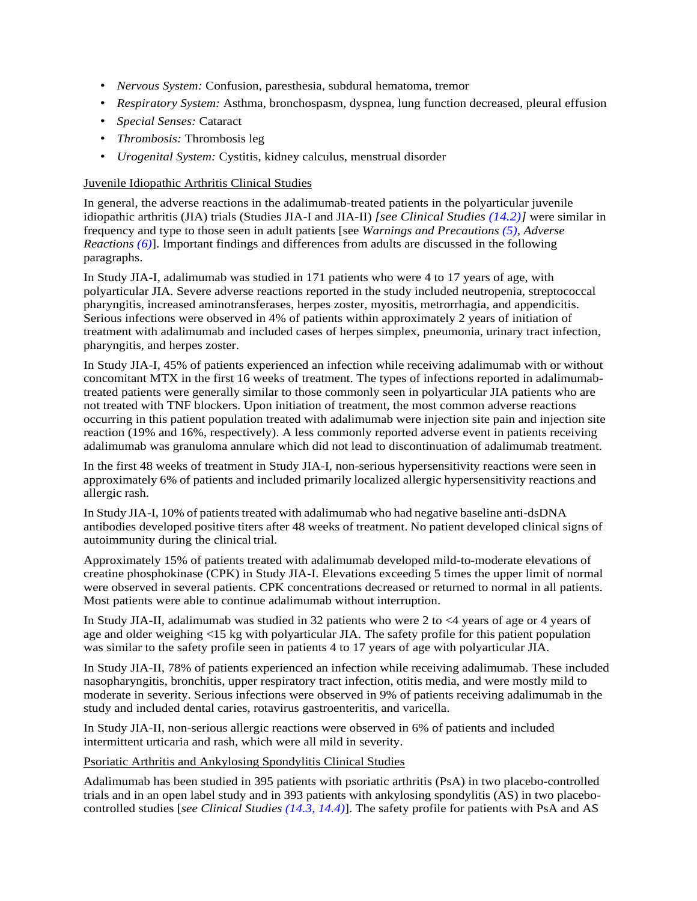- *Nervous System:* Confusion, paresthesia, subdural hematoma, tremor
- *Respiratory System:* Asthma, bronchospasm, dyspnea, lung function decreased, pleural effusion
- *Special Senses:* Cataract
- *Thrombosis:* Thrombosis leg
- *Urogenital System:* Cystitis, kidney calculus, menstrual disorder

Juvenile Idiopathic Arthritis Clinical Studies

In general, the adverse reactions in the adalimumab-treated patients in the polyarticular juvenile idiopathic arthritis (JIA) trials (Studies JIA-I and JIA-II) *[see Clinical Studies (14.2)]* were similar in frequency and type to those seen in adult patients [see *Warnings and Precautions (5)*, *Adverse Reactions (6)*]. Important findings and differences from adults are discussed in the following paragraphs.

In Study JIA-I, adalimumab was studied in 171 patients who were 4 to 17 years of age, with polyarticular JIA. Severe adverse reactions reported in the study included neutropenia, streptococcal pharyngitis, increased aminotransferases, herpes zoster, myositis, metrorrhagia, and appendicitis. Serious infections were observed in 4% of patients within approximately 2 years of initiation of treatment with adalimumab and included cases of herpes simplex, pneumonia, urinary tract infection, pharyngitis, and herpes zoster.

In Study JIA-I, 45% of patients experienced an infection while receiving adalimumab with or without concomitant MTX in the first 16 weeks of treatment. The types of infections reported in adalimumab-treated patients were generally similar to those commonly seen in polyarticular JIA patients who are not treated with TNF blockers. Upon initiation of treatment, the most common adverse reactions occurring in this patient population treated with adalimumab were injection site pain and injection site reaction (19% and 16%, respectively). A less commonly reported adverse event in patients receiving adalimumab was granuloma annulare which did not lead to discontinuation of adalimumab treatment.

In the first 48 weeks of treatment in Study JIA-I, non-serious hypersensitivity reactions were seen in approximately 6% of patients and included primarily localized allergic hypersensitivity reactions and allergic rash.

In Study JIA-I, 10% of patients treated with adalimumab who had negative baseline anti-dsDNA antibodies developed positive titers after 48 weeks of treatment. No patient developed clinical signs of autoimmunity during the clinical trial.

Approximately 15% of patients treated with adalimumab developed mild-to-moderate elevations of creatine phosphokinase (CPK) in Study JIA-I. Elevations exceeding 5 times the upper limit of normal were observed in several patients. CPK concentrations decreased or returned to normal in all patients. Most patients were able to continue adalimumab without interruption.

In Study JIA-II, adalimumab was studied in 32 patients who were 2 to <4 years of age or 4 years of age and older weighing <15 kg with polyarticular JIA. The safety profile for this patient population was similar to the safety profile seen in patients 4 to 17 years of age with polyarticular JIA.

In Study JIA-II, 78% of patients experienced an infection while receiving adalimumab. These included nasopharyngitis, bronchitis, upper respiratory tract infection, otitis media, and were mostly mild to moderate in severity. Serious infections were observed in 9% of patients receiving adalimumab in the study and included dental caries, rotavirus gastroenteritis, and varicella.

In Study JIA-II, non-serious allergic reactions were observed in 6% of patients and included intermittent urticaria and rash, which were all mild in severity.

Psoriatic Arthritis and Ankylosing Spondylitis Clinical Studies

Adalimumab has been studied in 395 patients with psoriatic arthritis (PsA) in two placebo-controlled trials and in an open label study and in 393 patients with ankylosing spondylitis (AS) in two placebo-controlled studies [*see Clinical Studies (14.3, 14.4)*]. The safety profile for patients with PsA and AS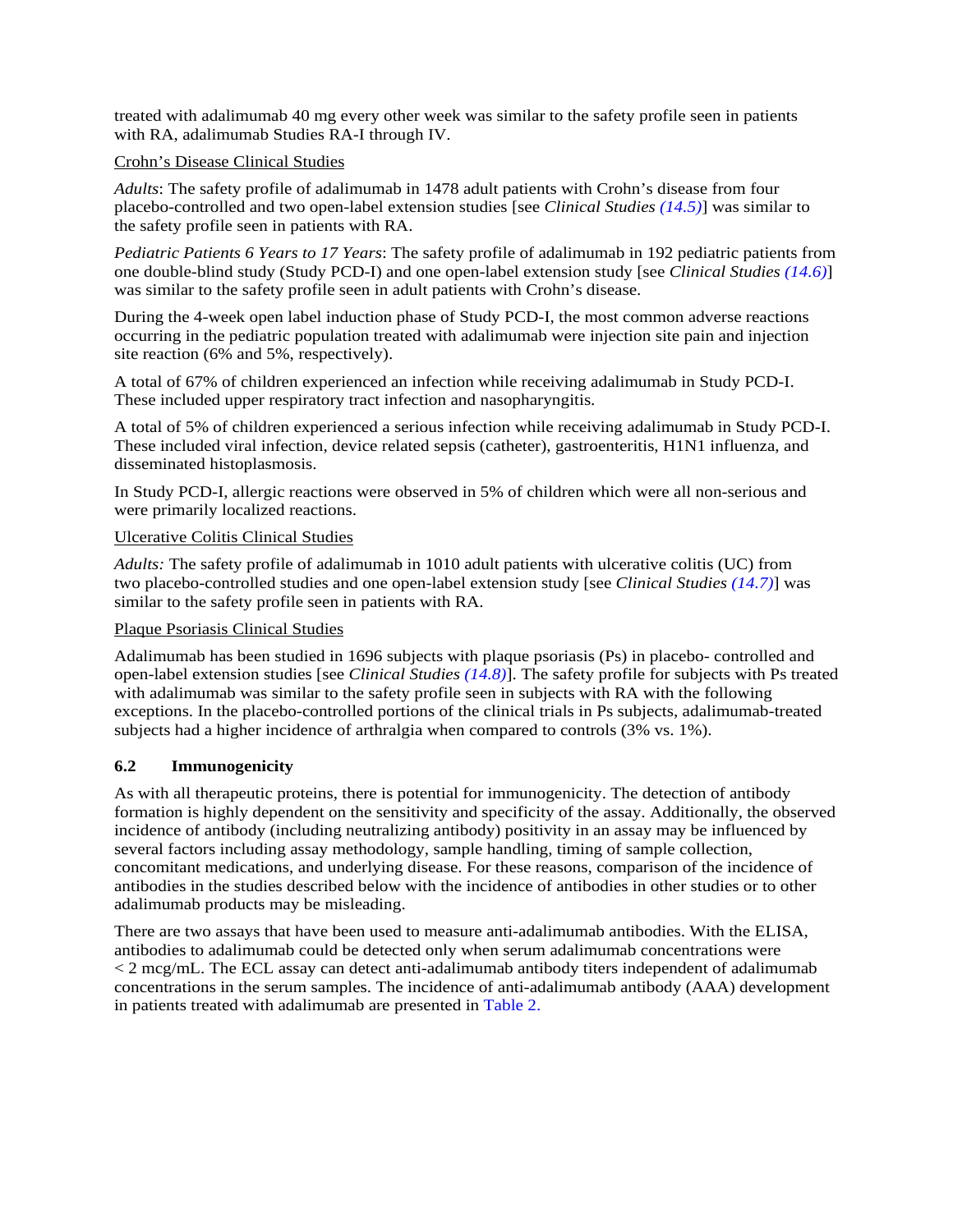treated with adalimumab 40 mg every other week was similar to the safety profile seen in patients with RA, adalimumab Studies RA-I through IV.

Crohn's Disease Clinical Studies

*Adults*: The safety profile of adalimumab in 1478 adult patients with Crohn's disease from four placebo-controlled and two open-label extension studies [see *Clinical Studies (14.5)*] was similar to the safety profile seen in patients with RA.

*Pediatric Patients 6 Years to 17 Years*: The safety profile of adalimumab in 192 pediatric patients from one double-blind study (Study PCD-I) and one open-label extension study [see *Clinical Studies (14.6)*] was similar to the safety profile seen in adult patients with Crohn's disease.

During the 4-week open label induction phase of Study PCD-I, the most common adverse reactions occurring in the pediatric population treated with adalimumab were injection site pain and injection site reaction (6% and 5%, respectively).

A total of 67% of children experienced an infection while receiving adalimumab in Study PCD-I. These included upper respiratory tract infection and nasopharyngitis.

A total of 5% of children experienced a serious infection while receiving adalimumab in Study PCD-I. These included viral infection, device related sepsis (catheter), gastroenteritis, H1N1 influenza, and disseminated histoplasmosis.

In Study PCD-I, allergic reactions were observed in 5% of children which were all non-serious and were primarily localized reactions.

Ulcerative Colitis Clinical Studies

*Adults:* The safety profile of adalimumab in 1010 adult patients with ulcerative colitis (UC) from two placebo-controlled studies and one open-label extension study [see *Clinical Studies (14.7)*] was similar to the safety profile seen in patients with RA.

Plaque Psoriasis Clinical Studies

Adalimumab has been studied in 1696 subjects with plaque psoriasis (Ps) in placebo- controlled and open-label extension studies [see *Clinical Studies (14.8)*]. The safety profile for subjects with Ps treated with adalimumab was similar to the safety profile seen in subjects with RA with the following exceptions. In the placebo-controlled portions of the clinical trials in Ps subjects, adalimumab-treated subjects had a higher incidence of arthralgia when compared to controls (3% vs. 1%).

### 6.2 Immunogenicity

As with all therapeutic proteins, there is potential for immunogenicity. The detection of antibody formation is highly dependent on the sensitivity and specificity of the assay. Additionally, the observed incidence of antibody (including neutralizing antibody) positivity in an assay may be influenced by several factors including assay methodology, sample handling, timing of sample collection, concomitant medications, and underlying disease. For these reasons, comparison of the incidence of antibodies in the studies described below with the incidence of antibodies in other studies or to other adalimumab products may be misleading.

There are two assays that have been used to measure anti-adalimumab antibodies. With the ELISA, antibodies to adalimumab could be detected only when serum adalimumab concentrations were < 2 mcg/mL. The ECL assay can detect anti-adalimumab antibody titers independent of adalimumab concentrations in the serum samples. The incidence of anti-adalimumab antibody (AAA) development in patients treated with adalimumab are presented in Table 2.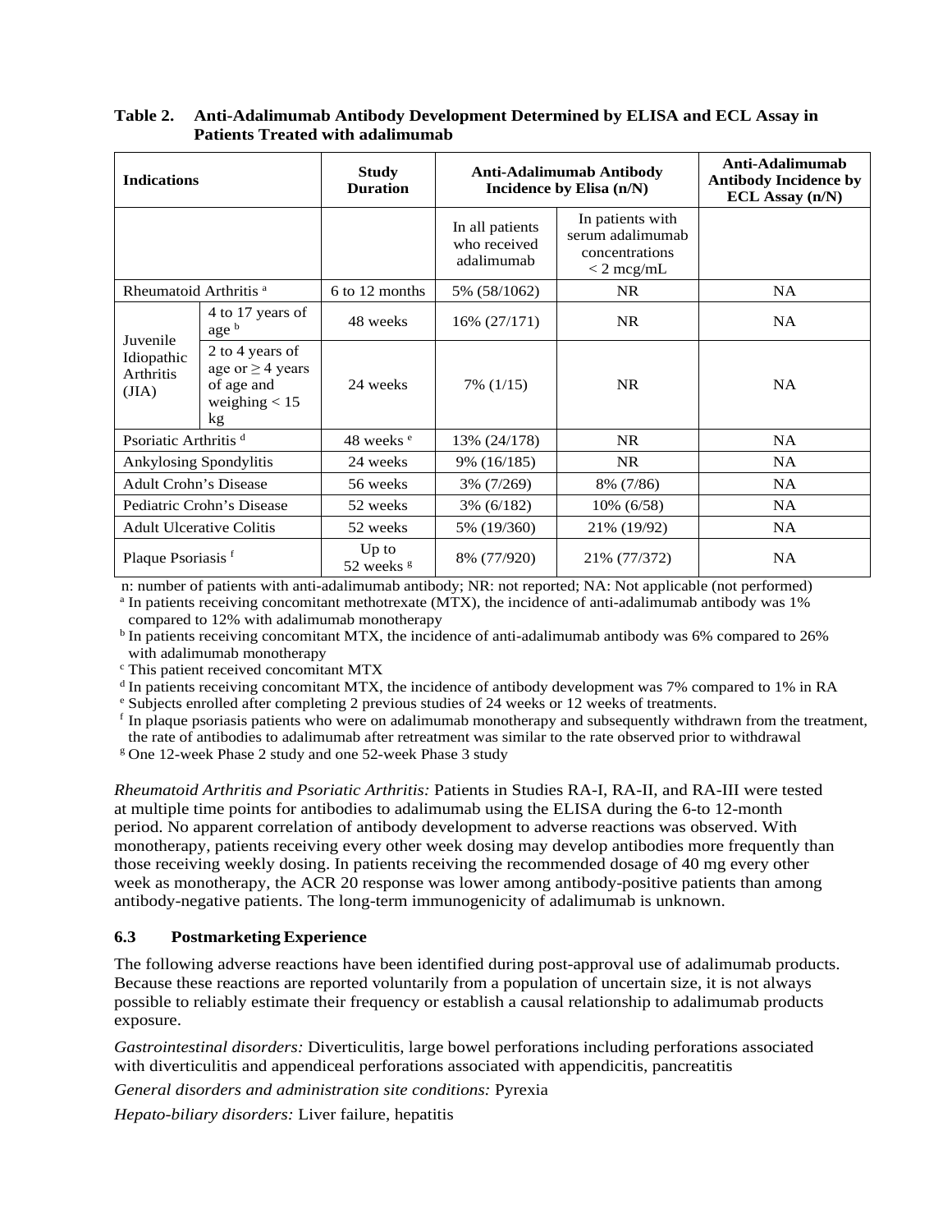**Table 2. Anti-Adalimumab Antibody Development Determined by ELISA and ECL Assay in Patients Treated with adalimumab**

| Indications | | Study Duration | Anti-Adalimumab Antibody Incidence by Elisa (n/N) | | Anti-Adalimumab Antibody Incidence by ECL Assay (n/N) |
|---|---|---|---|---|---|
| | | | In all patients who received adalimumab | In patients with serum adalimumab concentrations < 2 mcg/mL | |
| Rheumatoid Arthritis [a] | | 6 to 12 months | 5% (58/1062) | NR | NA |
| Juvenile Idiopathic Arthritis (JIA) | 4 to 17 years of age [b] | 48 weeks | 16% (27/171) | NR | NA |
| | 2 to 4 years of age or ≥ 4 years of age and weighing < 15 kg | 24 weeks | 7% (1/15) | NR | NA |
| Psoriatic Arthritis [d] | | 48 weeks [e] | 13% (24/178) | NR | NA |
| Ankylosing Spondylitis | | 24 weeks | 9% (16/185) | NR | NA |
| Adult Crohn's Disease | | 56 weeks | 3% (7/269) | 8% (7/86) | NA |
| Pediatric Crohn's Disease | | 52 weeks | 3% (6/182) | 10% (6/58) | NA |
| Adult Ulcerative Colitis | | 52 weeks | 5% (19/360) | 21% (19/92) | NA |
| Plaque Psoriasis [f] | | Up to 52 weeks [g] | 8% (77/920) | 21% (77/372) | NA |

n: number of patients with anti-adalimumab antibody; NR: not reported; NA: Not applicable (not performed)

[a] In patients receiving concomitant methotrexate (MTX), the incidence of anti-adalimumab antibody was 1% compared to 12% with adalimumab monotherapy

[b] In patients receiving concomitant MTX, the incidence of anti-adalimumab antibody was 6% compared to 26% with adalimumab monotherapy

[c] This patient received concomitant MTX

[d] In patients receiving concomitant MTX, the incidence of antibody development was 7% compared to 1% in RA

[e] Subjects enrolled after completing 2 previous studies of 24 weeks or 12 weeks of treatments.

[f] In plaque psoriasis patients who were on adalimumab monotherapy and subsequently withdrawn from the treatment, the rate of antibodies to adalimumab after retreatment was similar to the rate observed prior to withdrawal

[g] One 12-week Phase 2 study and one 52-week Phase 3 study

*Rheumatoid Arthritis and Psoriatic Arthritis:* Patients in Studies RA-I, RA-II, and RA-III were tested at multiple time points for antibodies to adalimumab using the ELISA during the 6-to 12-month period. No apparent correlation of antibody development to adverse reactions was observed. With monotherapy, patients receiving every other week dosing may develop antibodies more frequently than those receiving weekly dosing. In patients receiving the recommended dosage of 40 mg every other week as monotherapy, the ACR 20 response was lower among antibody-positive patients than among antibody-negative patients. The long-term immunogenicity of adalimumab is unknown.

### 6.3 Postmarketing Experience

The following adverse reactions have been identified during post-approval use of adalimumab products. Because these reactions are reported voluntarily from a population of uncertain size, it is not always possible to reliably estimate their frequency or establish a causal relationship to adalimumab products exposure.

*Gastrointestinal disorders:* Diverticulitis, large bowel perforations including perforations associated with diverticulitis and appendiceal perforations associated with appendicitis, pancreatitis

*General disorders and administration site conditions:* Pyrexia

*Hepato-biliary disorders:* Liver failure, hepatitis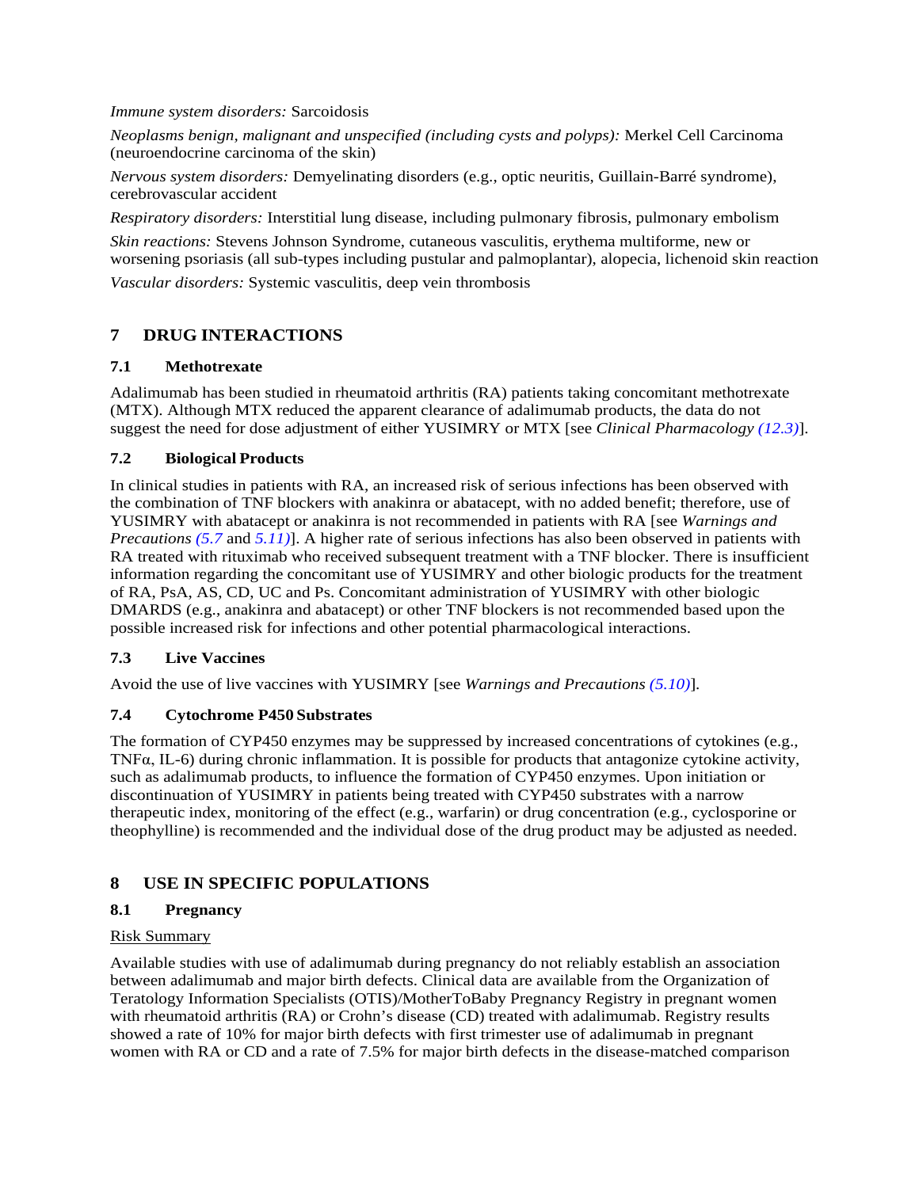*Immune system disorders:* Sarcoidosis

*Neoplasms benign, malignant and unspecified (including cysts and polyps):* Merkel Cell Carcinoma (neuroendocrine carcinoma of the skin)

*Nervous system disorders:* Demyelinating disorders (e.g., optic neuritis, Guillain-Barré syndrome), cerebrovascular accident

*Respiratory disorders:* Interstitial lung disease, including pulmonary fibrosis, pulmonary embolism

*Skin reactions:* Stevens Johnson Syndrome, cutaneous vasculitis, erythema multiforme, new or worsening psoriasis (all sub-types including pustular and palmoplantar), alopecia, lichenoid skin reaction

*Vascular disorders:* Systemic vasculitis, deep vein thrombosis

# 7 DRUG INTERACTIONS

## 7.1 Methotrexate

Adalimumab has been studied in rheumatoid arthritis (RA) patients taking concomitant methotrexate (MTX). Although MTX reduced the apparent clearance of adalimumab products, the data do not suggest the need for dose adjustment of either YUSIMRY or MTX [see *Clinical Pharmacology (12.3)*].

## 7.2 Biological Products

In clinical studies in patients with RA, an increased risk of serious infections has been observed with the combination of TNF blockers with anakinra or abatacept, with no added benefit; therefore, use of YUSIMRY with abatacept or anakinra is not recommended in patients with RA [see *Warnings and Precautions (5.7* and *5.11)*]. A higher rate of serious infections has also been observed in patients with RA treated with rituximab who received subsequent treatment with a TNF blocker. There is insufficient information regarding the concomitant use of YUSIMRY and other biologic products for the treatment of RA, PsA, AS, CD, UC and Ps. Concomitant administration of YUSIMRY with other biologic DMARDS (e.g., anakinra and abatacept) or other TNF blockers is not recommended based upon the possible increased risk for infections and other potential pharmacological interactions.

## 7.3 Live Vaccines

Avoid the use of live vaccines with YUSIMRY [see *Warnings and Precautions (5.10)*].

## 7.4 Cytochrome P450 Substrates

The formation of CYP450 enzymes may be suppressed by increased concentrations of cytokines (e.g., TNFα, IL-6) during chronic inflammation. It is possible for products that antagonize cytokine activity, such as adalimumab products, to influence the formation of CYP450 enzymes. Upon initiation or discontinuation of YUSIMRY in patients being treated with CYP450 substrates with a narrow therapeutic index, monitoring of the effect (e.g., warfarin) or drug concentration (e.g., cyclosporine or theophylline) is recommended and the individual dose of the drug product may be adjusted as needed.

# 8 USE IN SPECIFIC POPULATIONS

## 8.1 Pregnancy

Risk Summary

Available studies with use of adalimumab during pregnancy do not reliably establish an association between adalimumab and major birth defects. Clinical data are available from the Organization of Teratology Information Specialists (OTIS)/MotherToBaby Pregnancy Registry in pregnant women with rheumatoid arthritis (RA) or Crohn's disease (CD) treated with adalimumab. Registry results showed a rate of 10% for major birth defects with first trimester use of adalimumab in pregnant women with RA or CD and a rate of 7.5% for major birth defects in the disease-matched comparison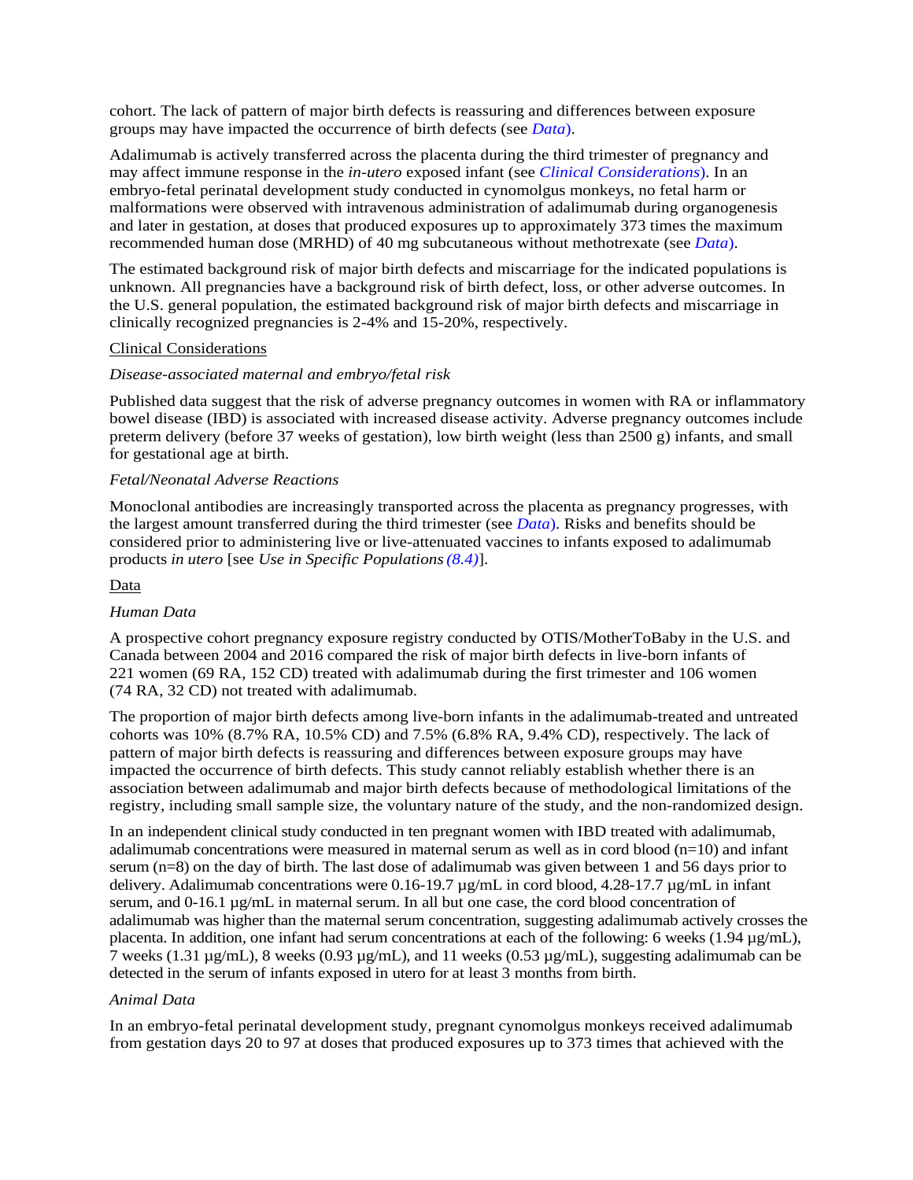cohort. The lack of pattern of major birth defects is reassuring and differences between exposure groups may have impacted the occurrence of birth defects (see *Data*).

Adalimumab is actively transferred across the placenta during the third trimester of pregnancy and may affect immune response in the *in-utero* exposed infant (see *Clinical Considerations*). In an embryo-fetal perinatal development study conducted in cynomolgus monkeys, no fetal harm or malformations were observed with intravenous administration of adalimumab during organogenesis and later in gestation, at doses that produced exposures up to approximately 373 times the maximum recommended human dose (MRHD) of 40 mg subcutaneous without methotrexate (see *Data*).

The estimated background risk of major birth defects and miscarriage for the indicated populations is unknown. All pregnancies have a background risk of birth defect, loss, or other adverse outcomes. In the U.S. general population, the estimated background risk of major birth defects and miscarriage in clinically recognized pregnancies is 2-4% and 15-20%, respectively.

Clinical Considerations

*Disease-associated maternal and embryo/fetal risk*

Published data suggest that the risk of adverse pregnancy outcomes in women with RA or inflammatory bowel disease (IBD) is associated with increased disease activity. Adverse pregnancy outcomes include preterm delivery (before 37 weeks of gestation), low birth weight (less than 2500 g) infants, and small for gestational age at birth.

*Fetal/Neonatal Adverse Reactions*

Monoclonal antibodies are increasingly transported across the placenta as pregnancy progresses, with the largest amount transferred during the third trimester (see *Data*). Risks and benefits should be considered prior to administering live or live-attenuated vaccines to infants exposed to adalimumab products *in utero* [see *Use in Specific Populations (8.4)*].

Data

*Human Data*

A prospective cohort pregnancy exposure registry conducted by OTIS/MotherToBaby in the U.S. and Canada between 2004 and 2016 compared the risk of major birth defects in live-born infants of 221 women (69 RA, 152 CD) treated with adalimumab during the first trimester and 106 women (74 RA, 32 CD) not treated with adalimumab.

The proportion of major birth defects among live-born infants in the adalimumab-treated and untreated cohorts was 10% (8.7% RA, 10.5% CD) and 7.5% (6.8% RA, 9.4% CD), respectively. The lack of pattern of major birth defects is reassuring and differences between exposure groups may have impacted the occurrence of birth defects. This study cannot reliably establish whether there is an association between adalimumab and major birth defects because of methodological limitations of the registry, including small sample size, the voluntary nature of the study, and the non-randomized design.

In an independent clinical study conducted in ten pregnant women with IBD treated with adalimumab, adalimumab concentrations were measured in maternal serum as well as in cord blood (n=10) and infant serum (n=8) on the day of birth. The last dose of adalimumab was given between 1 and 56 days prior to delivery. Adalimumab concentrations were 0.16-19.7 µg/mL in cord blood, 4.28-17.7 µg/mL in infant serum, and 0-16.1 µg/mL in maternal serum. In all but one case, the cord blood concentration of adalimumab was higher than the maternal serum concentration, suggesting adalimumab actively crosses the placenta. In addition, one infant had serum concentrations at each of the following: 6 weeks (1.94 µg/mL), 7 weeks (1.31 µg/mL), 8 weeks (0.93 µg/mL), and 11 weeks (0.53 µg/mL), suggesting adalimumab can be detected in the serum of infants exposed in utero for at least 3 months from birth.

*Animal Data*

In an embryo-fetal perinatal development study, pregnant cynomolgus monkeys received adalimumab from gestation days 20 to 97 at doses that produced exposures up to 373 times that achieved with the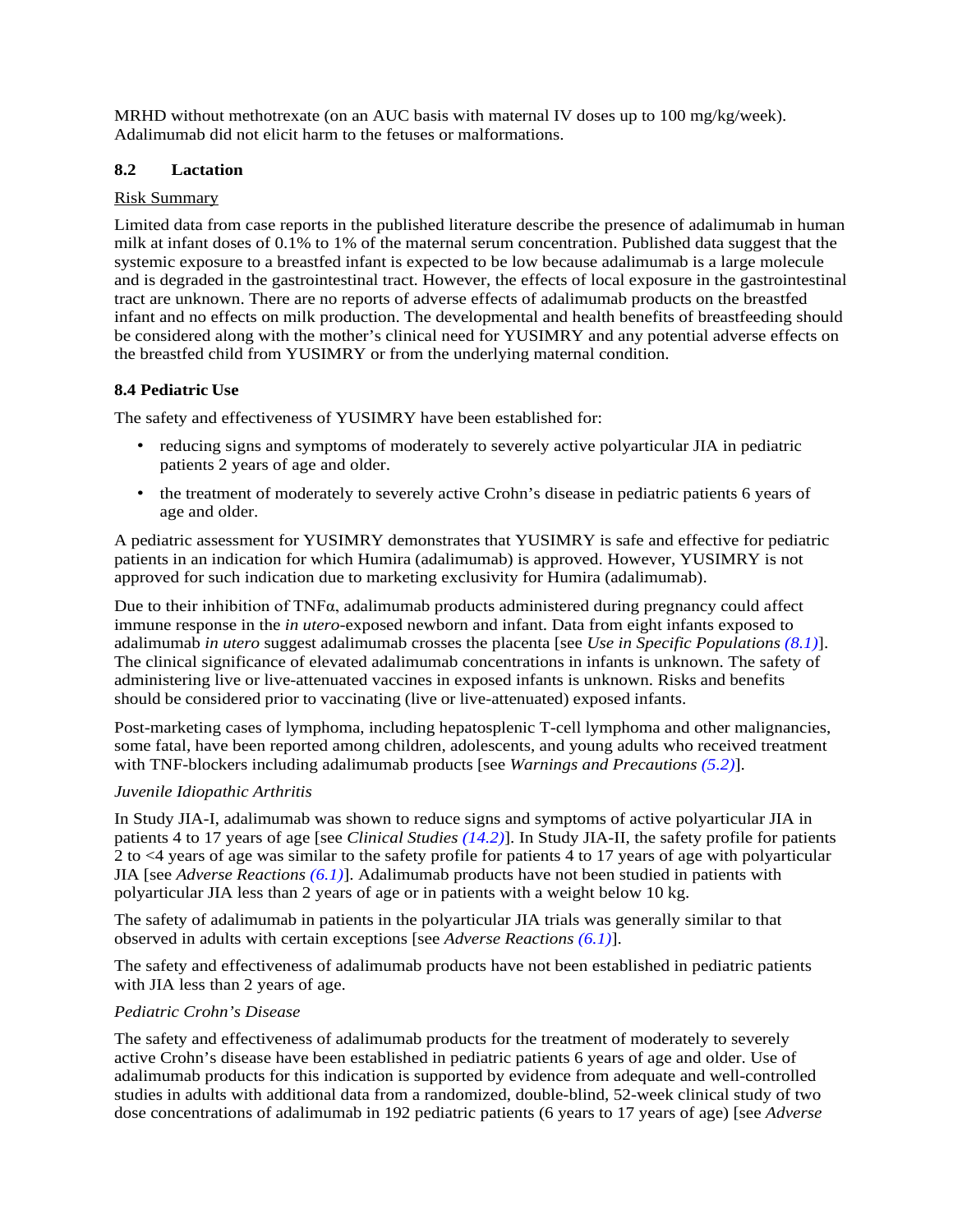MRHD without methotrexate (on an AUC basis with maternal IV doses up to 100 mg/kg/week). Adalimumab did not elicit harm to the fetuses or malformations.

### 8.2 Lactation

Risk Summary

Limited data from case reports in the published literature describe the presence of adalimumab in human milk at infant doses of 0.1% to 1% of the maternal serum concentration. Published data suggest that the systemic exposure to a breastfed infant is expected to be low because adalimumab is a large molecule and is degraded in the gastrointestinal tract. However, the effects of local exposure in the gastrointestinal tract are unknown. There are no reports of adverse effects of adalimumab products on the breastfed infant and no effects on milk production. The developmental and health benefits of breastfeeding should be considered along with the mother's clinical need for YUSIMRY and any potential adverse effects on the breastfed child from YUSIMRY or from the underlying maternal condition.

### 8.4 Pediatric Use

The safety and effectiveness of YUSIMRY have been established for:

- reducing signs and symptoms of moderately to severely active polyarticular JIA in pediatric patients 2 years of age and older.
- the treatment of moderately to severely active Crohn's disease in pediatric patients 6 years of age and older.

A pediatric assessment for YUSIMRY demonstrates that YUSIMRY is safe and effective for pediatric patients in an indication for which Humira (adalimumab) is approved. However, YUSIMRY is not approved for such indication due to marketing exclusivity for Humira (adalimumab).

Due to their inhibition of TNFα, adalimumab products administered during pregnancy could affect immune response in the *in utero*-exposed newborn and infant. Data from eight infants exposed to adalimumab *in utero* suggest adalimumab crosses the placenta [see *Use in Specific Populations (8.1)*]. The clinical significance of elevated adalimumab concentrations in infants is unknown. The safety of administering live or live-attenuated vaccines in exposed infants is unknown. Risks and benefits should be considered prior to vaccinating (live or live-attenuated) exposed infants.

Post-marketing cases of lymphoma, including hepatosplenic T-cell lymphoma and other malignancies, some fatal, have been reported among children, adolescents, and young adults who received treatment with TNF-blockers including adalimumab products [see *Warnings and Precautions (5.2)*].

*Juvenile Idiopathic Arthritis*

In Study JIA-I, adalimumab was shown to reduce signs and symptoms of active polyarticular JIA in patients 4 to 17 years of age [see *Clinical Studies (14.2)*]. In Study JIA-II, the safety profile for patients 2 to <4 years of age was similar to the safety profile for patients 4 to 17 years of age with polyarticular JIA [see *Adverse Reactions (6.1)*]. Adalimumab products have not been studied in patients with polyarticular JIA less than 2 years of age or in patients with a weight below 10 kg.

The safety of adalimumab in patients in the polyarticular JIA trials was generally similar to that observed in adults with certain exceptions [see *Adverse Reactions (6.1)*].

The safety and effectiveness of adalimumab products have not been established in pediatric patients with JIA less than 2 years of age.

*Pediatric Crohn's Disease*

The safety and effectiveness of adalimumab products for the treatment of moderately to severely active Crohn's disease have been established in pediatric patients 6 years of age and older. Use of adalimumab products for this indication is supported by evidence from adequate and well-controlled studies in adults with additional data from a randomized, double-blind, 52-week clinical study of two dose concentrations of adalimumab in 192 pediatric patients (6 years to 17 years of age) [see *Adverse*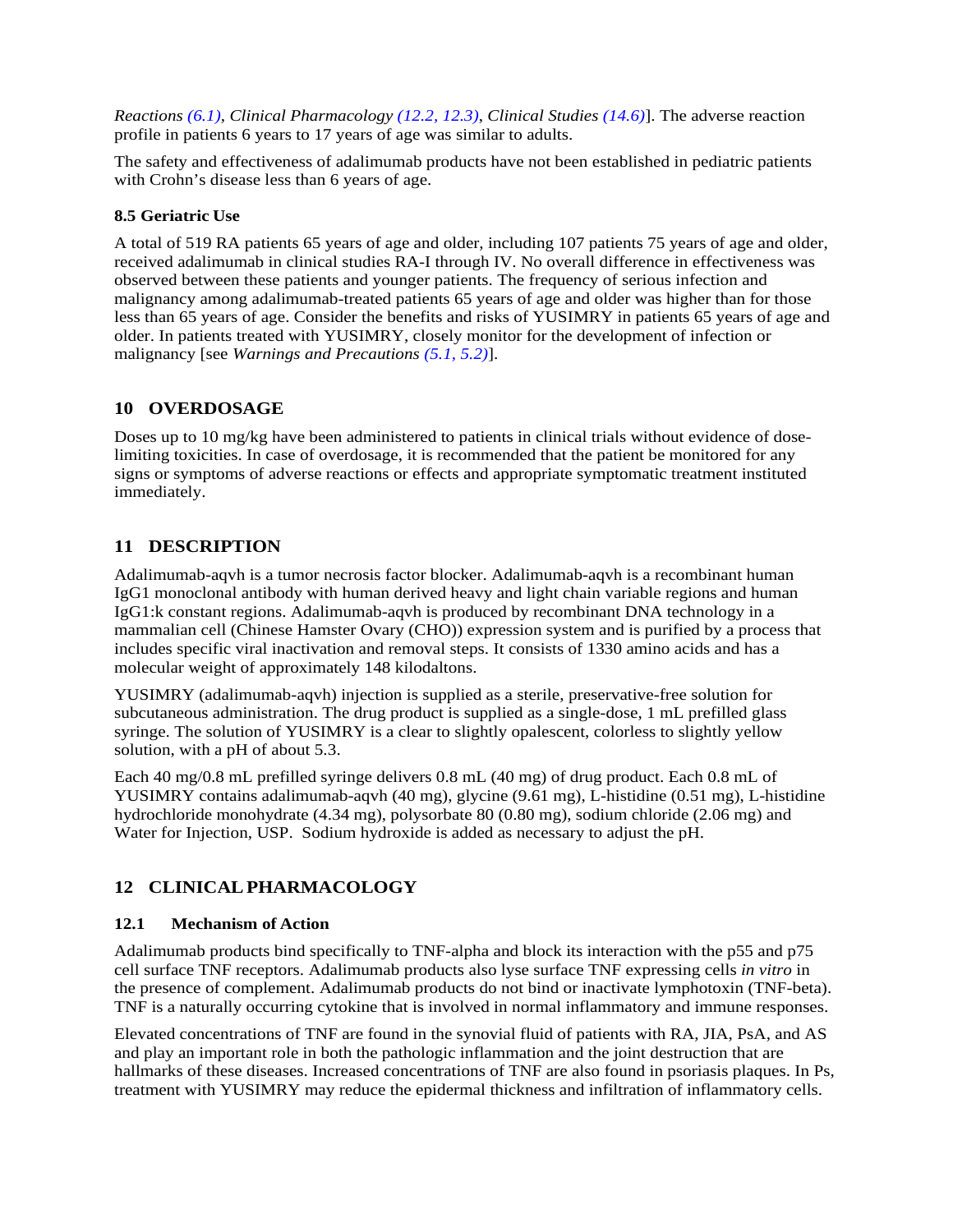*Reactions (6.1), Clinical Pharmacology (12.2, 12.3), Clinical Studies (14.6)*]. The adverse reaction profile in patients 6 years to 17 years of age was similar to adults.

The safety and effectiveness of adalimumab products have not been established in pediatric patients with Crohn's disease less than 6 years of age.

### 8.5 Geriatric Use

A total of 519 RA patients 65 years of age and older, including 107 patients 75 years of age and older, received adalimumab in clinical studies RA-I through IV. No overall difference in effectiveness was observed between these patients and younger patients. The frequency of serious infection and malignancy among adalimumab-treated patients 65 years of age and older was higher than for those less than 65 years of age. Consider the benefits and risks of YUSIMRY in patients 65 years of age and older. In patients treated with YUSIMRY, closely monitor for the development of infection or malignancy [see *Warnings and Precautions (5.1, 5.2)*].

## 10 OVERDOSAGE

Doses up to 10 mg/kg have been administered to patients in clinical trials without evidence of dose-limiting toxicities. In case of overdosage, it is recommended that the patient be monitored for any signs or symptoms of adverse reactions or effects and appropriate symptomatic treatment instituted immediately.

## 11 DESCRIPTION

Adalimumab-aqvh is a tumor necrosis factor blocker. Adalimumab-aqvh is a recombinant human IgG1 monoclonal antibody with human derived heavy and light chain variable regions and human IgG1:k constant regions. Adalimumab-aqvh is produced by recombinant DNA technology in a mammalian cell (Chinese Hamster Ovary (CHO)) expression system and is purified by a process that includes specific viral inactivation and removal steps. It consists of 1330 amino acids and has a molecular weight of approximately 148 kilodaltons.

YUSIMRY (adalimumab-aqvh) injection is supplied as a sterile, preservative-free solution for subcutaneous administration. The drug product is supplied as a single-dose, 1 mL prefilled glass syringe. The solution of YUSIMRY is a clear to slightly opalescent, colorless to slightly yellow solution, with a pH of about 5.3.

Each 40 mg/0.8 mL prefilled syringe delivers 0.8 mL (40 mg) of drug product. Each 0.8 mL of YUSIMRY contains adalimumab-aqvh (40 mg), glycine (9.61 mg), L-histidine (0.51 mg), L-histidine hydrochloride monohydrate (4.34 mg), polysorbate 80 (0.80 mg), sodium chloride (2.06 mg) and Water for Injection, USP. Sodium hydroxide is added as necessary to adjust the pH.

## 12 CLINICAL PHARMACOLOGY

### 12.1 Mechanism of Action

Adalimumab products bind specifically to TNF-alpha and block its interaction with the p55 and p75 cell surface TNF receptors. Adalimumab products also lyse surface TNF expressing cells *in vitro* in the presence of complement. Adalimumab products do not bind or inactivate lymphotoxin (TNF-beta). TNF is a naturally occurring cytokine that is involved in normal inflammatory and immune responses.

Elevated concentrations of TNF are found in the synovial fluid of patients with RA, JIA, PsA, and AS and play an important role in both the pathologic inflammation and the joint destruction that are hallmarks of these diseases. Increased concentrations of TNF are also found in psoriasis plaques. In Ps, treatment with YUSIMRY may reduce the epidermal thickness and infiltration of inflammatory cells.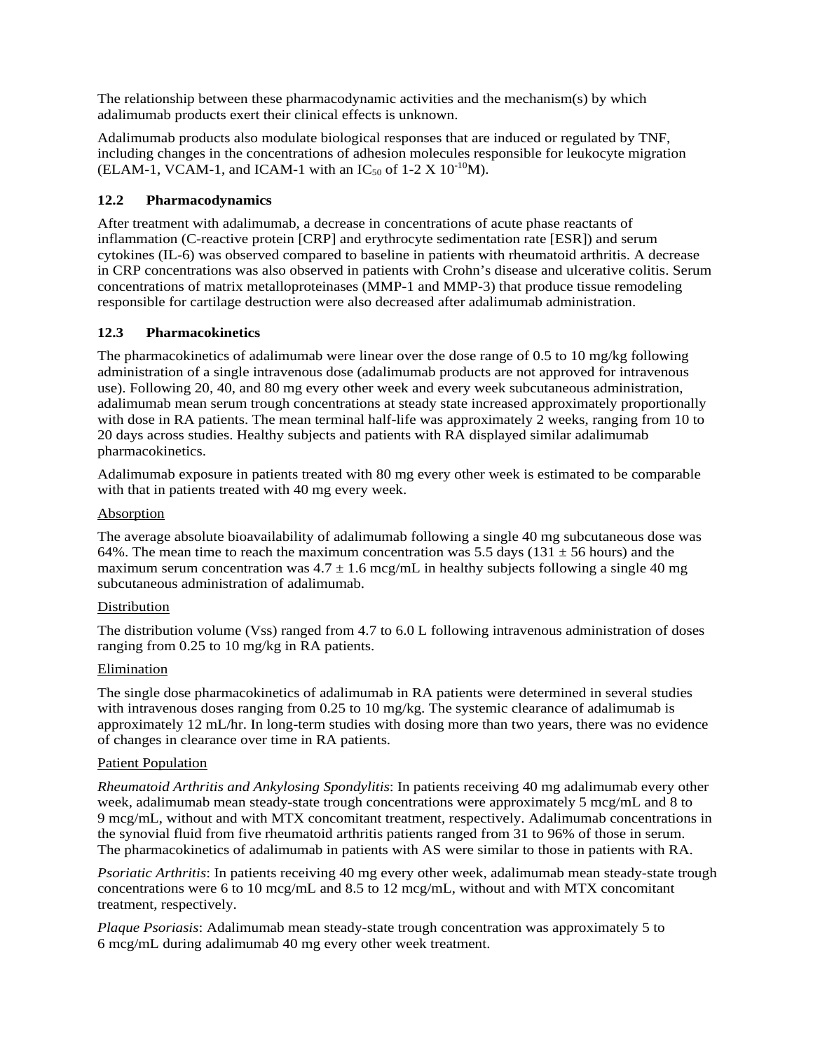The relationship between these pharmacodynamic activities and the mechanism(s) by which adalimumab products exert their clinical effects is unknown.

Adalimumab products also modulate biological responses that are induced or regulated by TNF, including changes in the concentrations of adhesion molecules responsible for leukocyte migration (ELAM-1, VCAM-1, and ICAM-1 with an $IC_{50}$ of 1-2 X $10^{-10}$M).

## 12.2 Pharmacodynamics

After treatment with adalimumab, a decrease in concentrations of acute phase reactants of inflammation (C-reactive protein [CRP] and erythrocyte sedimentation rate [ESR]) and serum cytokines (IL-6) was observed compared to baseline in patients with rheumatoid arthritis. A decrease in CRP concentrations was also observed in patients with Crohn's disease and ulcerative colitis. Serum concentrations of matrix metalloproteinases (MMP-1 and MMP-3) that produce tissue remodeling responsible for cartilage destruction were also decreased after adalimumab administration.

## 12.3 Pharmacokinetics

The pharmacokinetics of adalimumab were linear over the dose range of 0.5 to 10 mg/kg following administration of a single intravenous dose (adalimumab products are not approved for intravenous use). Following 20, 40, and 80 mg every other week and every week subcutaneous administration, adalimumab mean serum trough concentrations at steady state increased approximately proportionally with dose in RA patients. The mean terminal half-life was approximately 2 weeks, ranging from 10 to 20 days across studies. Healthy subjects and patients with RA displayed similar adalimumab pharmacokinetics.

Adalimumab exposure in patients treated with 80 mg every other week is estimated to be comparable with that in patients treated with 40 mg every week.

<u>Absorption</u>

The average absolute bioavailability of adalimumab following a single 40 mg subcutaneous dose was 64%. The mean time to reach the maximum concentration was 5.5 days (131 ± 56 hours) and the maximum serum concentration was 4.7 ± 1.6 mcg/mL in healthy subjects following a single 40 mg subcutaneous administration of adalimumab.

<u>Distribution</u>

The distribution volume (Vss) ranged from 4.7 to 6.0 L following intravenous administration of doses ranging from 0.25 to 10 mg/kg in RA patients.

<u>Elimination</u>

The single dose pharmacokinetics of adalimumab in RA patients were determined in several studies with intravenous doses ranging from 0.25 to 10 mg/kg. The systemic clearance of adalimumab is approximately 12 mL/hr. In long-term studies with dosing more than two years, there was no evidence of changes in clearance over time in RA patients.

<u>Patient Population</u>

*Rheumatoid Arthritis and Ankylosing Spondylitis*: In patients receiving 40 mg adalimumab every other week, adalimumab mean steady-state trough concentrations were approximately 5 mcg/mL and 8 to 9 mcg/mL, without and with MTX concomitant treatment, respectively. Adalimumab concentrations in the synovial fluid from five rheumatoid arthritis patients ranged from 31 to 96% of those in serum. The pharmacokinetics of adalimumab in patients with AS were similar to those in patients with RA.

*Psoriatic Arthritis*: In patients receiving 40 mg every other week, adalimumab mean steady-state trough concentrations were 6 to 10 mcg/mL and 8.5 to 12 mcg/mL, without and with MTX concomitant treatment, respectively.

*Plaque Psoriasis*: Adalimumab mean steady-state trough concentration was approximately 5 to 6 mcg/mL during adalimumab 40 mg every other week treatment.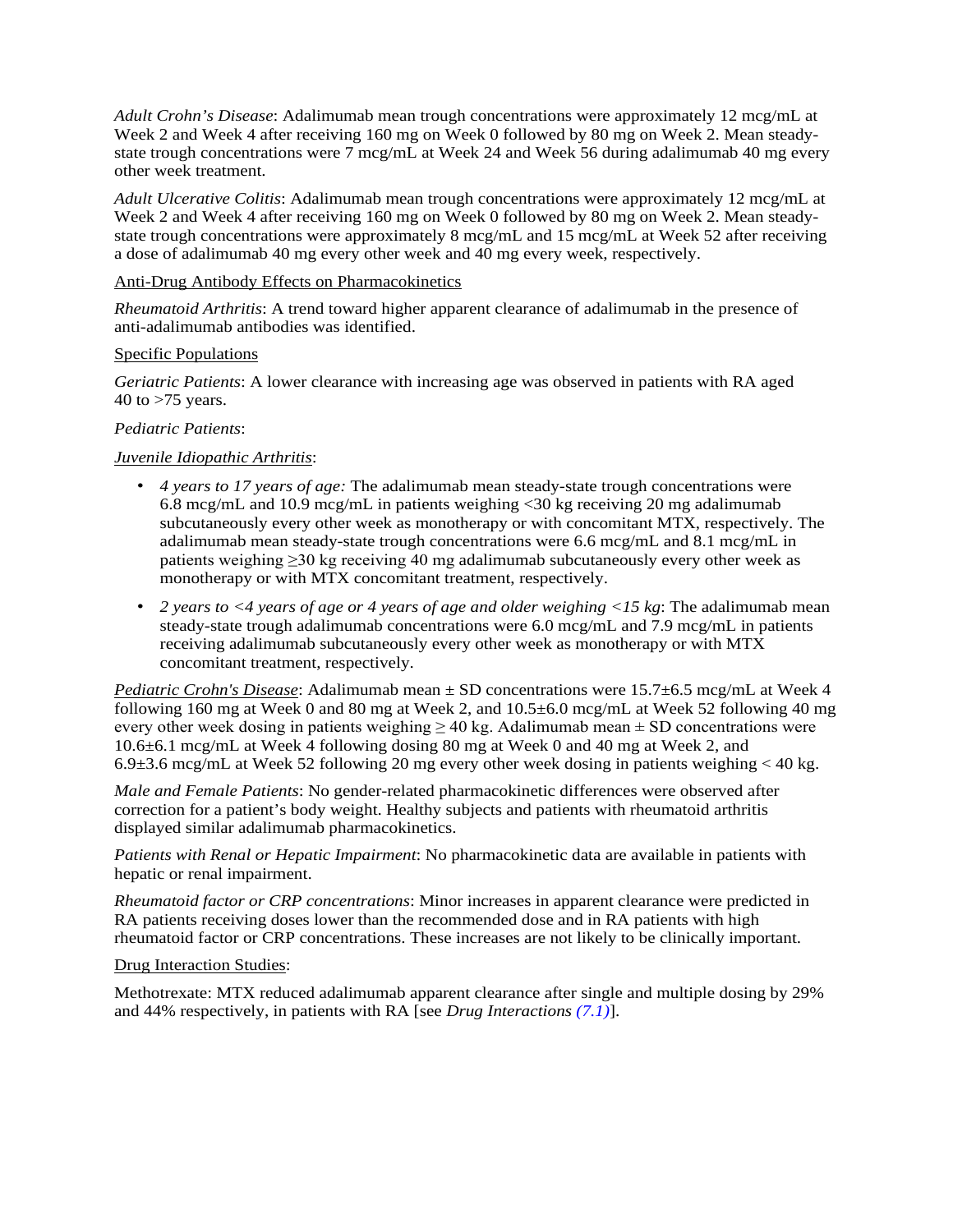*Adult Crohn's Disease*: Adalimumab mean trough concentrations were approximately 12 mcg/mL at Week 2 and Week 4 after receiving 160 mg on Week 0 followed by 80 mg on Week 2. Mean steady-state trough concentrations were 7 mcg/mL at Week 24 and Week 56 during adalimumab 40 mg every other week treatment.

*Adult Ulcerative Colitis*: Adalimumab mean trough concentrations were approximately 12 mcg/mL at Week 2 and Week 4 after receiving 160 mg on Week 0 followed by 80 mg on Week 2. Mean steady-state trough concentrations were approximately 8 mcg/mL and 15 mcg/mL at Week 52 after receiving a dose of adalimumab 40 mg every other week and 40 mg every week, respectively.

<u>Anti-Drug Antibody Effects on Pharmacokinetics</u>

*Rheumatoid Arthritis*: A trend toward higher apparent clearance of adalimumab in the presence of anti-adalimumab antibodies was identified.

<u>Specific Populations</u>

*Geriatric Patients*: A lower clearance with increasing age was observed in patients with RA aged 40 to >75 years.

*Pediatric Patients*:

<u>*Juvenile Idiopathic Arthritis*</u>:

- *4 years to 17 years of age:* The adalimumab mean steady-state trough concentrations were 6.8 mcg/mL and 10.9 mcg/mL in patients weighing <30 kg receiving 20 mg adalimumab subcutaneously every other week as monotherapy or with concomitant MTX, respectively. The adalimumab mean steady-state trough concentrations were 6.6 mcg/mL and 8.1 mcg/mL in patients weighing ≥30 kg receiving 40 mg adalimumab subcutaneously every other week as monotherapy or with MTX concomitant treatment, respectively.
- *2 years to <4 years of age or 4 years of age and older weighing <15 kg*: The adalimumab mean steady-state trough adalimumab concentrations were 6.0 mcg/mL and 7.9 mcg/mL in patients receiving adalimumab subcutaneously every other week as monotherapy or with MTX concomitant treatment, respectively.

<u>*Pediatric Crohn's Disease*</u>: Adalimumab mean ± SD concentrations were 15.7±6.5 mcg/mL at Week 4 following 160 mg at Week 0 and 80 mg at Week 2, and 10.5±6.0 mcg/mL at Week 52 following 40 mg every other week dosing in patients weighing ≥ 40 kg. Adalimumab mean ± SD concentrations were 10.6±6.1 mcg/mL at Week 4 following dosing 80 mg at Week 0 and 40 mg at Week 2, and 6.9±3.6 mcg/mL at Week 52 following 20 mg every other week dosing in patients weighing < 40 kg.

*Male and Female Patients*: No gender-related pharmacokinetic differences were observed after correction for a patient's body weight. Healthy subjects and patients with rheumatoid arthritis displayed similar adalimumab pharmacokinetics.

*Patients with Renal or Hepatic Impairment*: No pharmacokinetic data are available in patients with hepatic or renal impairment.

*Rheumatoid factor or CRP concentrations*: Minor increases in apparent clearance were predicted in RA patients receiving doses lower than the recommended dose and in RA patients with high rheumatoid factor or CRP concentrations. These increases are not likely to be clinically important.

<u>Drug Interaction Studies</u>:

Methotrexate: MTX reduced adalimumab apparent clearance after single and multiple dosing by 29% and 44% respectively, in patients with RA [see *Drug Interactions (7.1)*].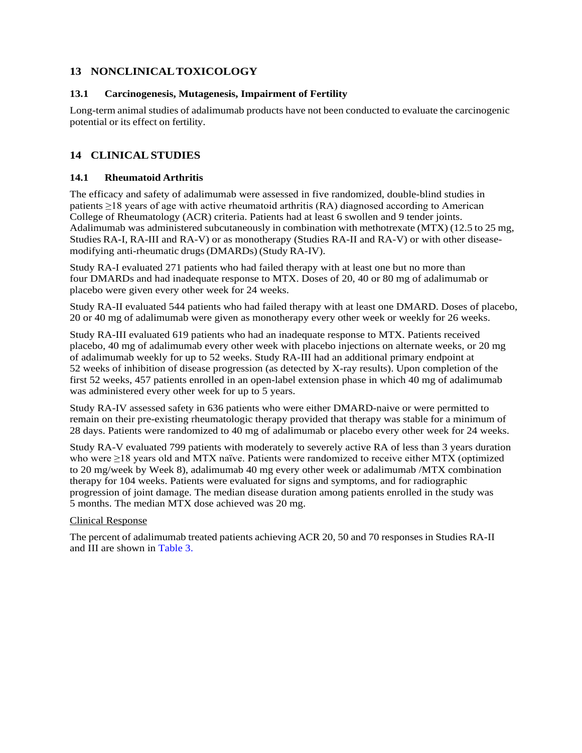## 13 NONCLINICAL TOXICOLOGY

### 13.1 Carcinogenesis, Mutagenesis, Impairment of Fertility

Long-term animal studies of adalimumab products have not been conducted to evaluate the carcinogenic potential or its effect on fertility.

## 14 CLINICAL STUDIES

### 14.1 Rheumatoid Arthritis

The efficacy and safety of adalimumab were assessed in five randomized, double-blind studies in patients ≥18 years of age with active rheumatoid arthritis (RA) diagnosed according to American College of Rheumatology (ACR) criteria. Patients had at least 6 swollen and 9 tender joints. Adalimumab was administered subcutaneously in combination with methotrexate (MTX) (12.5 to 25 mg, Studies RA-I, RA-III and RA-V) or as monotherapy (Studies RA-II and RA-V) or with other disease-modifying anti-rheumatic drugs (DMARDs) (Study RA-IV).

Study RA-I evaluated 271 patients who had failed therapy with at least one but no more than four DMARDs and had inadequate response to MTX. Doses of 20, 40 or 80 mg of adalimumab or placebo were given every other week for 24 weeks.

Study RA-II evaluated 544 patients who had failed therapy with at least one DMARD. Doses of placebo, 20 or 40 mg of adalimumab were given as monotherapy every other week or weekly for 26 weeks.

Study RA-III evaluated 619 patients who had an inadequate response to MTX. Patients received placebo, 40 mg of adalimumab every other week with placebo injections on alternate weeks, or 20 mg of adalimumab weekly for up to 52 weeks. Study RA-III had an additional primary endpoint at 52 weeks of inhibition of disease progression (as detected by X-ray results). Upon completion of the first 52 weeks, 457 patients enrolled in an open-label extension phase in which 40 mg of adalimumab was administered every other week for up to 5 years.

Study RA-IV assessed safety in 636 patients who were either DMARD-naive or were permitted to remain on their pre-existing rheumatologic therapy provided that therapy was stable for a minimum of 28 days. Patients were randomized to 40 mg of adalimumab or placebo every other week for 24 weeks.

Study RA-V evaluated 799 patients with moderately to severely active RA of less than 3 years duration who were ≥18 years old and MTX naïve. Patients were randomized to receive either MTX (optimized to 20 mg/week by Week 8), adalimumab 40 mg every other week or adalimumab /MTX combination therapy for 104 weeks. Patients were evaluated for signs and symptoms, and for radiographic progression of joint damage. The median disease duration among patients enrolled in the study was 5 months. The median MTX dose achieved was 20 mg.

Clinical Response

The percent of adalimumab treated patients achieving ACR 20, 50 and 70 responses in Studies RA-II and III are shown in Table 3.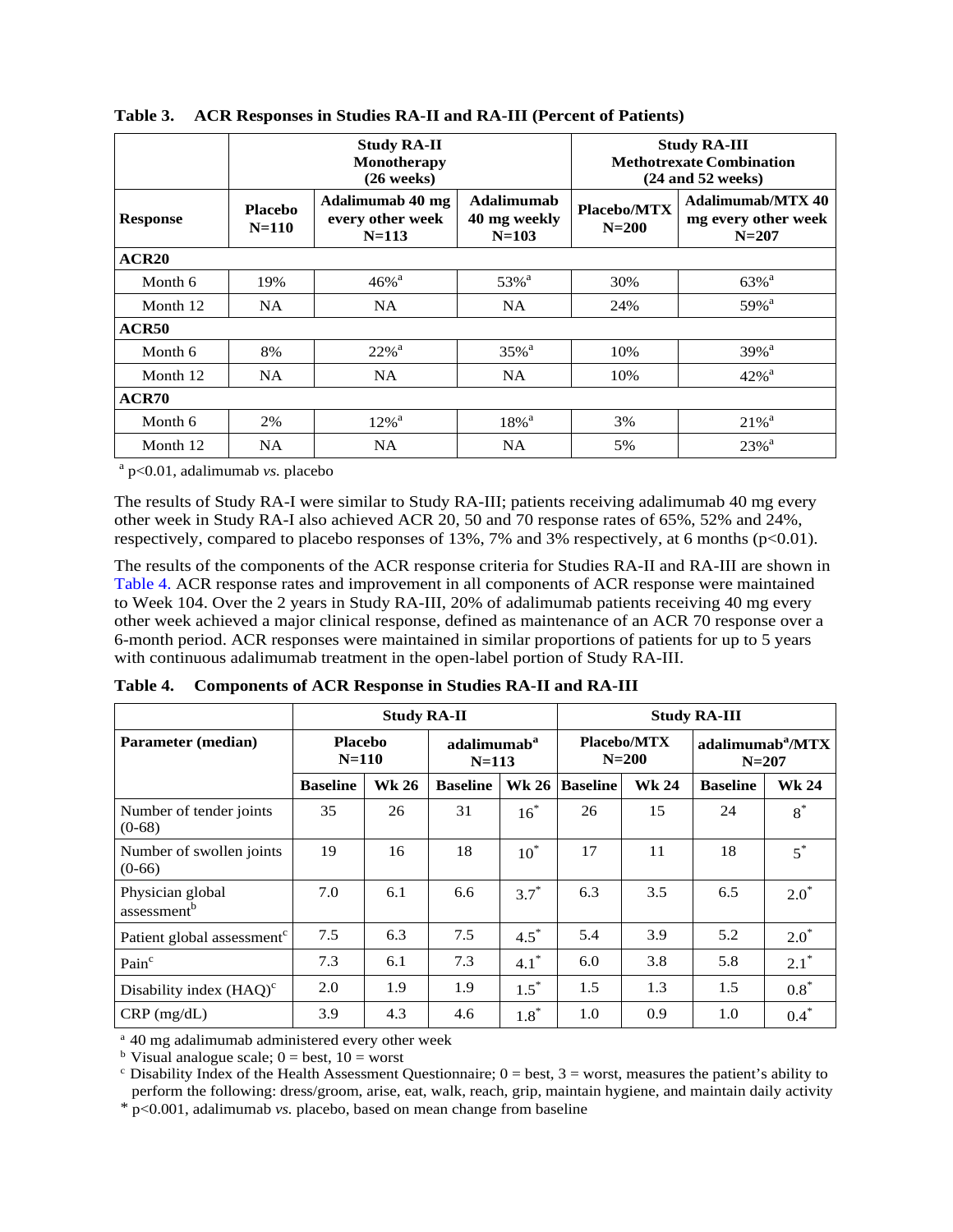**Table 3. ACR Responses in Studies RA-II and RA-III (Percent of Patients)**

| | Study RA-II Monotherapy (26 weeks) | | | Study RA-III Methotrexate Combination (24 and 52 weeks) | |
|---|---|---|---|---|---|
| **Response** | **Placebo N=110** | **Adalimumab 40 mg every other week N=113** | **Adalimumab 40 mg weekly N=103** | **Placebo/MTX N=200** | **Adalimumab/MTX 40 mg every other week N=207** |
| **ACR20** | | | | | |
| Month 6 | 19% | 46%[a] | 53%[a] | 30% | 63%[a] |
| Month 12 | NA | NA | NA | 24% | 59%[a] |
| **ACR50** | | | | | |
| Month 6 | 8% | 22%[a] | 35%[a] | 10% | 39%[a] |
| Month 12 | NA | NA | NA | 10% | 42%[a] |
| **ACR70** | | | | | |
| Month 6 | 2% | 12%[a] | 18%[a] | 3% | 21%[a] |
| Month 12 | NA | NA | NA | 5% | 23%[a] |

[a] p<0.01, adalimumab *vs.* placebo

The results of Study RA-I were similar to Study RA-III; patients receiving adalimumab 40 mg every other week in Study RA-I also achieved ACR 20, 50 and 70 response rates of 65%, 52% and 24%, respectively, compared to placebo responses of 13%, 7% and 3% respectively, at 6 months (p<0.01).

The results of the components of the ACR response criteria for Studies RA-II and RA-III are shown in Table 4. ACR response rates and improvement in all components of ACR response were maintained to Week 104. Over the 2 years in Study RA-III, 20% of adalimumab patients receiving 40 mg every other week achieved a major clinical response, defined as maintenance of an ACR 70 response over a 6-month period. ACR responses were maintained in similar proportions of patients for up to 5 years with continuous adalimumab treatment in the open-label portion of Study RA-III.

**Table 4. Components of ACR Response in Studies RA-II and RA-III**

| | Study RA-II | | | | Study RA-III | | | |
|---|---|---|---|---|---|---|---|---|
| **Parameter (median)** | **Placebo N=110** | | **adalimumab[a] N=113** | | **Placebo/MTX N=200** | | **adalimumab[a]/MTX N=207** | |
| | **Baseline** | **Wk 26** | **Baseline** | **Wk 26** | **Baseline** | **Wk 24** | **Baseline** | **Wk 24** |
| Number of tender joints (0-68) | 35 | 26 | 31 | 16* | 26 | 15 | 24 | 8* |
| Number of swollen joints (0-66) | 19 | 16 | 18 | 10* | 17 | 11 | 18 | 5* |
| Physician global assessment[b] | 7.0 | 6.1 | 6.6 | 3.7* | 6.3 | 3.5 | 6.5 | 2.0* |
| Patient global assessment[c] | 7.5 | 6.3 | 7.5 | 4.5* | 5.4 | 3.9 | 5.2 | 2.0* |
| Pain[c] | 7.3 | 6.1 | 7.3 | 4.1* | 6.0 | 3.8 | 5.8 | 2.1* |
| Disability index (HAQ)[c] | 2.0 | 1.9 | 1.9 | 1.5* | 1.5 | 1.3 | 1.5 | 0.8* |
| CRP (mg/dL) | 3.9 | 4.3 | 4.6 | 1.8* | 1.0 | 0.9 | 1.0 | 0.4* |

[a] 40 mg adalimumab administered every other week

[b] Visual analogue scale; 0 = best, 10 = worst

[c] Disability Index of the Health Assessment Questionnaire; 0 = best, 3 = worst, measures the patient's ability to perform the following: dress/groom, arise, eat, walk, reach, grip, maintain hygiene, and maintain daily activity

\* p<0.001, adalimumab *vs.* placebo, based on mean change from baseline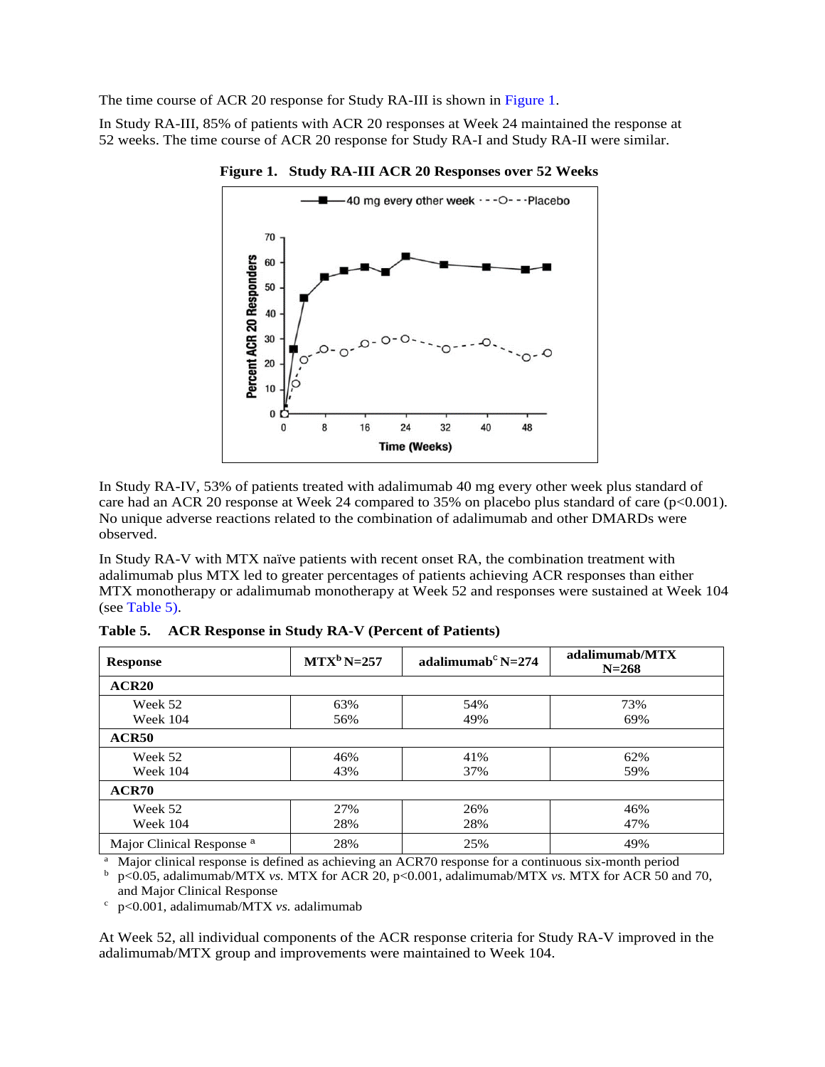The time course of ACR 20 response for Study RA-III is shown in Figure 1.

In Study RA-III, 85% of patients with ACR 20 responses at Week 24 maintained the response at 52 weeks. The time course of ACR 20 response for Study RA-I and Study RA-II were similar.

**Figure 1. Study RA-III ACR 20 Responses over 52 Weeks**

In Study RA-IV, 53% of patients treated with adalimumab 40 mg every other week plus standard of care had an ACR 20 response at Week 24 compared to 35% on placebo plus standard of care (p<0.001). No unique adverse reactions related to the combination of adalimumab and other DMARDs were observed.

In Study RA-V with MTX naïve patients with recent onset RA, the combination treatment with adalimumab plus MTX led to greater percentages of patients achieving ACR responses than either MTX monotherapy or adalimumab monotherapy at Week 52 and responses were sustained at Week 104 (see Table 5).

**Table 5. ACR Response in Study RA-V (Percent of Patients)**

| Response | MTX[b] N=257 | adalimumab[c] N=274 | adalimumab/MTX N=268 |
|---|---|---|---|
| **ACR20** | | | |
| Week 52 | 63% | 54% | 73% |
| Week 104 | 56% | 49% | 69% |
| **ACR50** | | | |
| Week 52 | 46% | 41% | 62% |
| Week 104 | 43% | 37% | 59% |
| **ACR70** | | | |
| Week 52 | 27% | 26% | 46% |
| Week 104 | 28% | 28% | 47% |
| Major Clinical Response [a] | 28% | 25% | 49% |

[a] Major clinical response is defined as achieving an ACR70 response for a continuous six-month period
[b] p<0.05, adalimumab/MTX *vs.* MTX for ACR 20, p<0.001, adalimumab/MTX *vs.* MTX for ACR 50 and 70, and Major Clinical Response
[c] p<0.001, adalimumab/MTX *vs.* adalimumab

At Week 52, all individual components of the ACR response criteria for Study RA-V improved in the adalimumab/MTX group and improvements were maintained to Week 104.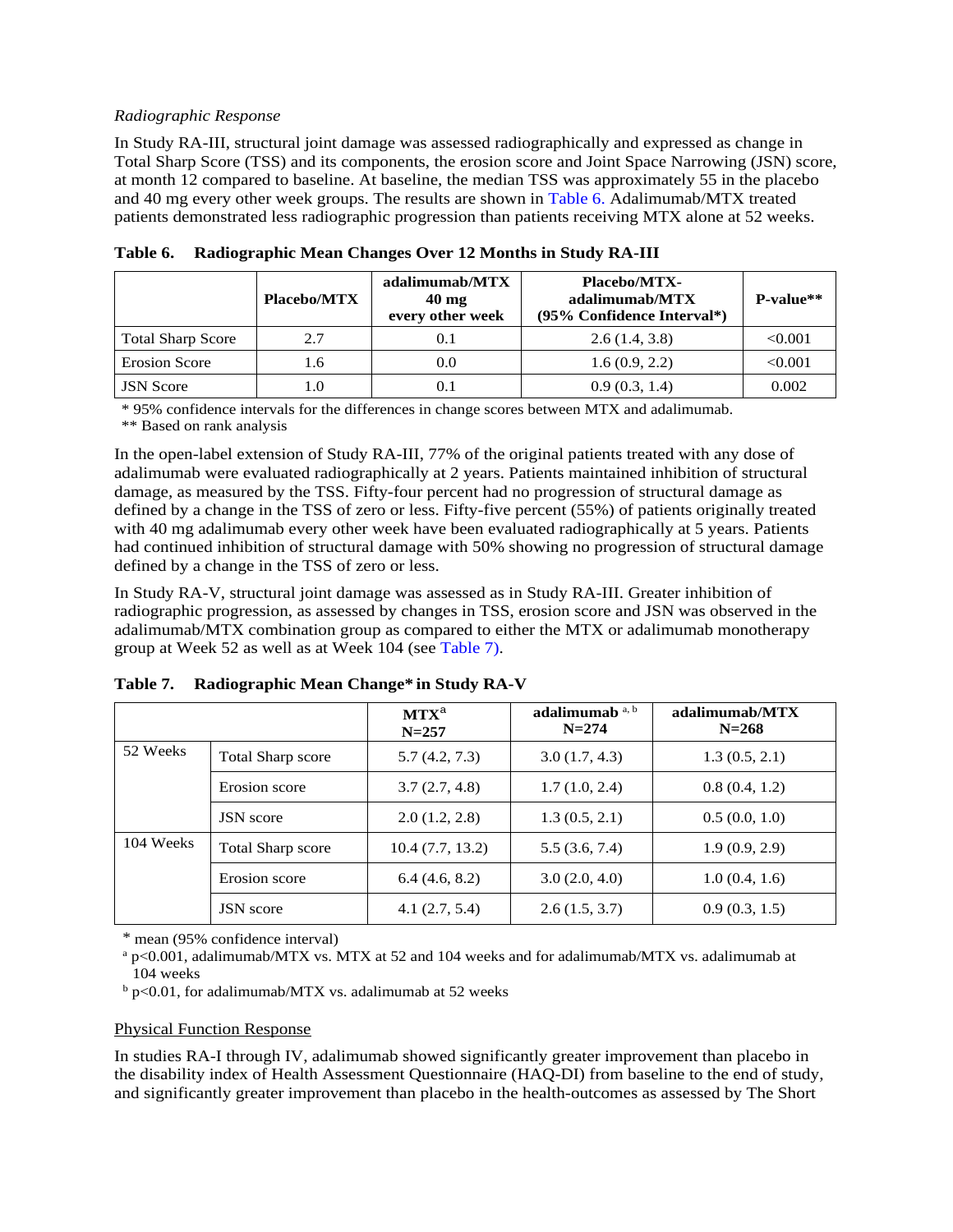*Radiographic Response*

In Study RA-III, structural joint damage was assessed radiographically and expressed as change in Total Sharp Score (TSS) and its components, the erosion score and Joint Space Narrowing (JSN) score, at month 12 compared to baseline. At baseline, the median TSS was approximately 55 in the placebo and 40 mg every other week groups. The results are shown in Table 6. Adalimumab/MTX treated patients demonstrated less radiographic progression than patients receiving MTX alone at 52 weeks.

**Table 6. Radiographic Mean Changes Over 12 Months in Study RA-III**

| | **Placebo/MTX** | **adalimumab/MTX 40 mg every other week** | **Placebo/MTX-adalimumab/MTX (95% Confidence Interval*)** | **P-value**** |
|---|---|---|---|---|
| Total Sharp Score | 2.7 | 0.1 | 2.6 (1.4, 3.8) | <0.001 |
| Erosion Score | 1.6 | 0.0 | 1.6 (0.9, 2.2) | <0.001 |
| JSN Score | 1.0 | 0.1 | 0.9 (0.3, 1.4) | 0.002 |

\* 95% confidence intervals for the differences in change scores between MTX and adalimumab.
** Based on rank analysis

In the open-label extension of Study RA-III, 77% of the original patients treated with any dose of adalimumab were evaluated radiographically at 2 years. Patients maintained inhibition of structural damage, as measured by the TSS. Fifty-four percent had no progression of structural damage as defined by a change in the TSS of zero or less. Fifty-five percent (55%) of patients originally treated with 40 mg adalimumab every other week have been evaluated radiographically at 5 years. Patients had continued inhibition of structural damage with 50% showing no progression of structural damage defined by a change in the TSS of zero or less.

In Study RA-V, structural joint damage was assessed as in Study RA-III. Greater inhibition of radiographic progression, as assessed by changes in TSS, erosion score and JSN was observed in the adalimumab/MTX combination group as compared to either the MTX or adalimumab monotherapy group at Week 52 as well as at Week 104 (see Table 7).

**Table 7. Radiographic Mean Change* in Study RA-V**

| | | **MTX[a] N=257** | **adalimumab [a, b] N=274** | **adalimumab/MTX N=268** |
|---|---|---|---|---|
| 52 Weeks | Total Sharp score | 5.7 (4.2, 7.3) | 3.0 (1.7, 4.3) | 1.3 (0.5, 2.1) |
| | Erosion score | 3.7 (2.7, 4.8) | 1.7 (1.0, 2.4) | 0.8 (0.4, 1.2) |
| | JSN score | 2.0 (1.2, 2.8) | 1.3 (0.5, 2.1) | 0.5 (0.0, 1.0) |
| 104 Weeks | Total Sharp score | 10.4 (7.7, 13.2) | 5.5 (3.6, 7.4) | 1.9 (0.9, 2.9) |
| | Erosion score | 6.4 (4.6, 8.2) | 3.0 (2.0, 4.0) | 1.0 (0.4, 1.6) |
| | JSN score | 4.1 (2.7, 5.4) | 2.6 (1.5, 3.7) | 0.9 (0.3, 1.5) |

\* mean (95% confidence interval)
[a] p<0.001, adalimumab/MTX vs. MTX at 52 and 104 weeks and for adalimumab/MTX vs. adalimumab at 104 weeks
[b] p<0.01, for adalimumab/MTX vs. adalimumab at 52 weeks

Physical Function Response

In studies RA-I through IV, adalimumab showed significantly greater improvement than placebo in the disability index of Health Assessment Questionnaire (HAQ-DI) from baseline to the end of study, and significantly greater improvement than placebo in the health-outcomes as assessed by The Short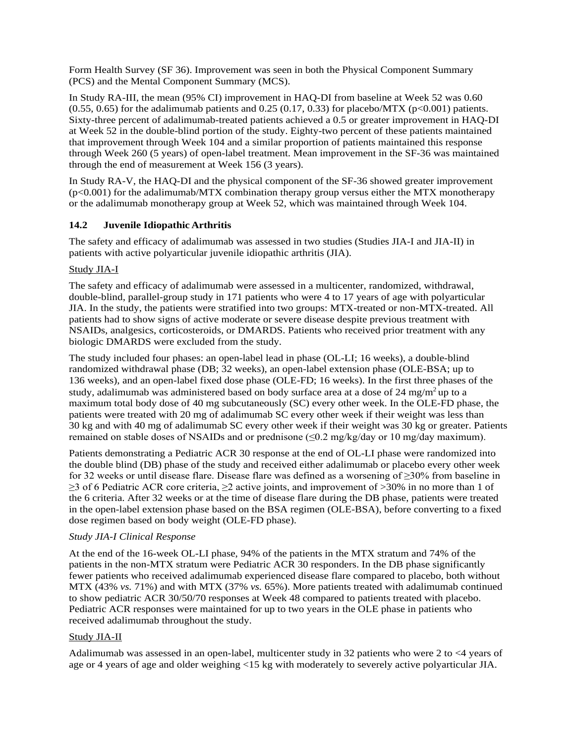Form Health Survey (SF 36). Improvement was seen in both the Physical Component Summary (PCS) and the Mental Component Summary (MCS).

In Study RA-III, the mean (95% CI) improvement in HAQ-DI from baseline at Week 52 was 0.60 (0.55, 0.65) for the adalimumab patients and 0.25 (0.17, 0.33) for placebo/MTX ($p<0.001$) patients. Sixty-three percent of adalimumab-treated patients achieved a 0.5 or greater improvement in HAQ-DI at Week 52 in the double-blind portion of the study. Eighty-two percent of these patients maintained that improvement through Week 104 and a similar proportion of patients maintained this response through Week 260 (5 years) of open-label treatment. Mean improvement in the SF-36 was maintained through the end of measurement at Week 156 (3 years).

In Study RA-V, the HAQ-DI and the physical component of the SF-36 showed greater improvement ($p<0.001$) for the adalimumab/MTX combination therapy group versus either the MTX monotherapy or the adalimumab monotherapy group at Week 52, which was maintained through Week 104.

### 14.2 Juvenile Idiopathic Arthritis

The safety and efficacy of adalimumab was assessed in two studies (Studies JIA-I and JIA-II) in patients with active polyarticular juvenile idiopathic arthritis (JIA).

Study JIA-I

The safety and efficacy of adalimumab were assessed in a multicenter, randomized, withdrawal, double-blind, parallel-group study in 171 patients who were 4 to 17 years of age with polyarticular JIA. In the study, the patients were stratified into two groups: MTX-treated or non-MTX-treated. All patients had to show signs of active moderate or severe disease despite previous treatment with NSAIDs, analgesics, corticosteroids, or DMARDS. Patients who received prior treatment with any biologic DMARDS were excluded from the study.

The study included four phases: an open-label lead in phase (OL-LI; 16 weeks), a double-blind randomized withdrawal phase (DB; 32 weeks), an open-label extension phase (OLE-BSA; up to 136 weeks), and an open-label fixed dose phase (OLE-FD; 16 weeks). In the first three phases of the study, adalimumab was administered based on body surface area at a dose of 24 mg/m$^2$ up to a maximum total body dose of 40 mg subcutaneously (SC) every other week. In the OLE-FD phase, the patients were treated with 20 mg of adalimumab SC every other week if their weight was less than 30 kg and with 40 mg of adalimumab SC every other week if their weight was 30 kg or greater. Patients remained on stable doses of NSAIDs and or prednisone (≤0.2 mg/kg/day or 10 mg/day maximum).

Patients demonstrating a Pediatric ACR 30 response at the end of OL-LI phase were randomized into the double blind (DB) phase of the study and received either adalimumab or placebo every other week for 32 weeks or until disease flare. Disease flare was defined as a worsening of ≥30% from baseline in ≥3 of 6 Pediatric ACR core criteria, ≥2 active joints, and improvement of >30% in no more than 1 of the 6 criteria. After 32 weeks or at the time of disease flare during the DB phase, patients were treated in the open-label extension phase based on the BSA regimen (OLE-BSA), before converting to a fixed dose regimen based on body weight (OLE-FD phase).

*Study JIA-I Clinical Response*

At the end of the 16-week OL-LI phase, 94% of the patients in the MTX stratum and 74% of the patients in the non-MTX stratum were Pediatric ACR 30 responders. In the DB phase significantly fewer patients who received adalimumab experienced disease flare compared to placebo, both without MTX (43% *vs.* 71%) and with MTX (37% *vs.* 65%). More patients treated with adalimumab continued to show pediatric ACR 30/50/70 responses at Week 48 compared to patients treated with placebo. Pediatric ACR responses were maintained for up to two years in the OLE phase in patients who received adalimumab throughout the study.

Study JIA-II

Adalimumab was assessed in an open-label, multicenter study in 32 patients who were 2 to <4 years of age or 4 years of age and older weighing <15 kg with moderately to severely active polyarticular JIA.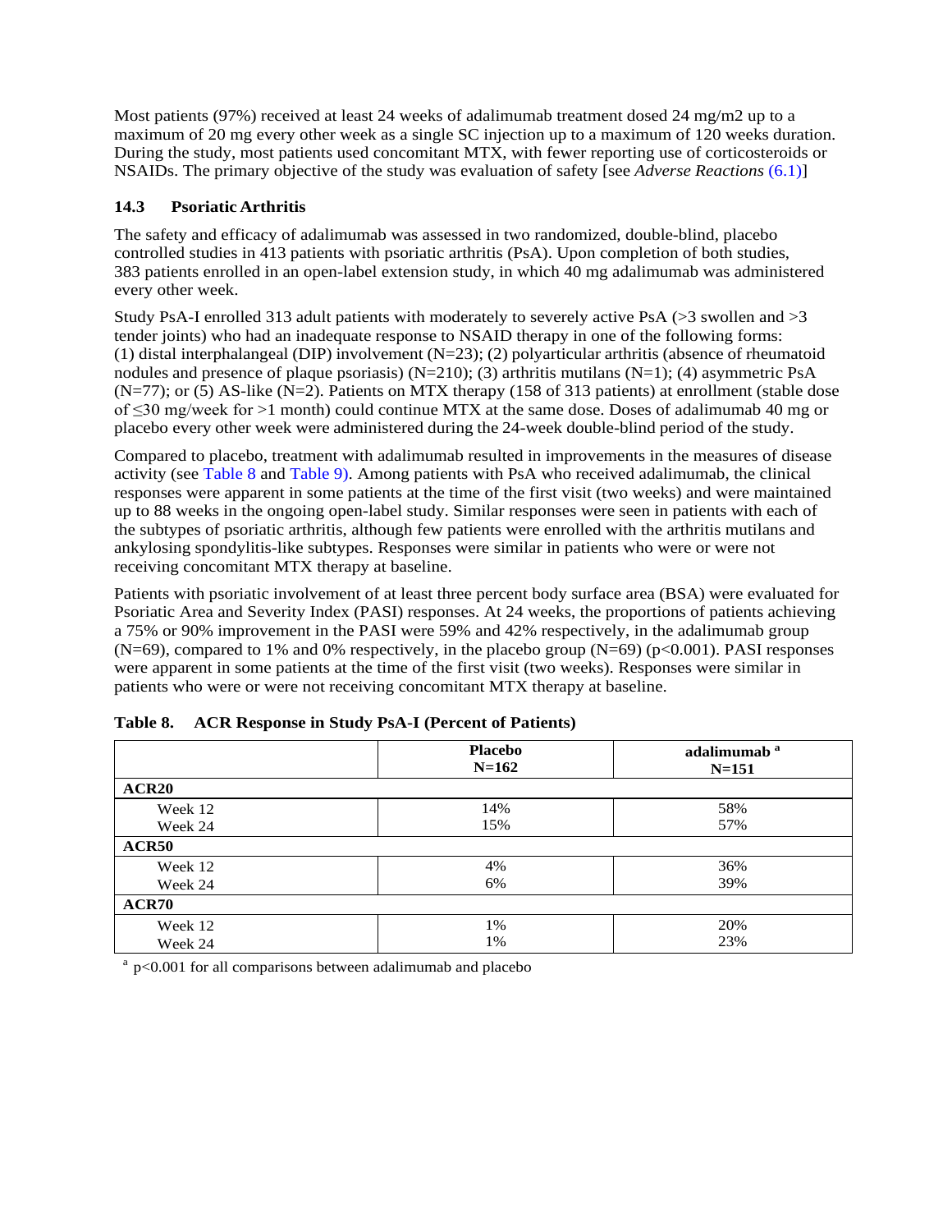Most patients (97%) received at least 24 weeks of adalimumab treatment dosed 24 mg/m2 up to a maximum of 20 mg every other week as a single SC injection up to a maximum of 120 weeks duration. During the study, most patients used concomitant MTX, with fewer reporting use of corticosteroids or NSAIDs. The primary objective of the study was evaluation of safety [see *Adverse Reactions* (6.1)]

### 14.3 Psoriatic Arthritis

The safety and efficacy of adalimumab was assessed in two randomized, double-blind, placebo controlled studies in 413 patients with psoriatic arthritis (PsA). Upon completion of both studies, 383 patients enrolled in an open-label extension study, in which 40 mg adalimumab was administered every other week.

Study PsA-I enrolled 313 adult patients with moderately to severely active PsA (>3 swollen and >3 tender joints) who had an inadequate response to NSAID therapy in one of the following forms: (1) distal interphalangeal (DIP) involvement (N=23); (2) polyarticular arthritis (absence of rheumatoid nodules and presence of plaque psoriasis) (N=210); (3) arthritis mutilans (N=1); (4) asymmetric PsA (N=77); or (5) AS-like (N=2). Patients on MTX therapy (158 of 313 patients) at enrollment (stable dose of ≤30 mg/week for >1 month) could continue MTX at the same dose. Doses of adalimumab 40 mg or placebo every other week were administered during the 24-week double-blind period of the study.

Compared to placebo, treatment with adalimumab resulted in improvements in the measures of disease activity (see Table 8 and Table 9). Among patients with PsA who received adalimumab, the clinical responses were apparent in some patients at the time of the first visit (two weeks) and were maintained up to 88 weeks in the ongoing open-label study. Similar responses were seen in patients with each of the subtypes of psoriatic arthritis, although few patients were enrolled with the arthritis mutilans and ankylosing spondylitis-like subtypes. Responses were similar in patients who were or were not receiving concomitant MTX therapy at baseline.

Patients with psoriatic involvement of at least three percent body surface area (BSA) were evaluated for Psoriatic Area and Severity Index (PASI) responses. At 24 weeks, the proportions of patients achieving a 75% or 90% improvement in the PASI were 59% and 42% respectively, in the adalimumab group (N=69), compared to 1% and 0% respectively, in the placebo group (N=69) ($p<0.001$). PASI responses were apparent in some patients at the time of the first visit (two weeks). Responses were similar in patients who were or were not receiving concomitant MTX therapy at baseline.

**Table 8. ACR Response in Study PsA-I (Percent of Patients)**

| | Placebo N=162 | adalimumab [a] N=151 |
|---|---|---|
| **ACR20** | | |
| Week 12 | 14% | 58% |
| Week 24 | 15% | 57% |
| **ACR50** | | |
| Week 12 | 4% | 36% |
| Week 24 | 6% | 39% |
| **ACR70** | | |
| Week 12 | 1% | 20% |
| Week 24 | 1% | 23% |

[a] $p<0.001$ for all comparisons between adalimumab and placebo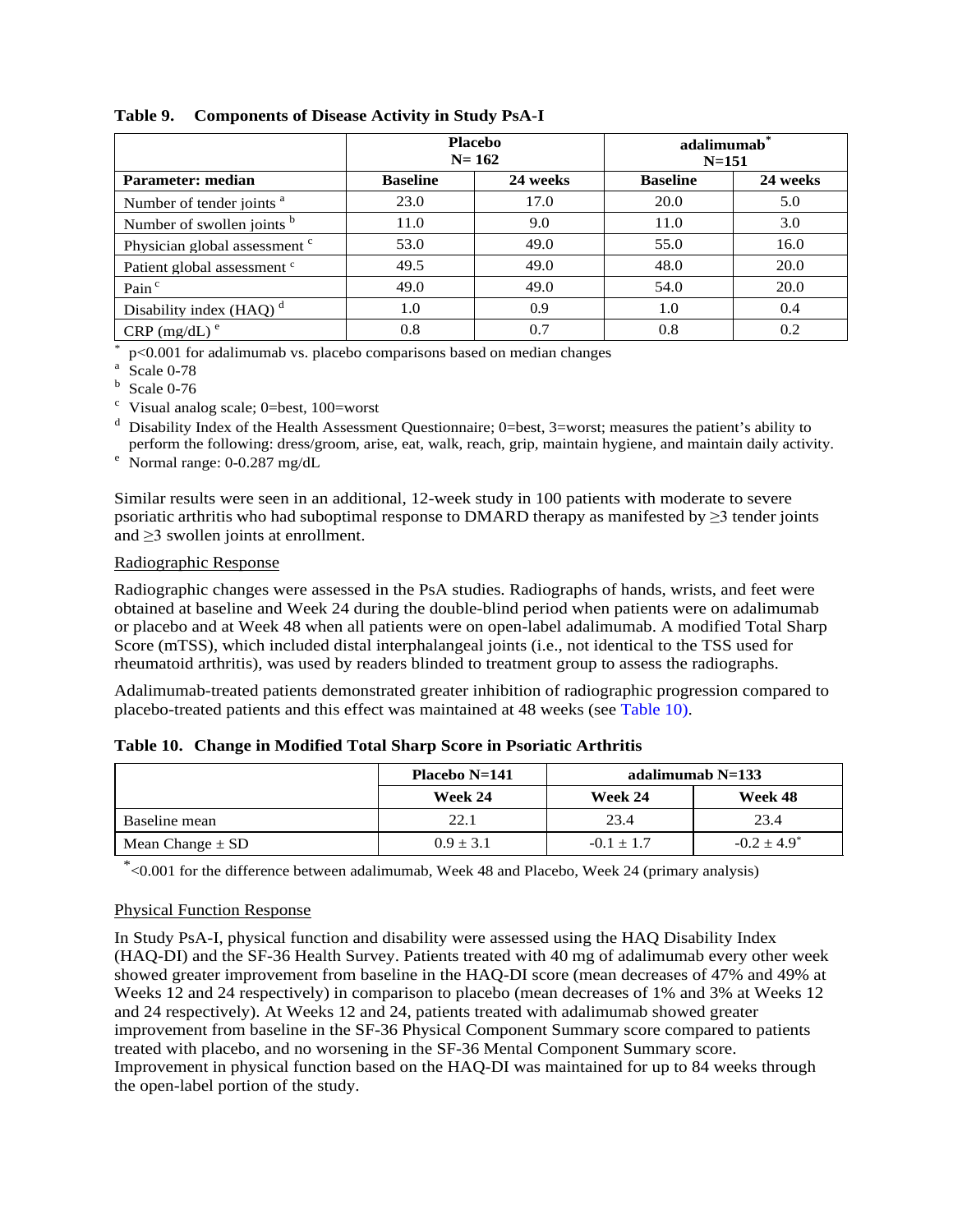**Table 9. Components of Disease Activity in Study PsA-I**

| | Placebo N= 162 | | adalimumab* N=151 | |
|---|---|---|---|---|
| **Parameter: median** | **Baseline** | **24 weeks** | **Baseline** | **24 weeks** |
| Number of tender joints [a] | 23.0 | 17.0 | 20.0 | 5.0 |
| Number of swollen joints [b] | 11.0 | 9.0 | 11.0 | 3.0 |
| Physician global assessment [c] | 53.0 | 49.0 | 55.0 | 16.0 |
| Patient global assessment [c] | 49.5 | 49.0 | 48.0 | 20.0 |
| Pain [c] | 49.0 | 49.0 | 54.0 | 20.0 |
| Disability index (HAQ) [d] | 1.0 | 0.9 | 1.0 | 0.4 |
| CRP (mg/dL) [e] | 0.8 | 0.7 | 0.8 | 0.2 |

\* $p<0.001$ for adalimumab vs. placebo comparisons based on median changes

[a] Scale 0-78

[b] Scale 0-76

[c] Visual analog scale; 0=best, 100=worst

[d] Disability Index of the Health Assessment Questionnaire; 0=best, 3=worst; measures the patient's ability to perform the following: dress/groom, arise, eat, walk, reach, grip, maintain hygiene, and maintain daily activity.

[e] Normal range: 0-0.287 mg/dL

Similar results were seen in an additional, 12-week study in 100 patients with moderate to severe psoriatic arthritis who had suboptimal response to DMARD therapy as manifested by ≥3 tender joints and ≥3 swollen joints at enrollment.

Radiographic Response

Radiographic changes were assessed in the PsA studies. Radiographs of hands, wrists, and feet were obtained at baseline and Week 24 during the double-blind period when patients were on adalimumab or placebo and at Week 48 when all patients were on open-label adalimumab. A modified Total Sharp Score (mTSS), which included distal interphalangeal joints (i.e., not identical to the TSS used for rheumatoid arthritis), was used by readers blinded to treatment group to assess the radiographs.

Adalimumab-treated patients demonstrated greater inhibition of radiographic progression compared to placebo-treated patients and this effect was maintained at 48 weeks (see Table 10).

**Table 10. Change in Modified Total Sharp Score in Psoriatic Arthritis**

| | Placebo N=141 | adalimumab N=133 | |
|---|---|---|---|
| | **Week 24** | **Week 24** | **Week 48** |
| Baseline mean | 22.1 | 23.4 | 23.4 |
| Mean Change ± SD | 0.9 ± 3.1 | -0.1 ± 1.7 | -0.2 ± 4.9* |

\*<0.001 for the difference between adalimumab, Week 48 and Placebo, Week 24 (primary analysis)

Physical Function Response

In Study PsA-I, physical function and disability were assessed using the HAQ Disability Index (HAQ-DI) and the SF-36 Health Survey. Patients treated with 40 mg of adalimumab every other week showed greater improvement from baseline in the HAQ-DI score (mean decreases of 47% and 49% at Weeks 12 and 24 respectively) in comparison to placebo (mean decreases of 1% and 3% at Weeks 12 and 24 respectively). At Weeks 12 and 24, patients treated with adalimumab showed greater improvement from baseline in the SF-36 Physical Component Summary score compared to patients treated with placebo, and no worsening in the SF-36 Mental Component Summary score. Improvement in physical function based on the HAQ-DI was maintained for up to 84 weeks through the open-label portion of the study.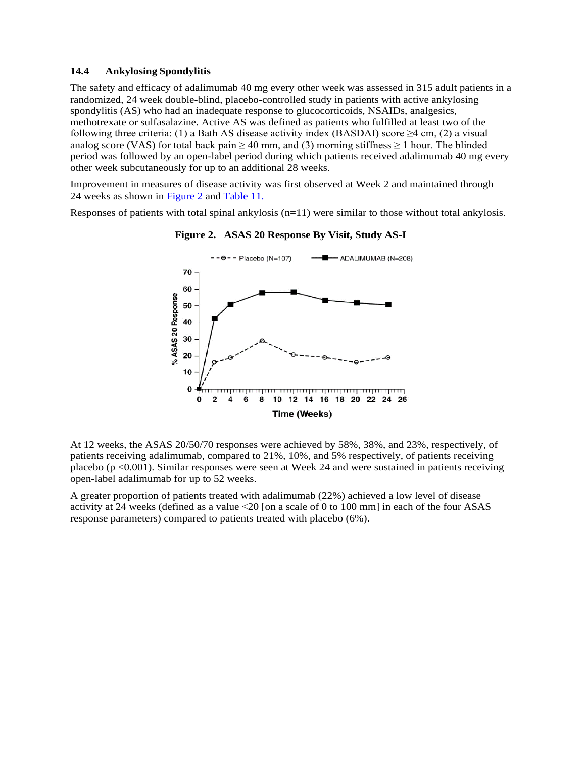### 14.4 Ankylosing Spondylitis

The safety and efficacy of adalimumab 40 mg every other week was assessed in 315 adult patients in a randomized, 24 week double-blind, placebo-controlled study in patients with active ankylosing spondylitis (AS) who had an inadequate response to glucocorticoids, NSAIDs, analgesics, methotrexate or sulfasalazine. Active AS was defined as patients who fulfilled at least two of the following three criteria: (1) a Bath AS disease activity index (BASDAI) score ≥4 cm, (2) a visual analog score (VAS) for total back pain ≥ 40 mm, and (3) morning stiffness ≥ 1 hour. The blinded period was followed by an open-label period during which patients received adalimumab 40 mg every other week subcutaneously for up to an additional 28 weeks.

Improvement in measures of disease activity was first observed at Week 2 and maintained through 24 weeks as shown in Figure 2 and Table 11.

Responses of patients with total spinal ankylosis (n=11) were similar to those without total ankylosis.

**Figure 2. ASAS 20 Response By Visit, Study AS-I**

At 12 weeks, the ASAS 20/50/70 responses were achieved by 58%, 38%, and 23%, respectively, of patients receiving adalimumab, compared to 21%, 10%, and 5% respectively, of patients receiving placebo ($p < 0.001$). Similar responses were seen at Week 24 and were sustained in patients receiving open-label adalimumab for up to 52 weeks.

A greater proportion of patients treated with adalimumab (22%) achieved a low level of disease activity at 24 weeks (defined as a value <20 [on a scale of 0 to 100 mm] in each of the four ASAS response parameters) compared to patients treated with placebo (6%).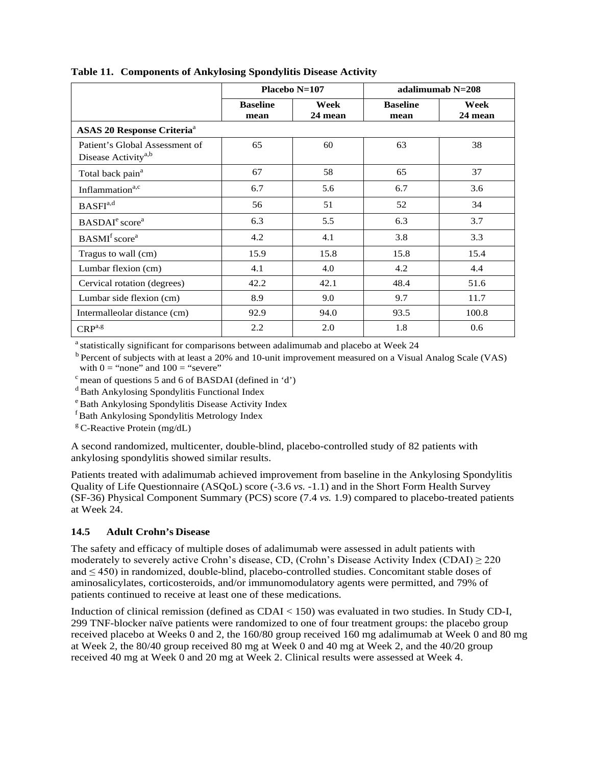**Table 11. Components of Ankylosing Spondylitis Disease Activity**

| | Placebo N=107 | | adalimumab N=208 | |
|---|---|---|---|---|
| | **Baseline mean** | **Week 24 mean** | **Baseline mean** | **Week 24 mean** |
| **ASAS 20 Response Criteria**[a] | | | | |
| Patient's Global Assessment of Disease Activity[a,b] | 65 | 60 | 63 | 38 |
| Total back pain[a] | 67 | 58 | 65 | 37 |
| Inflammation[a,c] | 6.7 | 5.6 | 6.7 | 3.6 |
| BASFI[a,d] | 56 | 51 | 52 | 34 |
| BASDAI[e] score[a] | 6.3 | 5.5 | 6.3 | 3.7 |
| BASMI[f] score[a] | 4.2 | 4.1 | 3.8 | 3.3 |
| Tragus to wall (cm) | 15.9 | 15.8 | 15.8 | 15.4 |
| Lumbar flexion (cm) | 4.1 | 4.0 | 4.2 | 4.4 |
| Cervical rotation (degrees) | 42.2 | 42.1 | 48.4 | 51.6 |
| Lumbar side flexion (cm) | 8.9 | 9.0 | 9.7 | 11.7 |
| Intermalleolar distance (cm) | 92.9 | 94.0 | 93.5 | 100.8 |
| CRP[a,g] | 2.2 | 2.0 | 1.8 | 0.6 |

[a] statistically significant for comparisons between adalimumab and placebo at Week 24

[b] Percent of subjects with at least a 20% and 10-unit improvement measured on a Visual Analog Scale (VAS) with 0 = "none" and 100 = "severe"

[c] mean of questions 5 and 6 of BASDAI (defined in 'd')

[d] Bath Ankylosing Spondylitis Functional Index

[e] Bath Ankylosing Spondylitis Disease Activity Index

[f] Bath Ankylosing Spondylitis Metrology Index

[g] C-Reactive Protein (mg/dL)

A second randomized, multicenter, double-blind, placebo-controlled study of 82 patients with ankylosing spondylitis showed similar results.

Patients treated with adalimumab achieved improvement from baseline in the Ankylosing Spondylitis Quality of Life Questionnaire (ASQoL) score (-3.6 *vs.* -1.1) and in the Short Form Health Survey (SF-36) Physical Component Summary (PCS) score (7.4 *vs.* 1.9) compared to placebo-treated patients at Week 24.

### 14.5 Adult Crohn's Disease

The safety and efficacy of multiple doses of adalimumab were assessed in adult patients with moderately to severely active Crohn's disease, CD, (Crohn's Disease Activity Index (CDAI) $\geq$ 220 and $\leq$ 450) in randomized, double-blind, placebo-controlled studies. Concomitant stable doses of aminosalicylates, corticosteroids, and/or immunomodulatory agents were permitted, and 79% of patients continued to receive at least one of these medications.

Induction of clinical remission (defined as CDAI < 150) was evaluated in two studies. In Study CD-I, 299 TNF-blocker naïve patients were randomized to one of four treatment groups: the placebo group received placebo at Weeks 0 and 2, the 160/80 group received 160 mg adalimumab at Week 0 and 80 mg at Week 2, the 80/40 group received 80 mg at Week 0 and 40 mg at Week 2, and the 40/20 group received 40 mg at Week 0 and 20 mg at Week 2. Clinical results were assessed at Week 4.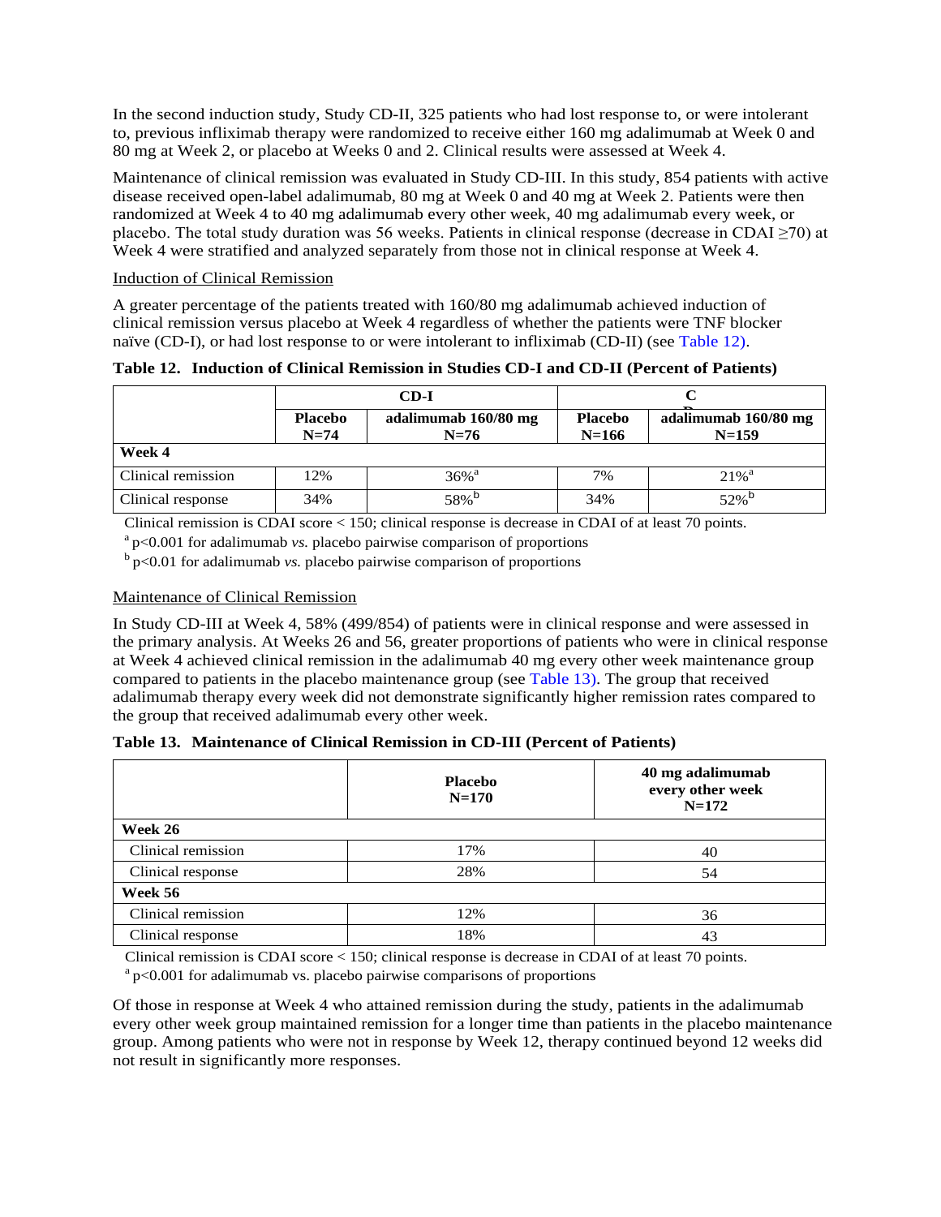In the second induction study, Study CD-II, 325 patients who had lost response to, or were intolerant to, previous infliximab therapy were randomized to receive either 160 mg adalimumab at Week 0 and 80 mg at Week 2, or placebo at Weeks 0 and 2. Clinical results were assessed at Week 4.

Maintenance of clinical remission was evaluated in Study CD-III. In this study, 854 patients with active disease received open-label adalimumab, 80 mg at Week 0 and 40 mg at Week 2. Patients were then randomized at Week 4 to 40 mg adalimumab every other week, 40 mg adalimumab every week, or placebo. The total study duration was 56 weeks. Patients in clinical response (decrease in CDAI ≥70) at Week 4 were stratified and analyzed separately from those not in clinical response at Week 4.

Induction of Clinical Remission

A greater percentage of the patients treated with 160/80 mg adalimumab achieved induction of clinical remission versus placebo at Week 4 regardless of whether the patients were TNF blocker naïve (CD-I), or had lost response to or were intolerant to infliximab (CD-II) (see Table 12).

**Table 12. Induction of Clinical Remission in Studies CD-I and CD-II (Percent of Patients)**

| | CD-I | | CD-II | |
|---|---|---|---|---|
| | **Placebo N=74** | **adalimumab 160/80 mg N=76** | **Placebo N=166** | **adalimumab 160/80 mg N=159** |
| **Week 4** | | | | |
| Clinical remission | 12% | 36%[a] | 7% | 21%[a] |
| Clinical response | 34% | 58%[b] | 34% | 52%[b] |

Clinical remission is CDAI score < 150; clinical response is decrease in CDAI of at least 70 points.

[a] p<0.001 for adalimumab *vs.* placebo pairwise comparison of proportions

[b] p<0.01 for adalimumab *vs.* placebo pairwise comparison of proportions

Maintenance of Clinical Remission

In Study CD-III at Week 4, 58% (499/854) of patients were in clinical response and were assessed in the primary analysis. At Weeks 26 and 56, greater proportions of patients who were in clinical response at Week 4 achieved clinical remission in the adalimumab 40 mg every other week maintenance group compared to patients in the placebo maintenance group (see Table 13). The group that received adalimumab therapy every week did not demonstrate significantly higher remission rates compared to the group that received adalimumab every other week.

**Table 13. Maintenance of Clinical Remission in CD-III (Percent of Patients)**

| | **Placebo N=170** | **40 mg adalimumab every other week N=172** |
|---|---|---|
| **Week 26** | | |
| Clinical remission | 17% | 40 |
| Clinical response | 28% | 54 |
| **Week 56** | | |
| Clinical remission | 12% | 36 |
| Clinical response | 18% | 43 |

Clinical remission is CDAI score < 150; clinical response is decrease in CDAI of at least 70 points.

[a] p<0.001 for adalimumab vs. placebo pairwise comparisons of proportions

Of those in response at Week 4 who attained remission during the study, patients in the adalimumab every other week group maintained remission for a longer time than patients in the placebo maintenance group. Among patients who were not in response by Week 12, therapy continued beyond 12 weeks did not result in significantly more responses.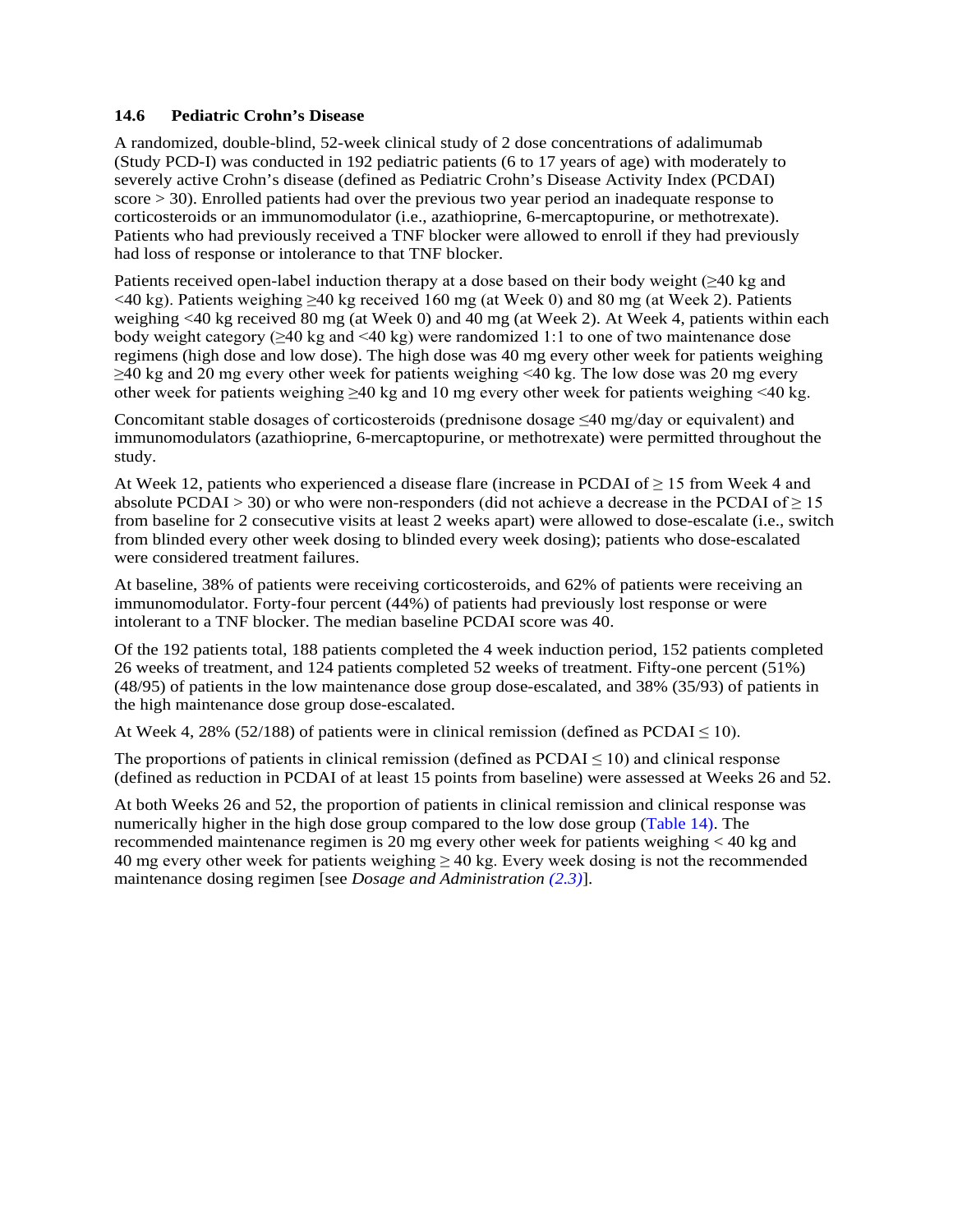### 14.6 Pediatric Crohn's Disease

A randomized, double-blind, 52-week clinical study of 2 dose concentrations of adalimumab (Study PCD-I) was conducted in 192 pediatric patients (6 to 17 years of age) with moderately to severely active Crohn's disease (defined as Pediatric Crohn's Disease Activity Index (PCDAI) score > 30). Enrolled patients had over the previous two year period an inadequate response to corticosteroids or an immunomodulator (i.e., azathioprine, 6-mercaptopurine, or methotrexate). Patients who had previously received a TNF blocker were allowed to enroll if they had previously had loss of response or intolerance to that TNF blocker.

Patients received open-label induction therapy at a dose based on their body weight (≥40 kg and <40 kg). Patients weighing ≥40 kg received 160 mg (at Week 0) and 80 mg (at Week 2). Patients weighing <40 kg received 80 mg (at Week 0) and 40 mg (at Week 2). At Week 4, patients within each body weight category (≥40 kg and <40 kg) were randomized 1:1 to one of two maintenance dose regimens (high dose and low dose). The high dose was 40 mg every other week for patients weighing ≥40 kg and 20 mg every other week for patients weighing <40 kg. The low dose was 20 mg every other week for patients weighing ≥40 kg and 10 mg every other week for patients weighing <40 kg.

Concomitant stable dosages of corticosteroids (prednisone dosage ≤40 mg/day or equivalent) and immunomodulators (azathioprine, 6-mercaptopurine, or methotrexate) were permitted throughout the study.

At Week 12, patients who experienced a disease flare (increase in PCDAI of ≥ 15 from Week 4 and absolute PCDAI > 30) or who were non-responders (did not achieve a decrease in the PCDAI of ≥ 15 from baseline for 2 consecutive visits at least 2 weeks apart) were allowed to dose-escalate (i.e., switch from blinded every other week dosing to blinded every week dosing); patients who dose-escalated were considered treatment failures.

At baseline, 38% of patients were receiving corticosteroids, and 62% of patients were receiving an immunomodulator. Forty-four percent (44%) of patients had previously lost response or were intolerant to a TNF blocker. The median baseline PCDAI score was 40.

Of the 192 patients total, 188 patients completed the 4 week induction period, 152 patients completed 26 weeks of treatment, and 124 patients completed 52 weeks of treatment. Fifty-one percent (51%) (48/95) of patients in the low maintenance dose group dose-escalated, and 38% (35/93) of patients in the high maintenance dose group dose-escalated.

At Week 4, 28% (52/188) of patients were in clinical remission (defined as PCDAI ≤ 10).

The proportions of patients in clinical remission (defined as PCDAI ≤ 10) and clinical response (defined as reduction in PCDAI of at least 15 points from baseline) were assessed at Weeks 26 and 52.

At both Weeks 26 and 52, the proportion of patients in clinical remission and clinical response was numerically higher in the high dose group compared to the low dose group (Table 14). The recommended maintenance regimen is 20 mg every other week for patients weighing < 40 kg and 40 mg every other week for patients weighing ≥ 40 kg. Every week dosing is not the recommended maintenance dosing regimen [see *Dosage and Administration (2.3)*].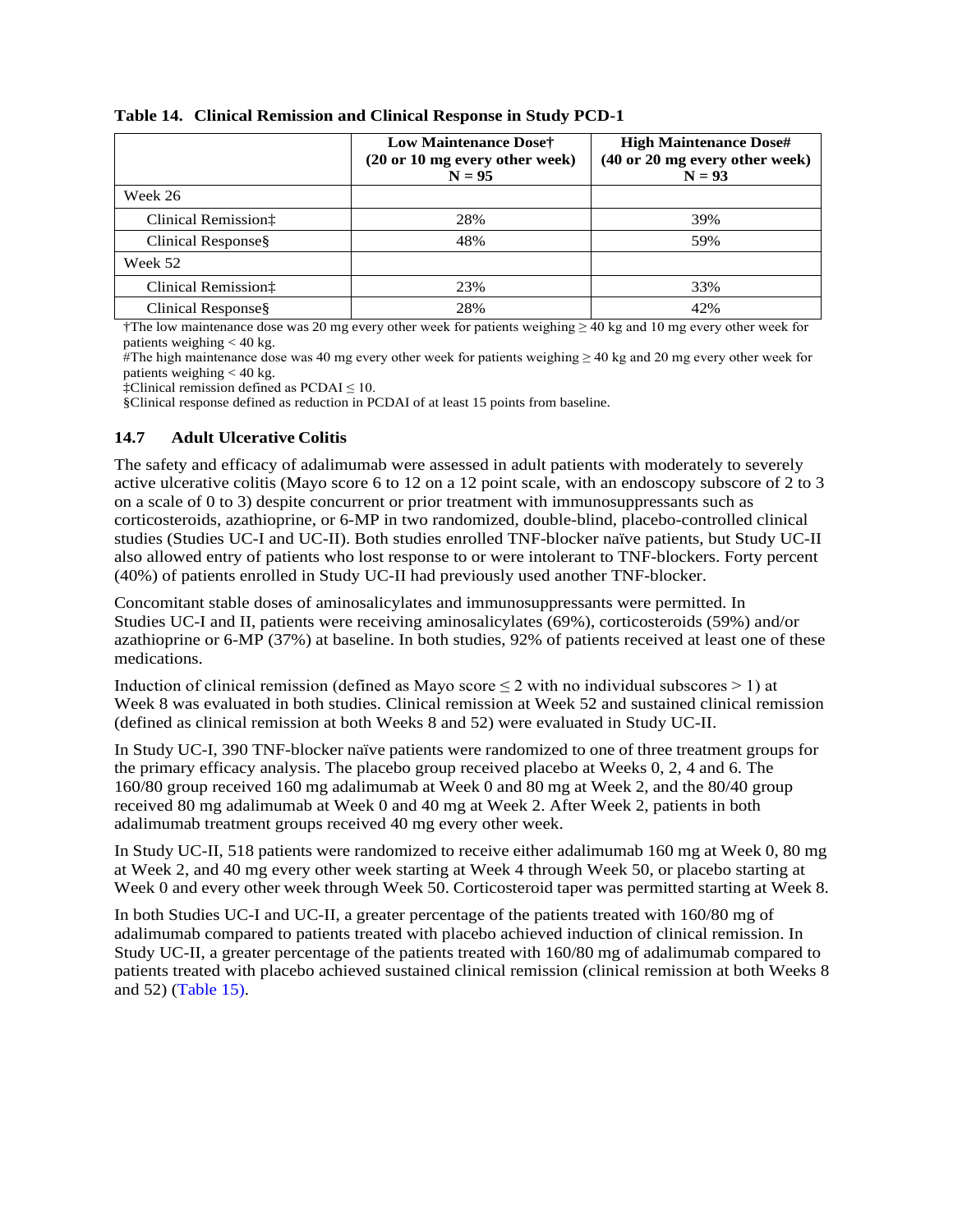**Table 14. Clinical Remission and Clinical Response in Study PCD-1**

| | Low Maintenance Dose† (20 or 10 mg every other week) N = 95 | High Maintenance Dose# (40 or 20 mg every other week) N = 93 |
|---|---|---|
| Week 26 | | |
| Clinical Remission‡ | 28% | 39% |
| Clinical Response§ | 48% | 59% |
| Week 52 | | |
| Clinical Remission‡ | 23% | 33% |
| Clinical Response§ | 28% | 42% |

†The low maintenance dose was 20 mg every other week for patients weighing ≥ 40 kg and 10 mg every other week for patients weighing < 40 kg.
#The high maintenance dose was 40 mg every other week for patients weighing ≥ 40 kg and 20 mg every other week for patients weighing < 40 kg.
‡Clinical remission defined as PCDAI ≤ 10.
§Clinical response defined as reduction in PCDAI of at least 15 points from baseline.

### 14.7 Adult Ulcerative Colitis

The safety and efficacy of adalimumab were assessed in adult patients with moderately to severely active ulcerative colitis (Mayo score 6 to 12 on a 12 point scale, with an endoscopy subscore of 2 to 3 on a scale of 0 to 3) despite concurrent or prior treatment with immunosuppressants such as corticosteroids, azathioprine, or 6-MP in two randomized, double-blind, placebo-controlled clinical studies (Studies UC-I and UC-II). Both studies enrolled TNF-blocker naïve patients, but Study UC-II also allowed entry of patients who lost response to or were intolerant to TNF-blockers. Forty percent (40%) of patients enrolled in Study UC-II had previously used another TNF-blocker.

Concomitant stable doses of aminosalicylates and immunosuppressants were permitted. In Studies UC-I and II, patients were receiving aminosalicylates (69%), corticosteroids (59%) and/or azathioprine or 6-MP (37%) at baseline. In both studies, 92% of patients received at least one of these medications.

Induction of clinical remission (defined as Mayo score ≤ 2 with no individual subscores > 1) at Week 8 was evaluated in both studies. Clinical remission at Week 52 and sustained clinical remission (defined as clinical remission at both Weeks 8 and 52) were evaluated in Study UC-II.

In Study UC-I, 390 TNF-blocker naïve patients were randomized to one of three treatment groups for the primary efficacy analysis. The placebo group received placebo at Weeks 0, 2, 4 and 6. The 160/80 group received 160 mg adalimumab at Week 0 and 80 mg at Week 2, and the 80/40 group received 80 mg adalimumab at Week 0 and 40 mg at Week 2. After Week 2, patients in both adalimumab treatment groups received 40 mg every other week.

In Study UC-II, 518 patients were randomized to receive either adalimumab 160 mg at Week 0, 80 mg at Week 2, and 40 mg every other week starting at Week 4 through Week 50, or placebo starting at Week 0 and every other week through Week 50. Corticosteroid taper was permitted starting at Week 8.

In both Studies UC-I and UC-II, a greater percentage of the patients treated with 160/80 mg of adalimumab compared to patients treated with placebo achieved induction of clinical remission. In Study UC-II, a greater percentage of the patients treated with 160/80 mg of adalimumab compared to patients treated with placebo achieved sustained clinical remission (clinical remission at both Weeks 8 and 52) (Table 15).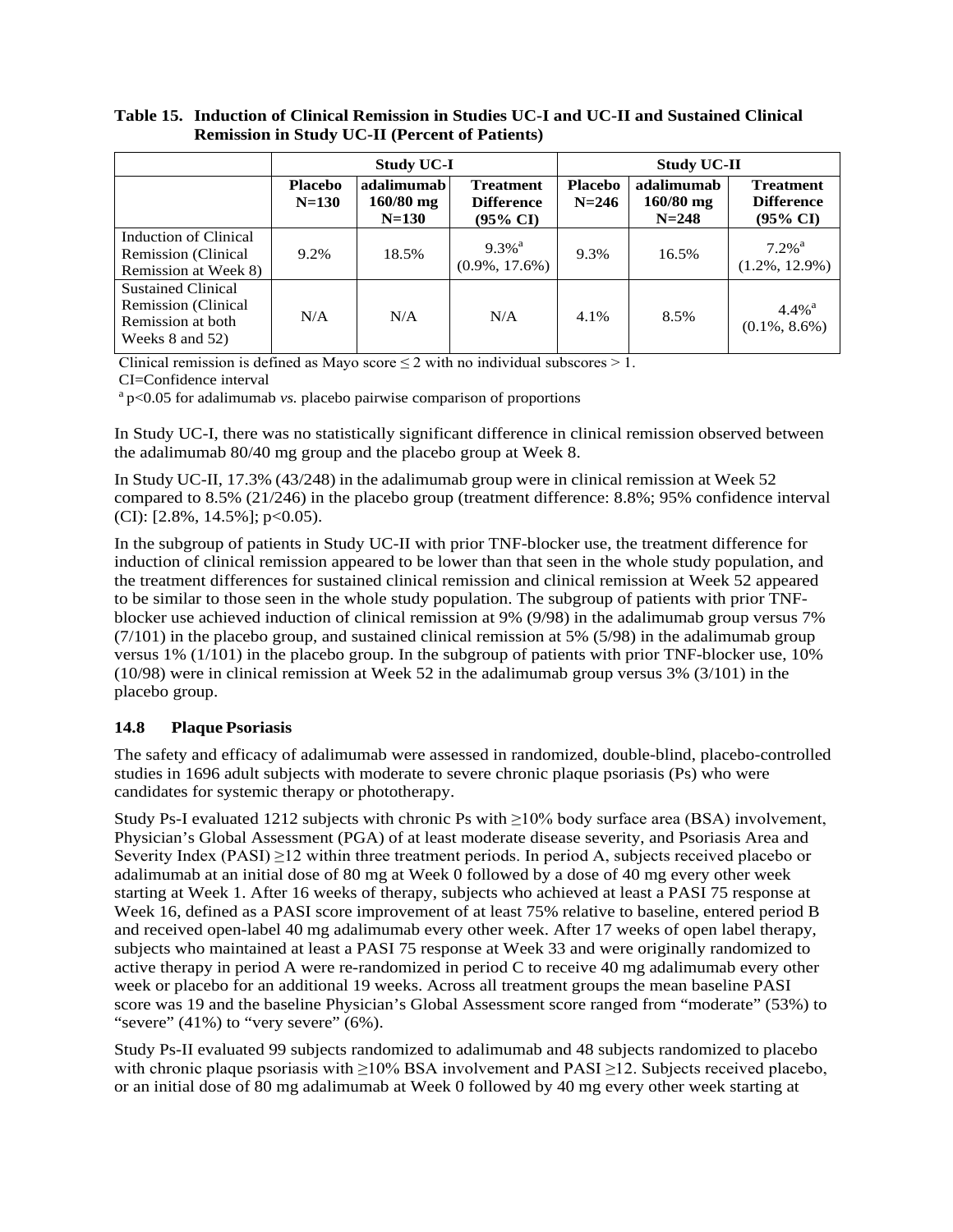**Table 15. Induction of Clinical Remission in Studies UC-I and UC-II and Sustained Clinical Remission in Study UC-II (Percent of Patients)**

| | **Study UC-I** | | | **Study UC-II** | | |
|---|---|---|---|---|---|---|
| | **Placebo N=130** | **adalimumab 160/80 mg N=130** | **Treatment Difference (95% CI)** | **Placebo N=246** | **adalimumab 160/80 mg N=248** | **Treatment Difference (95% CI)** |
| Induction of Clinical Remission (Clinical Remission at Week 8) | 9.2% | 18.5% | 9.3%[a] (0.9%, 17.6%) | 9.3% | 16.5% | 7.2%[a] (1.2%, 12.9%) |
| Sustained Clinical Remission (Clinical Remission at both Weeks 8 and 52) | N/A | N/A | N/A | 4.1% | 8.5% | 4.4%[a] (0.1%, 8.6%) |

Clinical remission is defined as Mayo score $\leq 2$ with no individual subscores $> 1$.

CI=Confidence interval

[a] $p<0.05$ for adalimumab *vs.* placebo pairwise comparison of proportions

In Study UC-I, there was no statistically significant difference in clinical remission observed between the adalimumab 80/40 mg group and the placebo group at Week 8.

In Study UC-II, 17.3% (43/248) in the adalimumab group were in clinical remission at Week 52 compared to 8.5% (21/246) in the placebo group (treatment difference: 8.8%; 95% confidence interval (CI): [2.8%, 14.5%]; $p<0.05$).

In the subgroup of patients in Study UC-II with prior TNF-blocker use, the treatment difference for induction of clinical remission appeared to be lower than that seen in the whole study population, and the treatment differences for sustained clinical remission and clinical remission at Week 52 appeared to be similar to those seen in the whole study population. The subgroup of patients with prior TNF-blocker use achieved induction of clinical remission at 9% (9/98) in the adalimumab group versus 7% (7/101) in the placebo group, and sustained clinical remission at 5% (5/98) in the adalimumab group versus 1% (1/101) in the placebo group. In the subgroup of patients with prior TNF-blocker use, 10% (10/98) were in clinical remission at Week 52 in the adalimumab group versus 3% (3/101) in the placebo group.

### 14.8 Plaque Psoriasis

The safety and efficacy of adalimumab were assessed in randomized, double-blind, placebo-controlled studies in 1696 adult subjects with moderate to severe chronic plaque psoriasis (Ps) who were candidates for systemic therapy or phototherapy.

Study Ps-I evaluated 1212 subjects with chronic Ps with ≥10% body surface area (BSA) involvement, Physician's Global Assessment (PGA) of at least moderate disease severity, and Psoriasis Area and Severity Index (PASI) ≥12 within three treatment periods. In period A, subjects received placebo or adalimumab at an initial dose of 80 mg at Week 0 followed by a dose of 40 mg every other week starting at Week 1. After 16 weeks of therapy, subjects who achieved at least a PASI 75 response at Week 16, defined as a PASI score improvement of at least 75% relative to baseline, entered period B and received open-label 40 mg adalimumab every other week. After 17 weeks of open label therapy, subjects who maintained at least a PASI 75 response at Week 33 and were originally randomized to active therapy in period A were re-randomized in period C to receive 40 mg adalimumab every other week or placebo for an additional 19 weeks. Across all treatment groups the mean baseline PASI score was 19 and the baseline Physician's Global Assessment score ranged from "moderate" (53%) to "severe" (41%) to "very severe" (6%).

Study Ps-II evaluated 99 subjects randomized to adalimumab and 48 subjects randomized to placebo with chronic plaque psoriasis with ≥10% BSA involvement and PASI ≥12. Subjects received placebo, or an initial dose of 80 mg adalimumab at Week 0 followed by 40 mg every other week starting at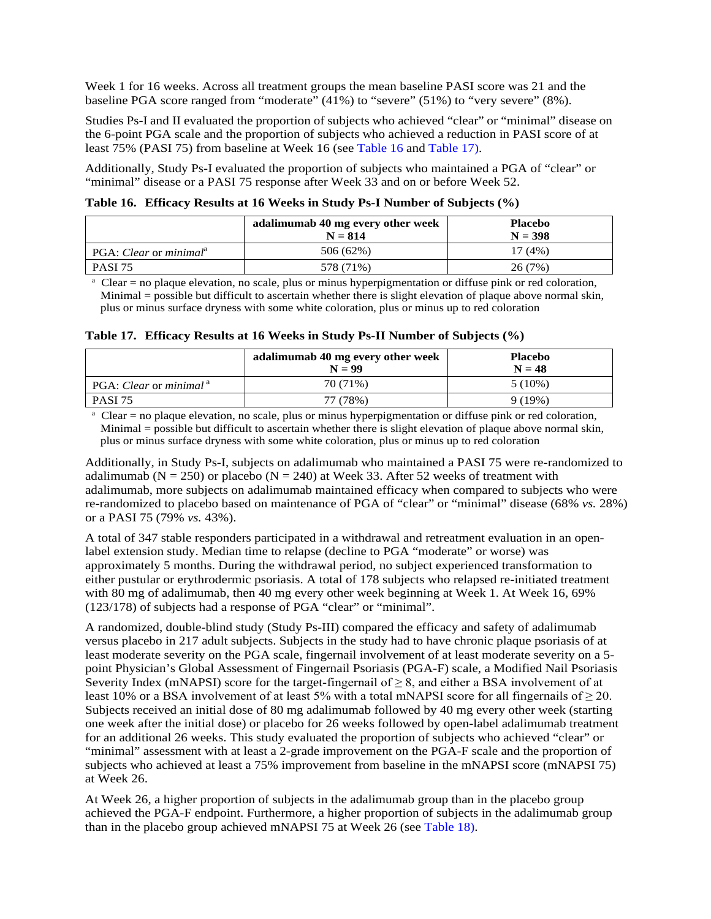Week 1 for 16 weeks. Across all treatment groups the mean baseline PASI score was 21 and the baseline PGA score ranged from "moderate" (41%) to "severe" (51%) to "very severe" (8%).

Studies Ps-I and II evaluated the proportion of subjects who achieved "clear" or "minimal" disease on the 6-point PGA scale and the proportion of subjects who achieved a reduction in PASI score of at least 75% (PASI 75) from baseline at Week 16 (see Table 16 and Table 17).

Additionally, Study Ps-I evaluated the proportion of subjects who maintained a PGA of "clear" or "minimal" disease or a PASI 75 response after Week 33 and on or before Week 52.

**Table 16. Efficacy Results at 16 Weeks in Study Ps-I Number of Subjects (%)**

| | adalimumab 40 mg every other week N = 814 | Placebo N = 398 |
|---|---|---|
| PGA: *Clear* or *minimal*[a] | 506 (62%) | 17 (4%) |
| PASI 75 | 578 (71%) | 26 (7%) |

[a] Clear = no plaque elevation, no scale, plus or minus hyperpigmentation or diffuse pink or red coloration, Minimal = possible but difficult to ascertain whether there is slight elevation of plaque above normal skin, plus or minus surface dryness with some white coloration, plus or minus up to red coloration

**Table 17. Efficacy Results at 16 Weeks in Study Ps-II Number of Subjects (%)**

| | adalimumab 40 mg every other week N = 99 | Placebo N = 48 |
|---|---|---|
| PGA: *Clear* or *minimal*[a] | 70 (71%) | 5 (10%) |
| PASI 75 | 77 (78%) | 9 (19%) |

[a] Clear = no plaque elevation, no scale, plus or minus hyperpigmentation or diffuse pink or red coloration, Minimal = possible but difficult to ascertain whether there is slight elevation of plaque above normal skin, plus or minus surface dryness with some white coloration, plus or minus up to red coloration

Additionally, in Study Ps-I, subjects on adalimumab who maintained a PASI 75 were re-randomized to adalimumab (N = 250) or placebo (N = 240) at Week 33. After 52 weeks of treatment with adalimumab, more subjects on adalimumab maintained efficacy when compared to subjects who were re-randomized to placebo based on maintenance of PGA of "clear" or "minimal" disease (68% *vs.* 28%) or a PASI 75 (79% *vs.* 43%).

A total of 347 stable responders participated in a withdrawal and retreatment evaluation in an open-label extension study. Median time to relapse (decline to PGA "moderate" or worse) was approximately 5 months. During the withdrawal period, no subject experienced transformation to either pustular or erythrodermic psoriasis. A total of 178 subjects who relapsed re-initiated treatment with 80 mg of adalimumab, then 40 mg every other week beginning at Week 1. At Week 16, 69% (123/178) of subjects had a response of PGA "clear" or "minimal".

A randomized, double-blind study (Study Ps-III) compared the efficacy and safety of adalimumab versus placebo in 217 adult subjects. Subjects in the study had to have chronic plaque psoriasis of at least moderate severity on the PGA scale, fingernail involvement of at least moderate severity on a 5-point Physician's Global Assessment of Fingernail Psoriasis (PGA-F) scale, a Modified Nail Psoriasis Severity Index (mNAPSI) score for the target-fingernail of $\geq 8$, and either a BSA involvement of at least 10% or a BSA involvement of at least 5% with a total mNAPSI score for all fingernails of $\geq 20$. Subjects received an initial dose of 80 mg adalimumab followed by 40 mg every other week (starting one week after the initial dose) or placebo for 26 weeks followed by open-label adalimumab treatment for an additional 26 weeks. This study evaluated the proportion of subjects who achieved "clear" or "minimal" assessment with at least a 2-grade improvement on the PGA-F scale and the proportion of subjects who achieved at least a 75% improvement from baseline in the mNAPSI score (mNAPSI 75) at Week 26.

At Week 26, a higher proportion of subjects in the adalimumab group than in the placebo group achieved the PGA-F endpoint. Furthermore, a higher proportion of subjects in the adalimumab group than in the placebo group achieved mNAPSI 75 at Week 26 (see Table 18).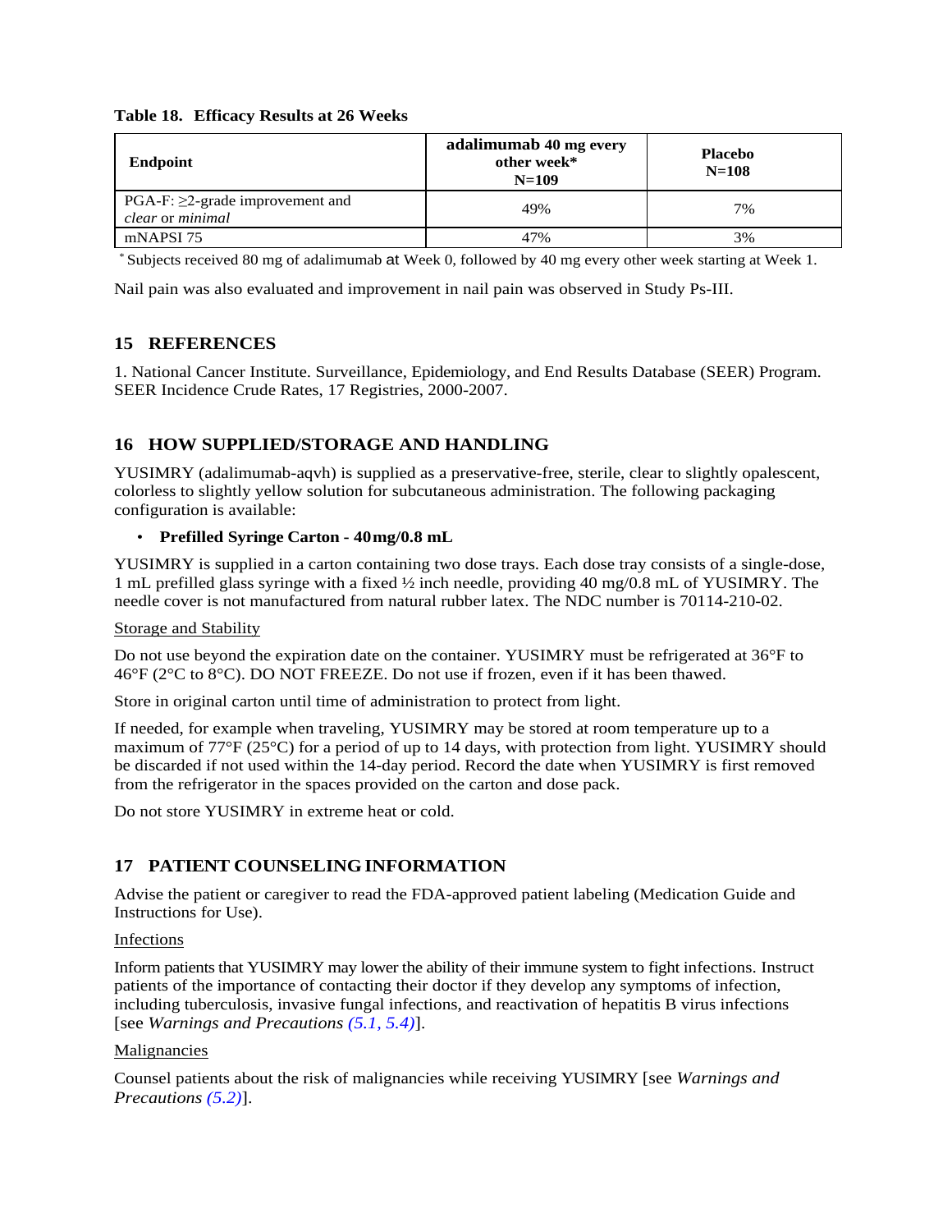**Table 18. Efficacy Results at 26 Weeks**

| Endpoint | adalimumab 40 mg every other week* N=109 | Placebo N=108 |
|---|---|---|
| PGA-F: ≥2-grade improvement and *clear* or *minimal* | 49% | 7% |
| mNAPSI 75 | 47% | 3% |

* Subjects received 80 mg of adalimumab at Week 0, followed by 40 mg every other week starting at Week 1.

Nail pain was also evaluated and improvement in nail pain was observed in Study Ps-III.

## 15 REFERENCES

1. National Cancer Institute. Surveillance, Epidemiology, and End Results Database (SEER) Program. SEER Incidence Crude Rates, 17 Registries, 2000-2007.

## 16 HOW SUPPLIED/STORAGE AND HANDLING

YUSIMRY (adalimumab-aqvh) is supplied as a preservative-free, sterile, clear to slightly opalescent, colorless to slightly yellow solution for subcutaneous administration. The following packaging configuration is available:

- **Prefilled Syringe Carton - 40 mg/0.8 mL**

YUSIMRY is supplied in a carton containing two dose trays. Each dose tray consists of a single-dose, 1 mL prefilled glass syringe with a fixed ½ inch needle, providing 40 mg/0.8 mL of YUSIMRY. The needle cover is not manufactured from natural rubber latex. The NDC number is 70114-210-02.

Storage and Stability

Do not use beyond the expiration date on the container. YUSIMRY must be refrigerated at 36°F to 46°F (2°C to 8°C). DO NOT FREEZE. Do not use if frozen, even if it has been thawed.

Store in original carton until time of administration to protect from light.

If needed, for example when traveling, YUSIMRY may be stored at room temperature up to a maximum of 77°F (25°C) for a period of up to 14 days, with protection from light. YUSIMRY should be discarded if not used within the 14-day period. Record the date when YUSIMRY is first removed from the refrigerator in the spaces provided on the carton and dose pack.

Do not store YUSIMRY in extreme heat or cold.

## 17 PATIENT COUNSELING INFORMATION

Advise the patient or caregiver to read the FDA-approved patient labeling (Medication Guide and Instructions for Use).

Infections

Inform patients that YUSIMRY may lower the ability of their immune system to fight infections. Instruct patients of the importance of contacting their doctor if they develop any symptoms of infection, including tuberculosis, invasive fungal infections, and reactivation of hepatitis B virus infections [see *Warnings and Precautions (5.1, 5.4)*].

Malignancies

Counsel patients about the risk of malignancies while receiving YUSIMRY [see *Warnings and Precautions (5.2)*].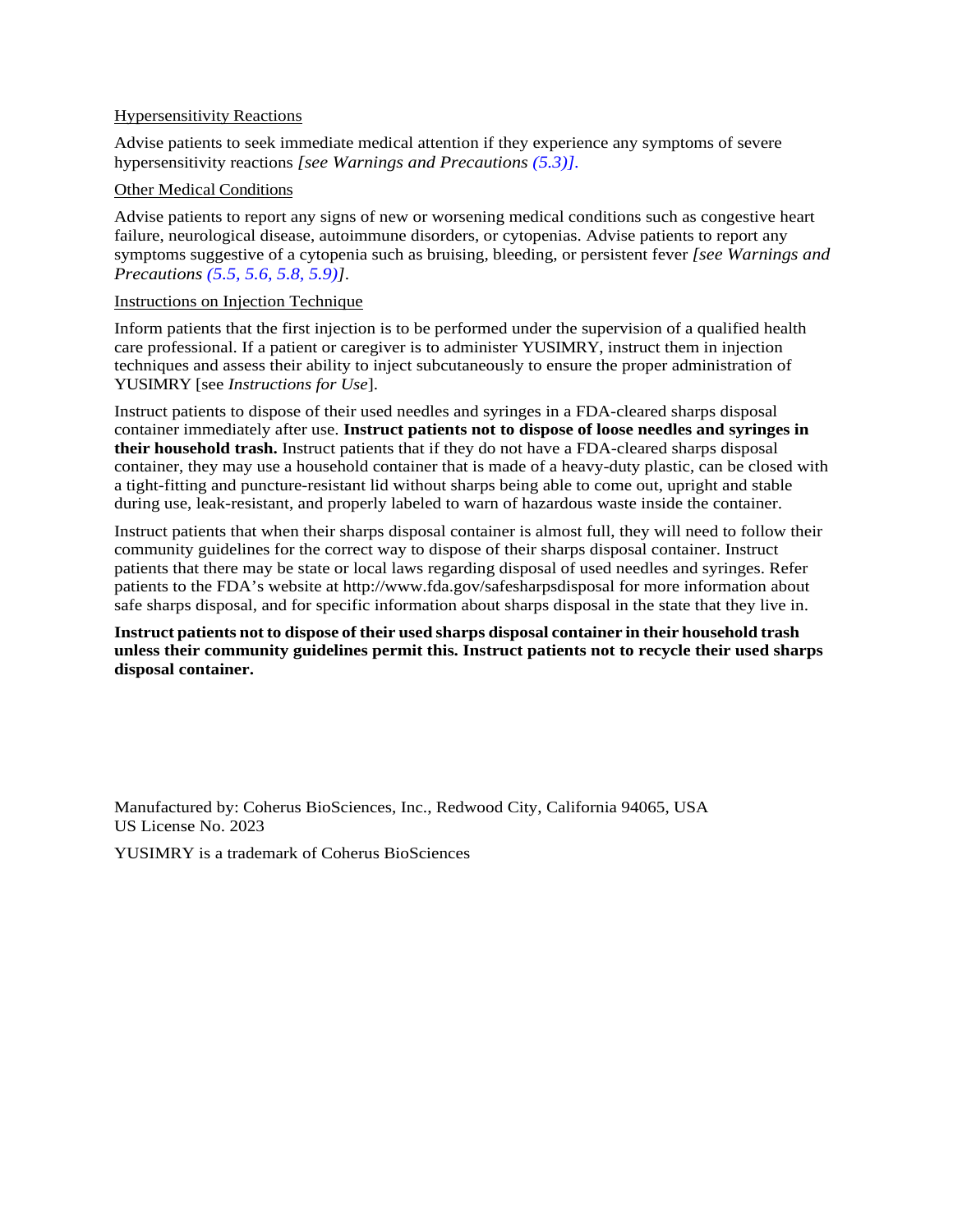Hypersensitivity Reactions

Advise patients to seek immediate medical attention if they experience any symptoms of severe hypersensitivity reactions *[see Warnings and Precautions (5.3)].*

Other Medical Conditions

Advise patients to report any signs of new or worsening medical conditions such as congestive heart failure, neurological disease, autoimmune disorders, or cytopenias. Advise patients to report any symptoms suggestive of a cytopenia such as bruising, bleeding, or persistent fever *[see Warnings and Precautions (5.5, 5.6, 5.8, 5.9)]*.

Instructions on Injection Technique

Inform patients that the first injection is to be performed under the supervision of a qualified health care professional. If a patient or caregiver is to administer YUSIMRY, instruct them in injection techniques and assess their ability to inject subcutaneously to ensure the proper administration of YUSIMRY [see *Instructions for Use*].

Instruct patients to dispose of their used needles and syringes in a FDA-cleared sharps disposal container immediately after use. **Instruct patients not to dispose of loose needles and syringes in their household trash.** Instruct patients that if they do not have a FDA-cleared sharps disposal container, they may use a household container that is made of a heavy-duty plastic, can be closed with a tight-fitting and puncture-resistant lid without sharps being able to come out, upright and stable during use, leak-resistant, and properly labeled to warn of hazardous waste inside the container.

Instruct patients that when their sharps disposal container is almost full, they will need to follow their community guidelines for the correct way to dispose of their sharps disposal container. Instruct patients that there may be state or local laws regarding disposal of used needles and syringes. Refer patients to the FDA's website at http://www.fda.gov/safesharpsdisposal for more information about safe sharps disposal, and for specific information about sharps disposal in the state that they live in.

**Instruct patients not to dispose of their used sharps disposal container in their household trash unless their community guidelines permit this. Instruct patients not to recycle their used sharps disposal container.**

Manufactured by: Coherus BioSciences, Inc., Redwood City, California 94065, USA
US License No. 2023

YUSIMRY is a trademark of Coherus BioSciences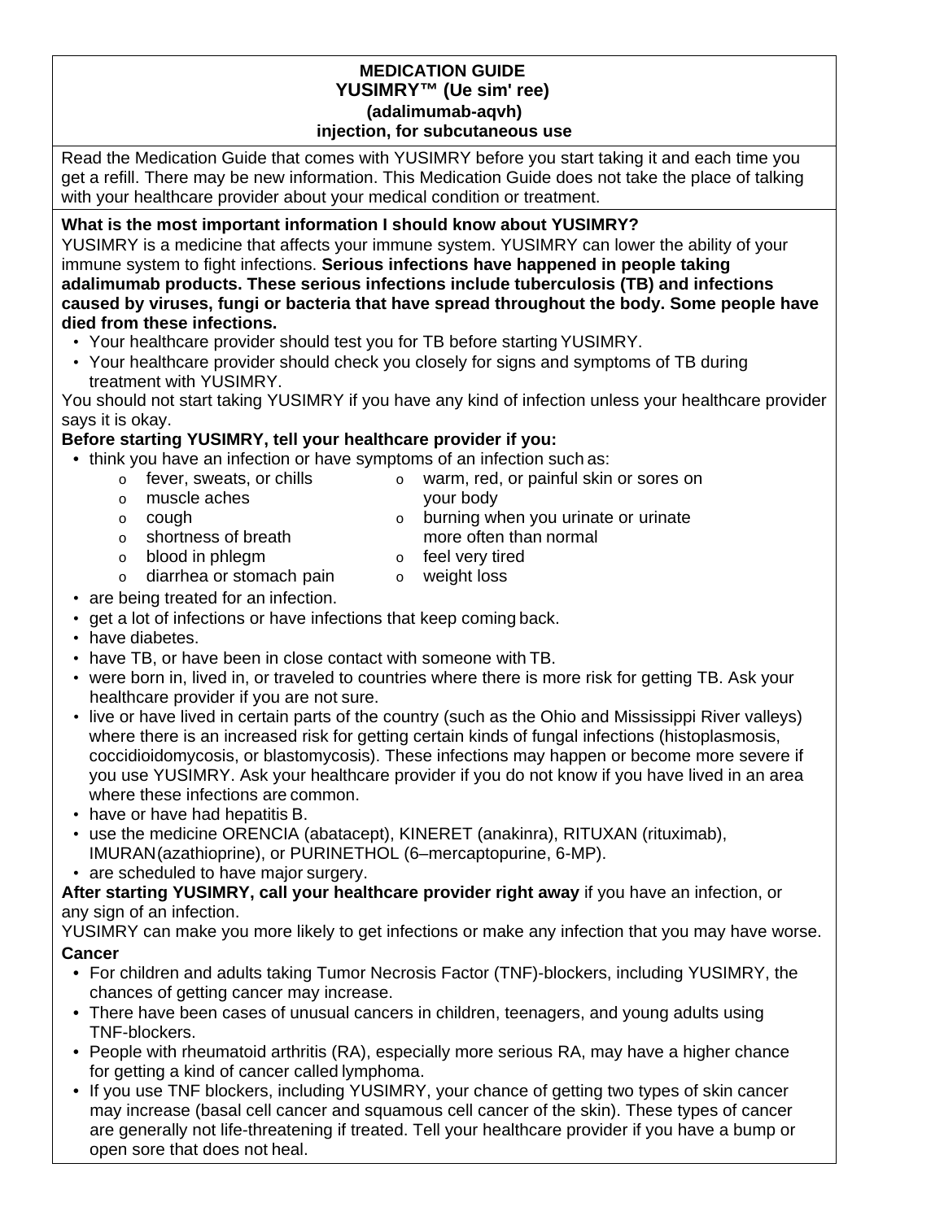**MEDICATION GUIDE**
**YUSIMRY™ (Ue sim' ree)**
**(adalimumab-aqvh)**
**injection, for subcutaneous use**

Read the Medication Guide that comes with YUSIMRY before you start taking it and each time you get a refill. There may be new information. This Medication Guide does not take the place of talking with your healthcare provider about your medical condition or treatment.

**What is the most important information I should know about YUSIMRY?**

YUSIMRY is a medicine that affects your immune system. YUSIMRY can lower the ability of your immune system to fight infections. **Serious infections have happened in people taking adalimumab products. These serious infections include tuberculosis (TB) and infections caused by viruses, fungi or bacteria that have spread throughout the body. Some people have died from these infections.**

- Your healthcare provider should test you for TB before starting YUSIMRY.
- Your healthcare provider should check you closely for signs and symptoms of TB during treatment with YUSIMRY.

You should not start taking YUSIMRY if you have any kind of infection unless your healthcare provider says it is okay.

**Before starting YUSIMRY, tell your healthcare provider if you:**

- think you have an infection or have symptoms of an infection such as:
  - fever, sweats, or chills
  - muscle aches
  - cough
  - shortness of breath
  - blood in phlegm
  - diarrhea or stomach pain
  - warm, red, or painful skin or sores on your body
  - burning when you urinate or urinate more often than normal
  - feel very tired
  - weight loss
- are being treated for an infection.
- get a lot of infections or have infections that keep coming back.
- have diabetes.
- have TB, or have been in close contact with someone with TB.
- were born in, lived in, or traveled to countries where there is more risk for getting TB. Ask your healthcare provider if you are not sure.
- live or have lived in certain parts of the country (such as the Ohio and Mississippi River valleys) where there is an increased risk for getting certain kinds of fungal infections (histoplasmosis, coccidioidomycosis, or blastomycosis). These infections may happen or become more severe if you use YUSIMRY. Ask your healthcare provider if you do not know if you have lived in an area where these infections are common.
- have or have had hepatitis B.
- use the medicine ORENCIA (abatacept), KINERET (anakinra), RITUXAN (rituximab), IMURAN (azathioprine), or PURINETHOL (6–mercaptopurine, 6-MP).
- are scheduled to have major surgery.

**After starting YUSIMRY, call your healthcare provider right away** if you have an infection, or any sign of an infection.

YUSIMRY can make you more likely to get infections or make any infection that you may have worse.

**Cancer**

- For children and adults taking Tumor Necrosis Factor (TNF)-blockers, including YUSIMRY, the chances of getting cancer may increase.
- There have been cases of unusual cancers in children, teenagers, and young adults using TNF-blockers.
- People with rheumatoid arthritis (RA), especially more serious RA, may have a higher chance for getting a kind of cancer called lymphoma.
- If you use TNF blockers, including YUSIMRY, your chance of getting two types of skin cancer may increase (basal cell cancer and squamous cell cancer of the skin). These types of cancer are generally not life-threatening if treated. Tell your healthcare provider if you have a bump or open sore that does not heal.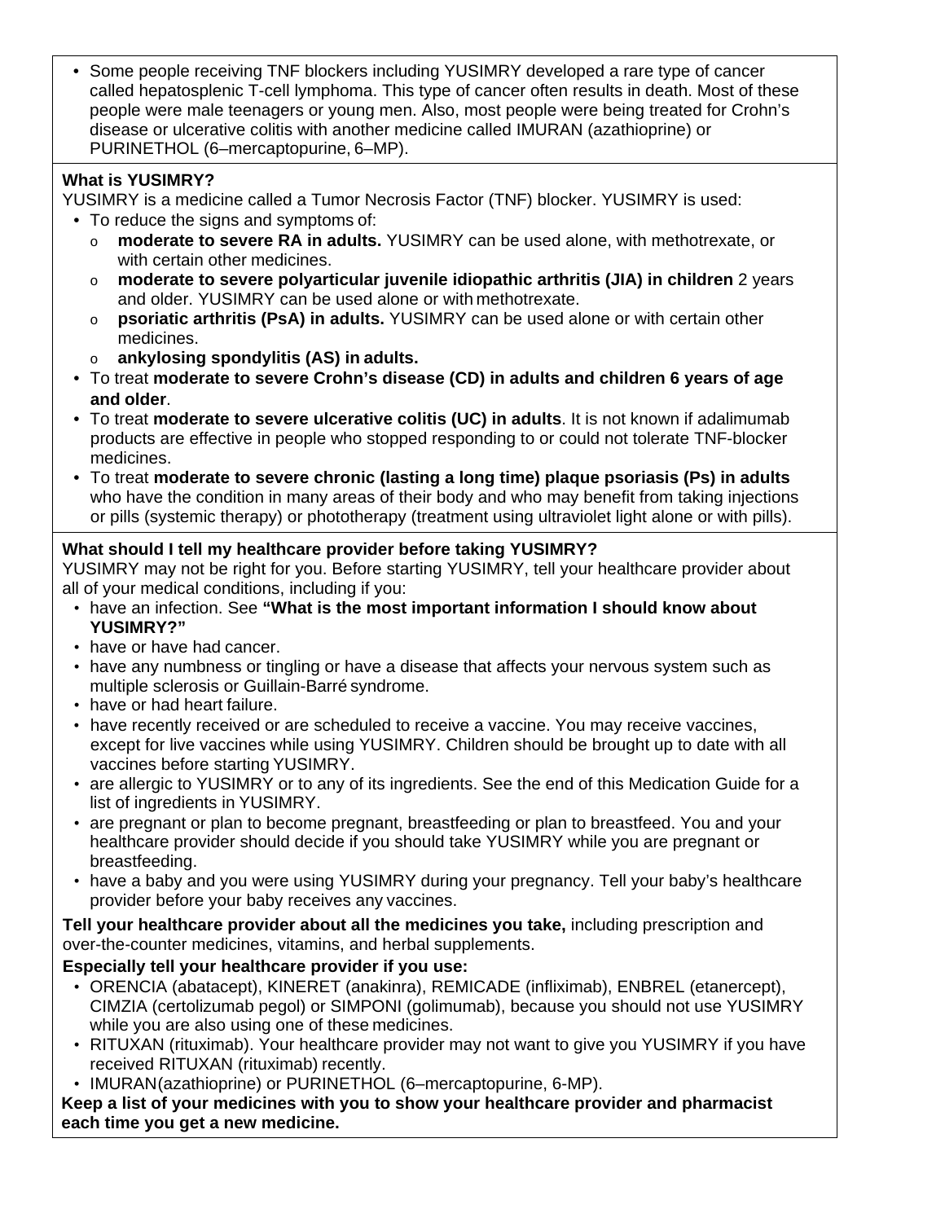- Some people receiving TNF blockers including YUSIMRY developed a rare type of cancer called hepatosplenic T-cell lymphoma. This type of cancer often results in death. Most of these people were male teenagers or young men. Also, most people were being treated for Crohn's disease or ulcerative colitis with another medicine called IMURAN (azathioprine) or PURINETHOL (6–mercaptopurine, 6–MP).

**What is YUSIMRY?**

YUSIMRY is a medicine called a Tumor Necrosis Factor (TNF) blocker. YUSIMRY is used:

- To reduce the signs and symptoms of:
  - **moderate to severe RA in adults.** YUSIMRY can be used alone, with methotrexate, or with certain other medicines.
  - **moderate to severe polyarticular juvenile idiopathic arthritis (JIA) in children** 2 years and older. YUSIMRY can be used alone or with methotrexate.
  - **psoriatic arthritis (PsA) in adults.** YUSIMRY can be used alone or with certain other medicines.
  - **ankylosing spondylitis (AS) in adults.**
- To treat **moderate to severe Crohn's disease (CD) in adults and children 6 years of age and older**.
- To treat **moderate to severe ulcerative colitis (UC) in adults**. It is not known if adalimumab products are effective in people who stopped responding to or could not tolerate TNF-blocker medicines.
- To treat **moderate to severe chronic (lasting a long time) plaque psoriasis (Ps) in adults** who have the condition in many areas of their body and who may benefit from taking injections or pills (systemic therapy) or phototherapy (treatment using ultraviolet light alone or with pills).

**What should I tell my healthcare provider before taking YUSIMRY?**

YUSIMRY may not be right for you. Before starting YUSIMRY, tell your healthcare provider about all of your medical conditions, including if you:

- have an infection. See **"What is the most important information I should know about YUSIMRY?"**
- have or have had cancer.
- have any numbness or tingling or have a disease that affects your nervous system such as multiple sclerosis or Guillain-Barré syndrome.
- have or had heart failure.
- have recently received or are scheduled to receive a vaccine. You may receive vaccines, except for live vaccines while using YUSIMRY. Children should be brought up to date with all vaccines before starting YUSIMRY.
- are allergic to YUSIMRY or to any of its ingredients. See the end of this Medication Guide for a list of ingredients in YUSIMRY.
- are pregnant or plan to become pregnant, breastfeeding or plan to breastfeed. You and your healthcare provider should decide if you should take YUSIMRY while you are pregnant or breastfeeding.
- have a baby and you were using YUSIMRY during your pregnancy. Tell your baby's healthcare provider before your baby receives any vaccines.

**Tell your healthcare provider about all the medicines you take,** including prescription and over-the-counter medicines, vitamins, and herbal supplements.

**Especially tell your healthcare provider if you use:**

- ORENCIA (abatacept), KINERET (anakinra), REMICADE (infliximab), ENBREL (etanercept), CIMZIA (certolizumab pegol) or SIMPONI (golimumab), because you should not use YUSIMRY while you are also using one of these medicines.
- RITUXAN (rituximab). Your healthcare provider may not want to give you YUSIMRY if you have received RITUXAN (rituximab) recently.
- IMURAN (azathioprine) or PURINETHOL (6–mercaptopurine, 6-MP).

**Keep a list of your medicines with you to show your healthcare provider and pharmacist each time you get a new medicine.**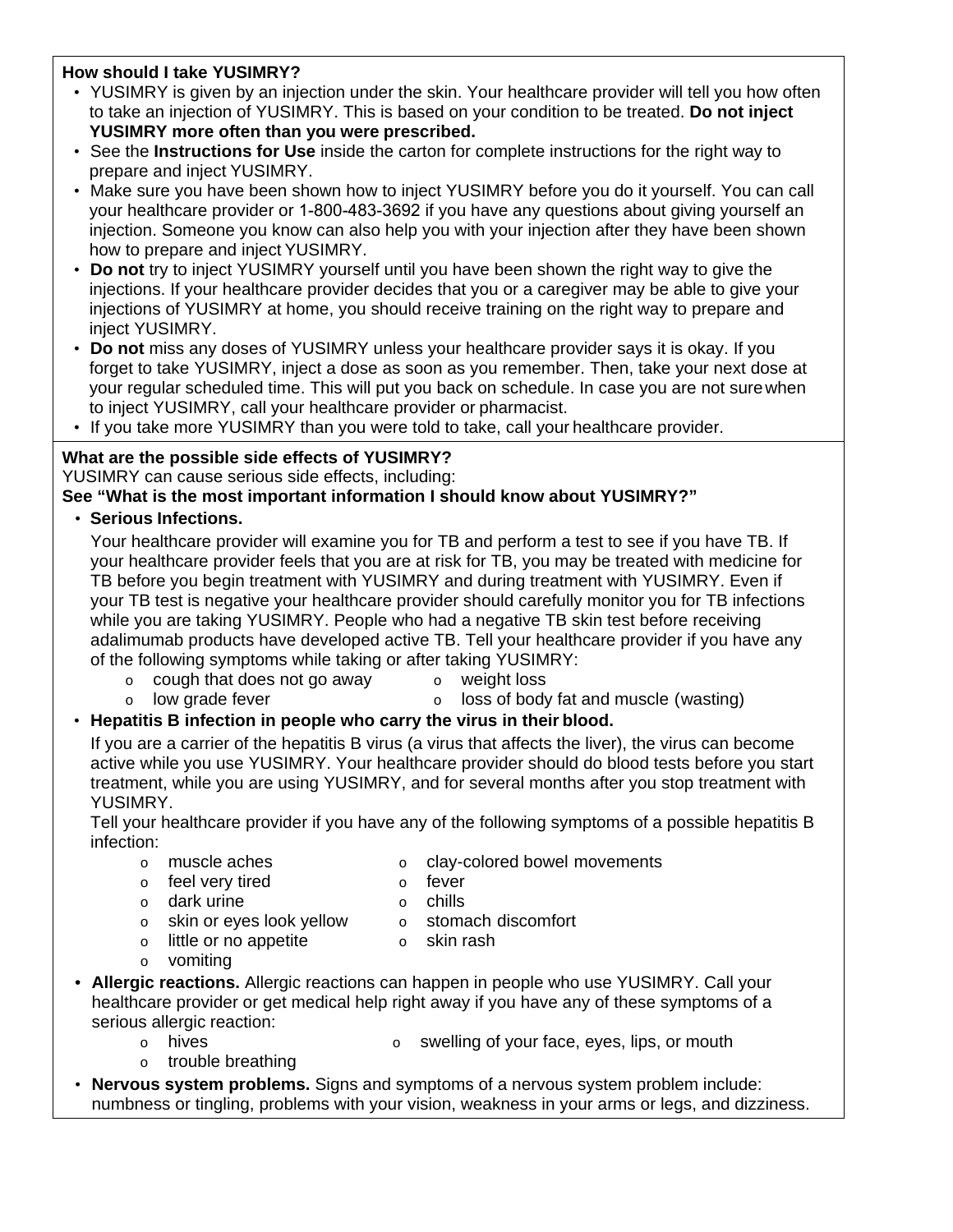**How should I take YUSIMRY?**

- YUSIMRY is given by an injection under the skin. Your healthcare provider will tell you how often to take an injection of YUSIMRY. This is based on your condition to be treated. **Do not inject YUSIMRY more often than you were prescribed.**
- See the **Instructions for Use** inside the carton for complete instructions for the right way to prepare and inject YUSIMRY.
- Make sure you have been shown how to inject YUSIMRY before you do it yourself. You can call your healthcare provider or 1-800-483-3692 if you have any questions about giving yourself an injection. Someone you know can also help you with your injection after they have been shown how to prepare and inject YUSIMRY.
- **Do not** try to inject YUSIMRY yourself until you have been shown the right way to give the injections. If your healthcare provider decides that you or a caregiver may be able to give your injections of YUSIMRY at home, you should receive training on the right way to prepare and inject YUSIMRY.
- **Do not** miss any doses of YUSIMRY unless your healthcare provider says it is okay. If you forget to take YUSIMRY, inject a dose as soon as you remember. Then, take your next dose at your regular scheduled time. This will put you back on schedule. In case you are not sure when to inject YUSIMRY, call your healthcare provider or pharmacist.
- If you take more YUSIMRY than you were told to take, call your healthcare provider.

**What are the possible side effects of YUSIMRY?**

YUSIMRY can cause serious side effects, including:

**See "What is the most important information I should know about YUSIMRY?"**

- **Serious Infections.**

  Your healthcare provider will examine you for TB and perform a test to see if you have TB. If your healthcare provider feels that you are at risk for TB, you may be treated with medicine for TB before you begin treatment with YUSIMRY and during treatment with YUSIMRY. Even if your TB test is negative your healthcare provider should carefully monitor you for TB infections while you are taking YUSIMRY. People who had a negative TB skin test before receiving adalimumab products have developed active TB. Tell your healthcare provider if you have any of the following symptoms while taking or after taking YUSIMRY:
  - cough that does not go away
  - low grade fever
  - weight loss
  - loss of body fat and muscle (wasting)

- **Hepatitis B infection in people who carry the virus in their blood.**

  If you are a carrier of the hepatitis B virus (a virus that affects the liver), the virus can become active while you use YUSIMRY. Your healthcare provider should do blood tests before you start treatment, while you are using YUSIMRY, and for several months after you stop treatment with YUSIMRY.

  Tell your healthcare provider if you have any of the following symptoms of a possible hepatitis B infection:
  - muscle aches
  - feel very tired
  - dark urine
  - skin or eyes look yellow
  - little or no appetite
  - vomiting
  - clay-colored bowel movements
  - fever
  - chills
  - stomach discomfort
  - skin rash

- **Allergic reactions.** Allergic reactions can happen in people who use YUSIMRY. Call your healthcare provider or get medical help right away if you have any of these symptoms of a serious allergic reaction:
  - hives
  - trouble breathing
  - swelling of your face, eyes, lips, or mouth

- **Nervous system problems.** Signs and symptoms of a nervous system problem include: numbness or tingling, problems with your vision, weakness in your arms or legs, and dizziness.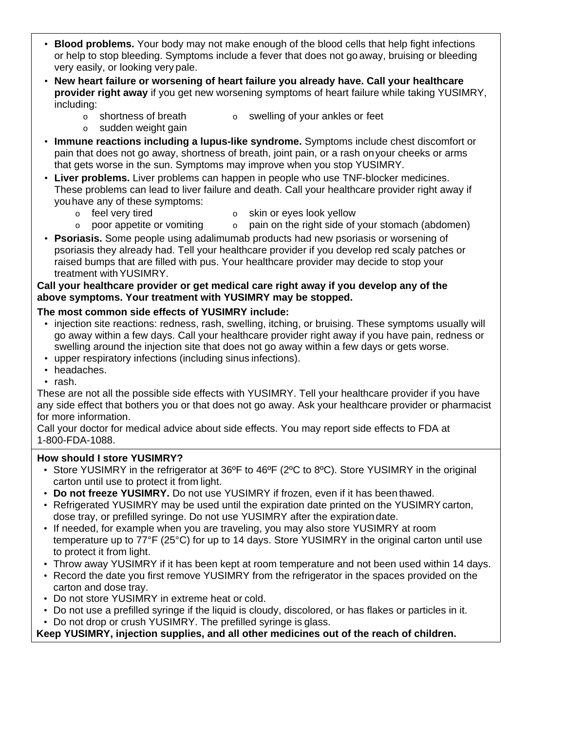- **Blood problems.** Your body may not make enough of the blood cells that help fight infections or help to stop bleeding. Symptoms include a fever that does not go away, bruising or bleeding very easily, or looking very pale.
- **New heart failure or worsening of heart failure you already have. Call your healthcare provider right away** if you get new worsening symptoms of heart failure while taking YUSIMRY, including:
  - shortness of breath
  - swelling of your ankles or feet
  - sudden weight gain
- **Immune reactions including a lupus-like syndrome.** Symptoms include chest discomfort or pain that does not go away, shortness of breath, joint pain, or a rash on your cheeks or arms that gets worse in the sun. Symptoms may improve when you stop YUSIMRY.
- **Liver problems.** Liver problems can happen in people who use TNF-blocker medicines. These problems can lead to liver failure and death. Call your healthcare provider right away if you have any of these symptoms:
  - feel very tired
  - skin or eyes look yellow
  - poor appetite or vomiting
  - pain on the right side of your stomach (abdomen)
- **Psoriasis.** Some people using adalimumab products had new psoriasis or worsening of psoriasis they already had. Tell your healthcare provider if you develop red scaly patches or raised bumps that are filled with pus. Your healthcare provider may decide to stop your treatment with YUSIMRY.

**Call your healthcare provider or get medical care right away if you develop any of the above symptoms. Your treatment with YUSIMRY may be stopped.**

**The most common side effects of YUSIMRY include:**

- injection site reactions: redness, rash, swelling, itching, or bruising. These symptoms usually will go away within a few days. Call your healthcare provider right away if you have pain, redness or swelling around the injection site that does not go away within a few days or gets worse.
- upper respiratory infections (including sinus infections).
- headaches.
- rash.

These are not all the possible side effects with YUSIMRY. Tell your healthcare provider if you have any side effect that bothers you or that does not go away. Ask your healthcare provider or pharmacist for more information.

Call your doctor for medical advice about side effects. You may report side effects to FDA at 1-800-FDA-1088.

**How should I store YUSIMRY?**

- Store YUSIMRY in the refrigerator at 36ºF to 46ºF (2ºC to 8ºC). Store YUSIMRY in the original carton until use to protect it from light.
- **Do not freeze YUSIMRY.** Do not use YUSIMRY if frozen, even if it has been thawed.
- Refrigerated YUSIMRY may be used until the expiration date printed on the YUSIMRY carton, dose tray, or prefilled syringe. Do not use YUSIMRY after the expiration date.
- If needed, for example when you are traveling, you may also store YUSIMRY at room temperature up to 77°F (25°C) for up to 14 days. Store YUSIMRY in the original carton until use to protect it from light.
- Throw away YUSIMRY if it has been kept at room temperature and not been used within 14 days.
- Record the date you first remove YUSIMRY from the refrigerator in the spaces provided on the carton and dose tray.
- Do not store YUSIMRY in extreme heat or cold.
- Do not use a prefilled syringe if the liquid is cloudy, discolored, or has flakes or particles in it.
- Do not drop or crush YUSIMRY. The prefilled syringe is glass.

**Keep YUSIMRY, injection supplies, and all other medicines out of the reach of children.**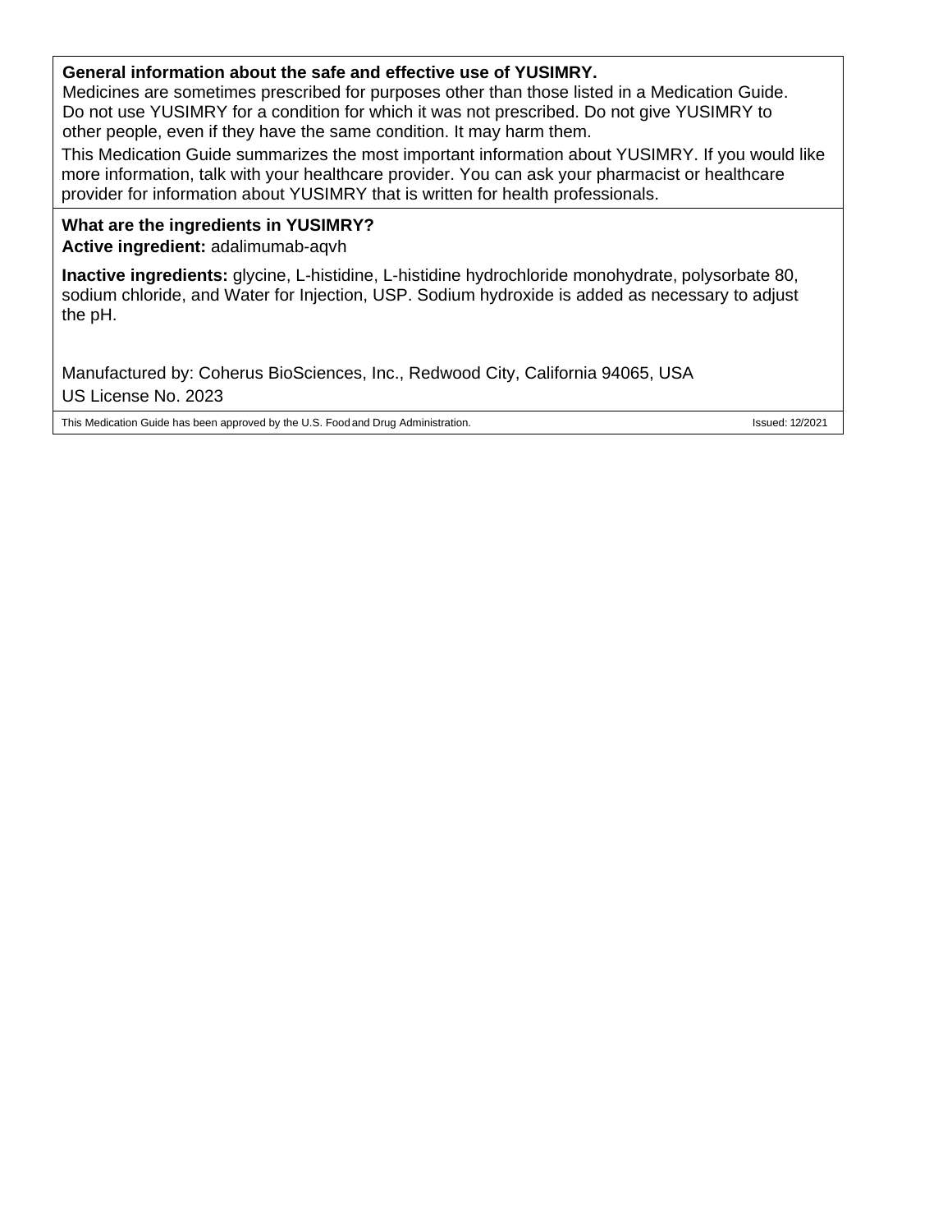**General information about the safe and effective use of YUSIMRY.**

Medicines are sometimes prescribed for purposes other than those listed in a Medication Guide. Do not use YUSIMRY for a condition for which it was not prescribed. Do not give YUSIMRY to other people, even if they have the same condition. It may harm them.

This Medication Guide summarizes the most important information about YUSIMRY. If you would like more information, talk with your healthcare provider. You can ask your pharmacist or healthcare provider for information about YUSIMRY that is written for health professionals.

**What are the ingredients in YUSIMRY?**

**Active ingredient:** adalimumab-aqvh

**Inactive ingredients:** glycine, L-histidine, L-histidine hydrochloride monohydrate, polysorbate 80, sodium chloride, and Water for Injection, USP. Sodium hydroxide is added as necessary to adjust the pH.

Manufactured by: Coherus BioSciences, Inc., Redwood City, California 94065, USA

US License No. 2023

This Medication Guide has been approved by the U.S. Food and Drug Administration. Issued: 12/2021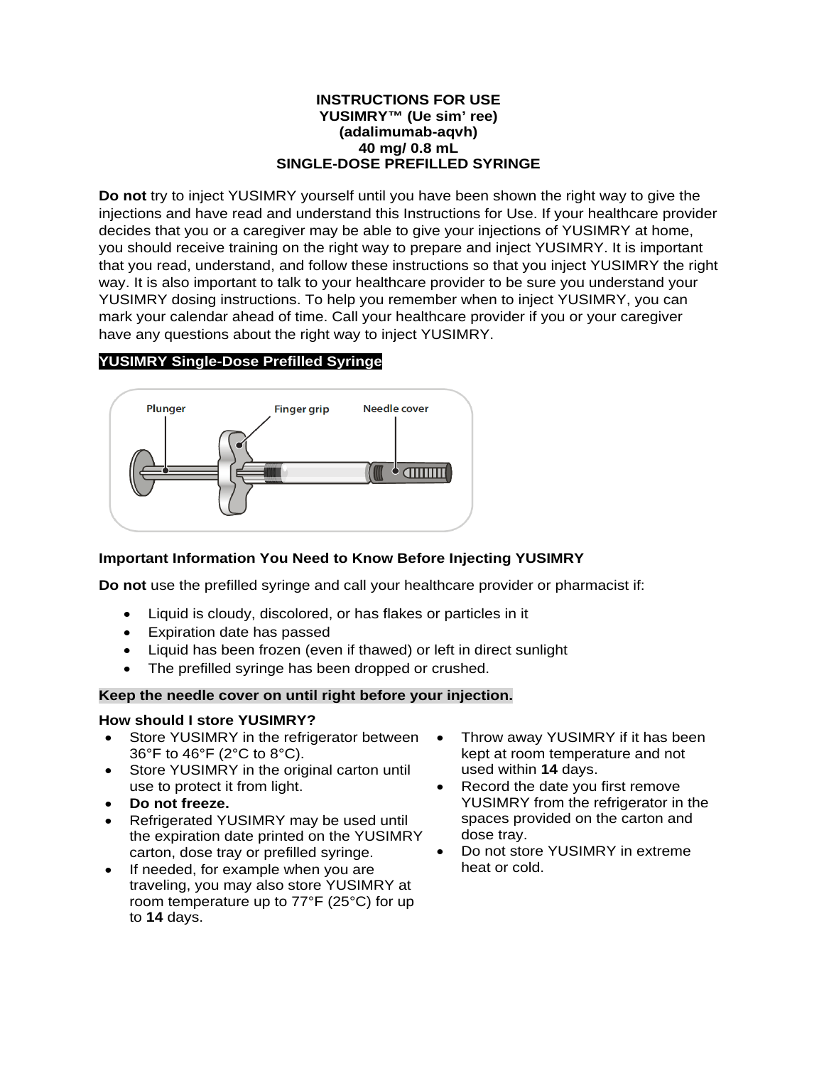**INSTRUCTIONS FOR USE**
**YUSIMRY™ (Ue sim' ree)**
**(adalimumab-aqvh)**
**40 mg/ 0.8 mL**
**SINGLE-DOSE PREFILLED SYRINGE**

**Do not** try to inject YUSIMRY yourself until you have been shown the right way to give the injections and have read and understand this Instructions for Use. If your healthcare provider decides that you or a caregiver may be able to give your injections of YUSIMRY at home, you should receive training on the right way to prepare and inject YUSIMRY. It is important that you read, understand, and follow these instructions so that you inject YUSIMRY the right way. It is also important to talk to your healthcare provider to be sure you understand your YUSIMRY dosing instructions. To help you remember when to inject YUSIMRY, you can mark your calendar ahead of time. Call your healthcare provider if you or your caregiver have any questions about the right way to inject YUSIMRY.

**YUSIMRY Single-Dose Prefilled Syringe**

Plunger    Finger grip    Needle cover

### Important Information You Need to Know Before Injecting YUSIMRY

**Do not** use the prefilled syringe and call your healthcare provider or pharmacist if:

- Liquid is cloudy, discolored, or has flakes or particles in it
- Expiration date has passed
- Liquid has been frozen (even if thawed) or left in direct sunlight
- The prefilled syringe has been dropped or crushed.

**Keep the needle cover on until right before your injection.**

### How should I store YUSIMRY?

- Store YUSIMRY in the refrigerator between 36°F to 46°F (2°C to 8°C).
- Store YUSIMRY in the original carton until use to protect it from light.
- **Do not freeze.**
- Refrigerated YUSIMRY may be used until the expiration date printed on the YUSIMRY carton, dose tray or prefilled syringe.
- If needed, for example when you are traveling, you may also store YUSIMRY at room temperature up to 77°F (25°C) for up to **14** days.
- Throw away YUSIMRY if it has been kept at room temperature and not used within **14** days.
- Record the date you first remove YUSIMRY from the refrigerator in the spaces provided on the carton and dose tray.
- Do not store YUSIMRY in extreme heat or cold.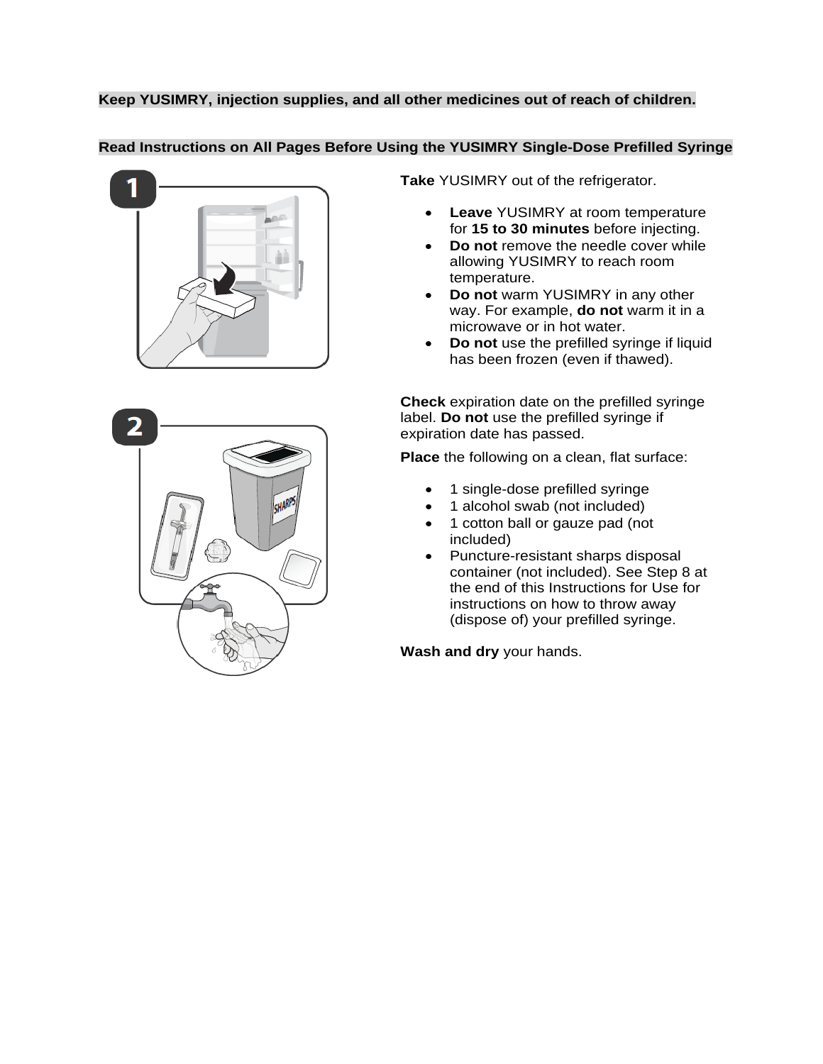**Keep YUSIMRY, injection supplies, and all other medicines out of reach of children.**

**Read Instructions on All Pages Before Using the YUSIMRY Single-Dose Prefilled Syringe**

**1**

**Take** YUSIMRY out of the refrigerator.

- **Leave** YUSIMRY at room temperature for **15 to 30 minutes** before injecting.
- **Do not** remove the needle cover while allowing YUSIMRY to reach room temperature.
- **Do not** warm YUSIMRY in any other way. For example, **do not** warm it in a microwave or in hot water.
- **Do not** use the prefilled syringe if liquid has been frozen (even if thawed).

**2**

**Check** expiration date on the prefilled syringe label. **Do not** use the prefilled syringe if expiration date has passed.

**Place** the following on a clean, flat surface:

- 1 single-dose prefilled syringe
- 1 alcohol swab (not included)
- 1 cotton ball or gauze pad (not included)
- Puncture-resistant sharps disposal container (not included). See Step 8 at the end of this Instructions for Use for instructions on how to throw away (dispose of) your prefilled syringe.

**Wash and dry** your hands.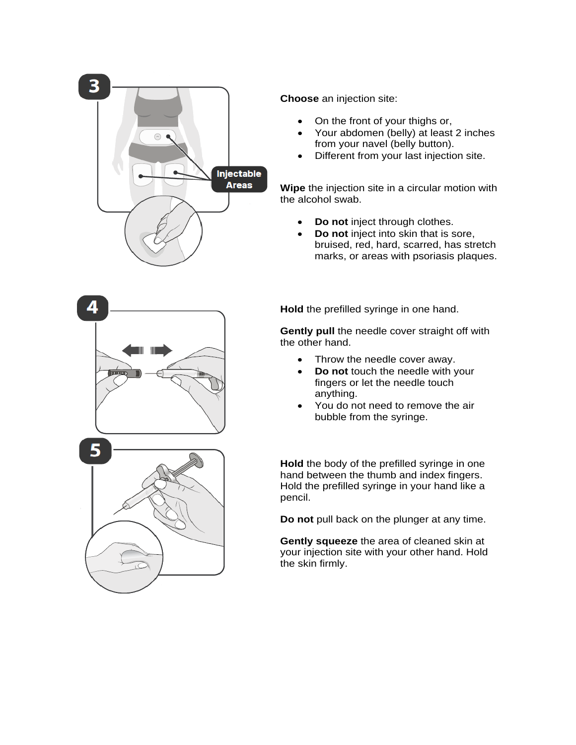**3**

Injectable Areas

**Choose** an injection site:

- On the front of your thighs or,
- Your abdomen (belly) at least 2 inches from your navel (belly button).
- Different from your last injection site.

**Wipe** the injection site in a circular motion with the alcohol swab.

- **Do not** inject through clothes.
- **Do not** inject into skin that is sore, bruised, red, hard, scarred, has stretch marks, or areas with psoriasis plaques.

**4**

**Hold** the prefilled syringe in one hand.

**Gently pull** the needle cover straight off with the other hand.

- Throw the needle cover away.
- **Do not** touch the needle with your fingers or let the needle touch anything.
- You do not need to remove the air bubble from the syringe.

**5**

**Hold** the body of the prefilled syringe in one hand between the thumb and index fingers. Hold the prefilled syringe in your hand like a pencil.

**Do not** pull back on the plunger at any time.

**Gently squeeze** the area of cleaned skin at your injection site with your other hand. Hold the skin firmly.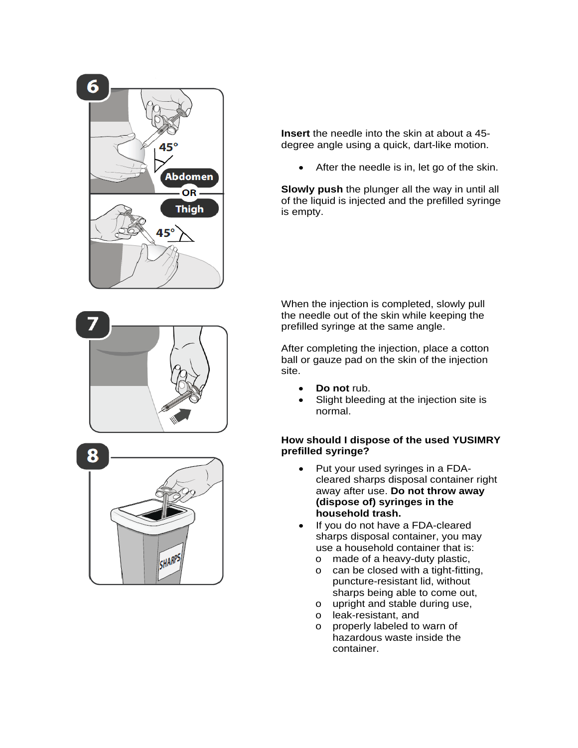**6**

**Insert** the needle into the skin at about a 45-degree angle using a quick, dart-like motion.

- After the needle is in, let go of the skin.

**Slowly push** the plunger all the way in until all of the liquid is injected and the prefilled syringe is empty.

**7**

When the injection is completed, slowly pull the needle out of the skin while keeping the prefilled syringe at the same angle.

After completing the injection, place a cotton ball or gauze pad on the skin of the injection site.

- **Do not** rub.
- Slight bleeding at the injection site is normal.

**8**

**How should I dispose of the used YUSIMRY prefilled syringe?**

- Put your used syringes in a FDA-cleared sharps disposal container right away after use. **Do not throw away (dispose of) syringes in the household trash.**
- If you do not have a FDA-cleared sharps disposal container, you may use a household container that is:
  - made of a heavy-duty plastic,
  - can be closed with a tight-fitting, puncture-resistant lid, without sharps being able to come out,
  - upright and stable during use,
  - leak-resistant, and
  - properly labeled to warn of hazardous waste inside the container.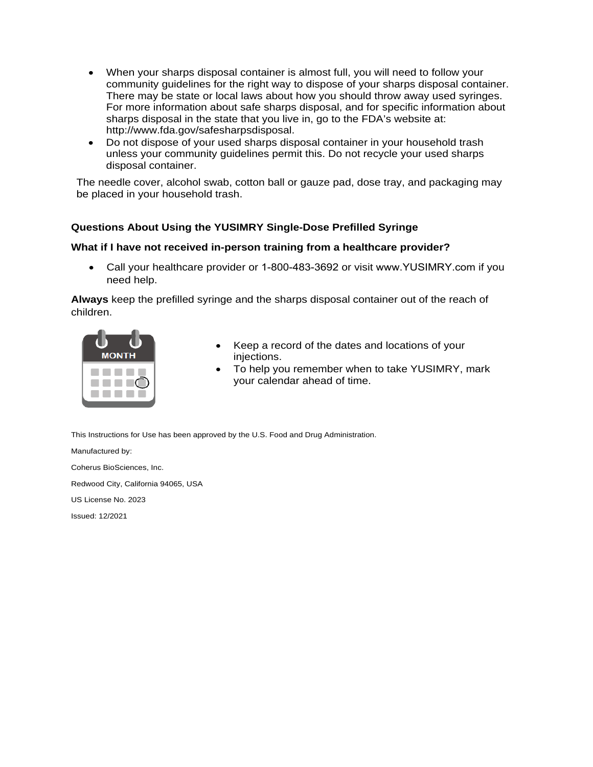- When your sharps disposal container is almost full, you will need to follow your community guidelines for the right way to dispose of your sharps disposal container. There may be state or local laws about how you should throw away used syringes. For more information about safe sharps disposal, and for specific information about sharps disposal in the state that you live in, go to the FDA's website at: http://www.fda.gov/safesharpsdisposal.
- Do not dispose of your used sharps disposal container in your household trash unless your community guidelines permit this. Do not recycle your used sharps disposal container.

The needle cover, alcohol swab, cotton ball or gauze pad, dose tray, and packaging may be placed in your household trash.

**Questions About Using the YUSIMRY Single-Dose Prefilled Syringe**

**What if I have not received in-person training from a healthcare provider?**

- Call your healthcare provider or 1-800-483-3692 or visit www.YUSIMRY.com if you need help.

**Always** keep the prefilled syringe and the sharps disposal container out of the reach of children.

MONTH

- Keep a record of the dates and locations of your injections.
- To help you remember when to take YUSIMRY, mark your calendar ahead of time.

This Instructions for Use has been approved by the U.S. Food and Drug Administration.

Manufactured by:

Coherus BioSciences, Inc.

Redwood City, California 94065, USA

US License No. 2023

Issued: 12/2021